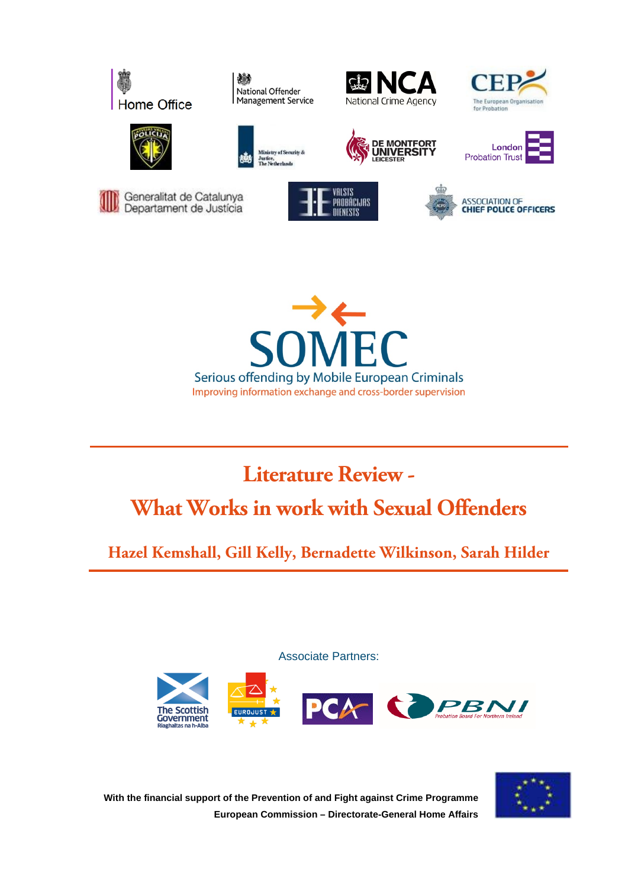Home Office

National Offender Management Service

NCA National Crime Agency

CEP The European Organisation for Probation

Ministry of Security & Justice, The Netherlands

DE MONTFORT UNIVERSITY LEICESTER

London Probation Trust

Generalitat de Catalunya Departament de Justícia

VALSTS PROBĀCIJAS DIENESTS

ASSOCIATION OF CHIEF POLICE OFFICERS

# SOMEC

Serious offending by Mobile European Criminals

Improving information exchange and cross-border supervision

# Literature Review - What Works in work with Sexual Offenders

## Hazel Kemshall, Gill Kelly, Bernadette Wilkinson, Sarah Hilder

Associate Partners:

The Scottish Government Riaghaltas na h-Alba

EUROJUST

PCA

PBNI Probation Board For Northern Ireland

**With the financial support of the Prevention of and Fight against Crime Programme**

**European Commission – Directorate-General Home Affairs**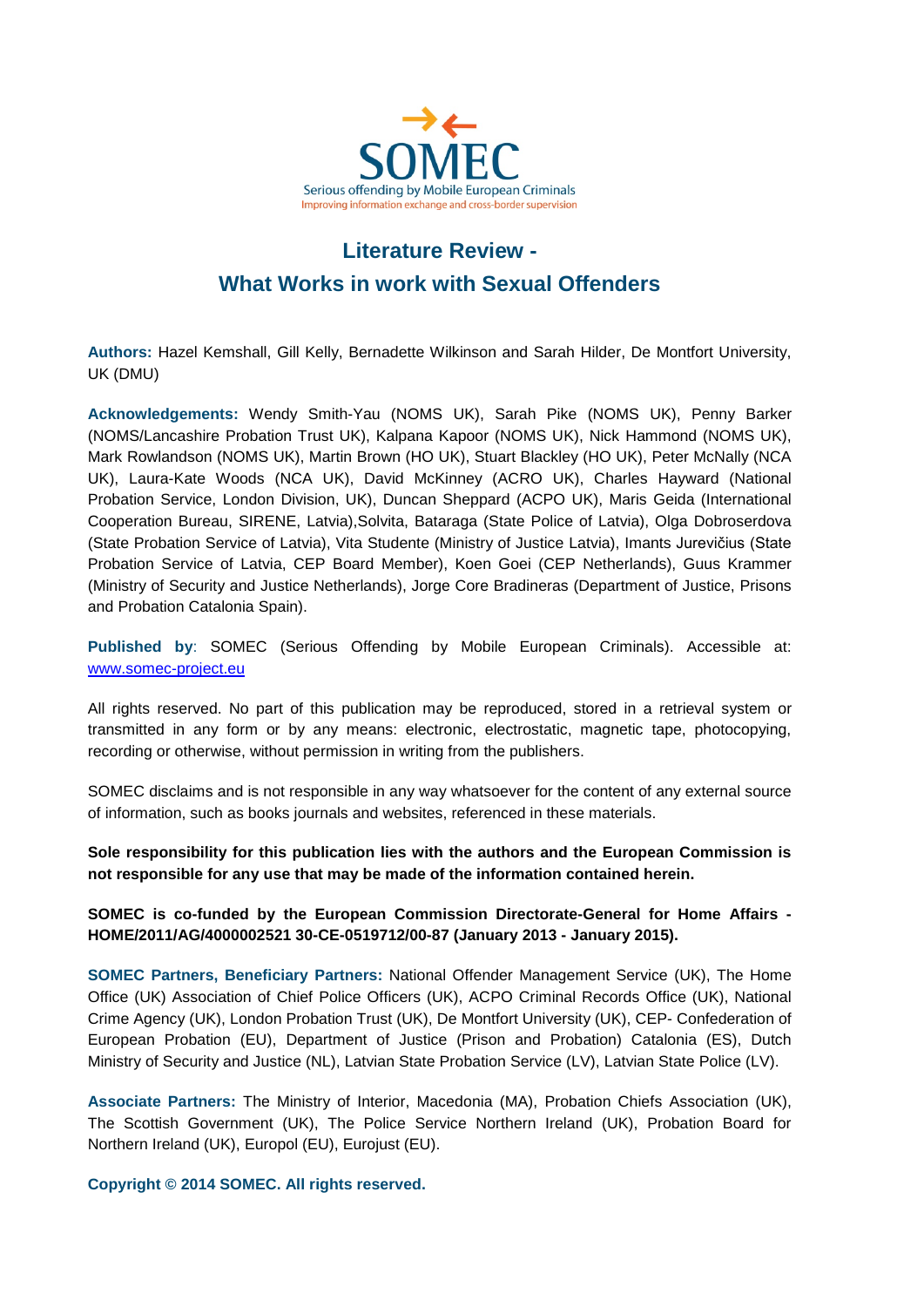SOMEC

Serious offending by Mobile European Criminals

Improving information exchange and cross-border supervision

# Literature Review - What Works in work with Sexual Offenders

**Authors:** Hazel Kemshall, Gill Kelly, Bernadette Wilkinson and Sarah Hilder, De Montfort University, UK (DMU)

**Acknowledgements:** Wendy Smith-Yau (NOMS UK), Sarah Pike (NOMS UK), Penny Barker (NOMS/Lancashire Probation Trust UK), Kalpana Kapoor (NOMS UK), Nick Hammond (NOMS UK), Mark Rowlandson (NOMS UK), Martin Brown (HO UK), Stuart Blackley (HO UK), Peter McNally (NCA UK), Laura-Kate Woods (NCA UK), David McKinney (ACRO UK), Charles Hayward (National Probation Service, London Division, UK), Duncan Sheppard (ACPO UK), Maris Geida (International Cooperation Bureau, SIRENE, Latvia),Solvita, Bataraga (State Police of Latvia), Olga Dobroserdova (State Probation Service of Latvia), Vita Studente (Ministry of Justice Latvia), Imants Jurevičius (State Probation Service of Latvia, CEP Board Member), Koen Goei (CEP Netherlands), Guus Krammer (Ministry of Security and Justice Netherlands), Jorge Core Bradineras (Department of Justice, Prisons and Probation Catalonia Spain).

**Published by**: SOMEC (Serious Offending by Mobile European Criminals). Accessible at: www.somec-project.eu

All rights reserved. No part of this publication may be reproduced, stored in a retrieval system or transmitted in any form or by any means: electronic, electrostatic, magnetic tape, photocopying, recording or otherwise, without permission in writing from the publishers.

SOMEC disclaims and is not responsible in any way whatsoever for the content of any external source of information, such as books journals and websites, referenced in these materials.

**Sole responsibility for this publication lies with the authors and the European Commission is not responsible for any use that may be made of the information contained herein.**

**SOMEC is co-funded by the European Commission Directorate-General for Home Affairs - HOME/2011/AG/4000002521 30-CE-0519712/00-87 (January 2013 - January 2015).**

**SOMEC Partners, Beneficiary Partners:** National Offender Management Service (UK), The Home Office (UK) Association of Chief Police Officers (UK), ACPO Criminal Records Office (UK), National Crime Agency (UK), London Probation Trust (UK), De Montfort University (UK), CEP- Confederation of European Probation (EU), Department of Justice (Prison and Probation) Catalonia (ES), Dutch Ministry of Security and Justice (NL), Latvian State Probation Service (LV), Latvian State Police (LV).

**Associate Partners:** The Ministry of Interior, Macedonia (MA), Probation Chiefs Association (UK), The Scottish Government (UK), The Police Service Northern Ireland (UK), Probation Board for Northern Ireland (UK), Europol (EU), Eurojust (EU).

**Copyright © 2014 SOMEC. All rights reserved.**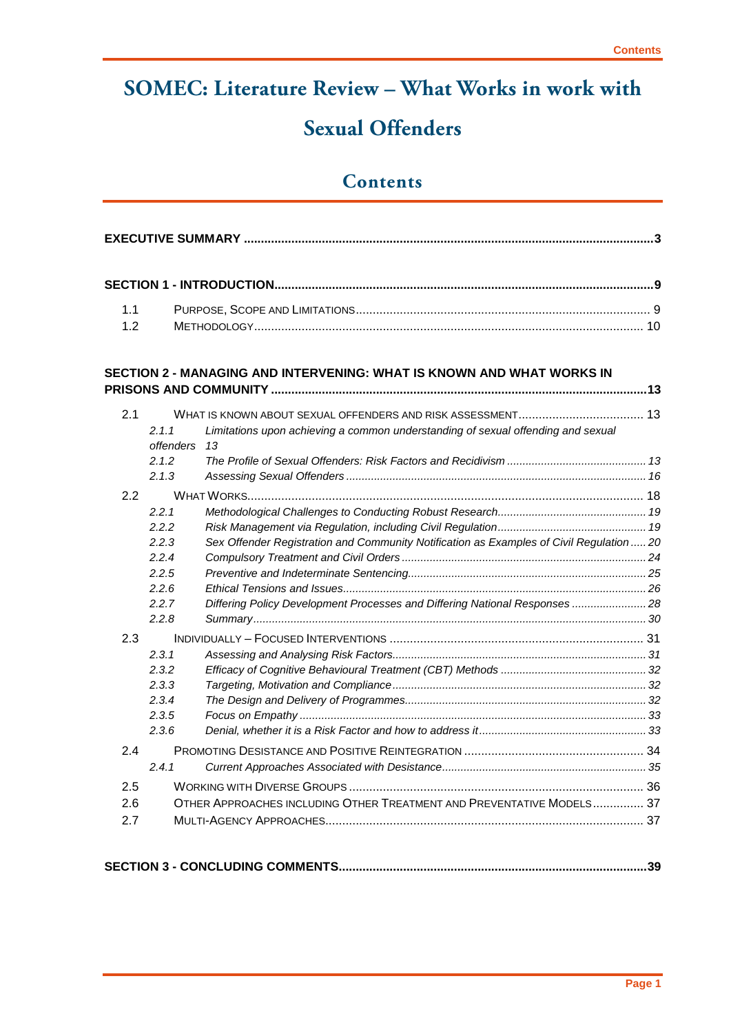# SOMEC: Literature Review – What Works in work with Sexual Offenders

## Contents

**EXECUTIVE SUMMARY ....................................................................................................................3**

**SECTION 1 - INTRODUCTION..........................................................................................................9**

1.1 PURPOSE, SCOPE AND LIMITATIONS ............................................................................ 9
1.2 METHODOLOGY ................................................................................................................ 10

**SECTION 2 - MANAGING AND INTERVENING: WHAT IS KNOWN AND WHAT WORKS IN PRISONS AND COMMUNITY ..........................................................................................................13**

2.1 WHAT IS KNOWN ABOUT SEXUAL OFFENDERS AND RISK ASSESSMENT ................................... 13
- *2.1.1 Limitations upon achieving a common understanding of sexual offending and sexual offenders 13*
- *2.1.2 The Profile of Sexual Offenders: Risk Factors and Recidivism ........................................... 13*
- *2.1.3 Assessing Sexual Offenders ............................................................................................ 16*

2.2 WHAT WORKS.................................................................................................................. 18
- *2.2.1 Methodological Challenges to Conducting Robust Research.............................................. 19*
- *2.2.2 Risk Management via Regulation, including Civil Regulation.............................................. 19*
- *2.2.3 Sex Offender Registration and Community Notification as Examples of Civil Regulation ..... 20*
- *2.2.4 Compulsory Treatment and Civil Orders ............................................................................ 24*
- *2.2.5 Preventive and Indeterminate Sentencing.......................................................................... 25*
- *2.2.6 Ethical Tensions and Issues............................................................................................... 26*
- *2.2.7 Differing Policy Development Processes and Differing National Responses ....................... 28*
- *2.2.8 Summary........................................................................................................................... 30*

2.3 INDIVIDUALLY – FOCUSED INTERVENTIONS ......................................................................... 31
- *2.3.1 Assessing and Analysing Risk Factors............................................................................... 31*
- *2.3.2 Efficacy of Cognitive Behavioural Treatment (CBT) Methods ............................................. 32*
- *2.3.3 Targeting, Motivation and Compliance ............................................................................... 32*
- *2.3.4 The Design and Delivery of Programmes........................................................................... 32*
- *2.3.5 Focus on Empathy ............................................................................................................ 33*
- *2.3.6 Denial, whether it is a Risk Factor and how to address it.................................................... 33*

2.4 PROMOTING DESISTANCE AND POSITIVE REINTEGRATION .................................................... 34
- *2.4.1 Current Approaches Associated with Desistance................................................................ 35*

2.5 WORKING WITH DIVERSE GROUPS ..................................................................................... 36
2.6 OTHER APPROACHES INCLUDING OTHER TREATMENT AND PREVENTATIVE MODELS ............... 37
2.7 MULTI-AGENCY APPROACHES............................................................................................ 37

**SECTION 3 - CONCLUDING COMMENTS......................................................................................39**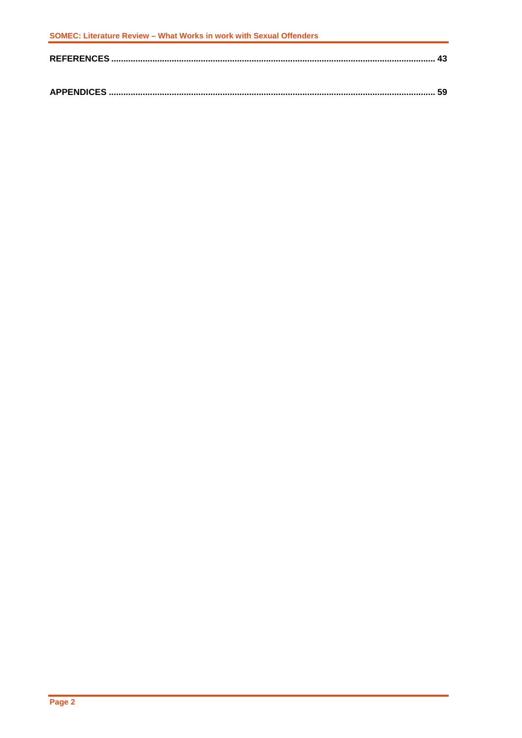**REFERENCES** .................................................................................................................................... 43

**APPENDICES** .................................................................................................................................... 59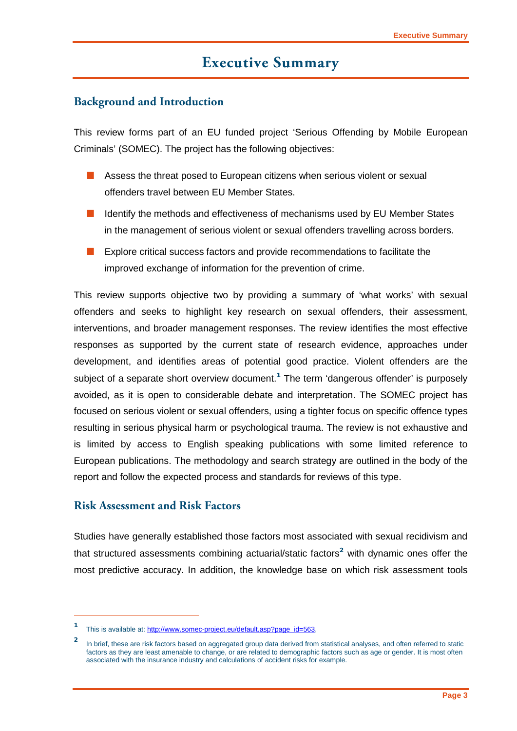# Executive Summary

## Background and Introduction

This review forms part of an EU funded project 'Serious Offending by Mobile European Criminals' (SOMEC). The project has the following objectives:

- Assess the threat posed to European citizens when serious violent or sexual offenders travel between EU Member States.
- Identify the methods and effectiveness of mechanisms used by EU Member States in the management of serious violent or sexual offenders travelling across borders.
- Explore critical success factors and provide recommendations to facilitate the improved exchange of information for the prevention of crime.

This review supports objective two by providing a summary of 'what works' with sexual offenders and seeks to highlight key research on sexual offenders, their assessment, interventions, and broader management responses. The review identifies the most effective responses as supported by the current state of research evidence, approaches under development, and identifies areas of potential good practice. Violent offenders are the subject of a separate short overview document.[1] The term 'dangerous offender' is purposely avoided, as it is open to considerable debate and interpretation. The SOMEC project has focused on serious violent or sexual offenders, using a tighter focus on specific offence types resulting in serious physical harm or psychological trauma. The review is not exhaustive and is limited by access to English speaking publications with some limited reference to European publications. The methodology and search strategy are outlined in the body of the report and follow the expected process and standards for reviews of this type.

## Risk Assessment and Risk Factors

Studies have generally established those factors most associated with sexual recidivism and that structured assessments combining actuarial/static factors[2] with dynamic ones offer the most predictive accuracy. In addition, the knowledge base on which risk assessment tools

[1] This is available at: http://www.somec-project.eu/default.asp?page_id=563,

[2] In brief, these are risk factors based on aggregated group data derived from statistical analyses, and often referred to static factors as they are least amenable to change, or are related to demographic factors such as age or gender. It is most often associated with the insurance industry and calculations of accident risks for example.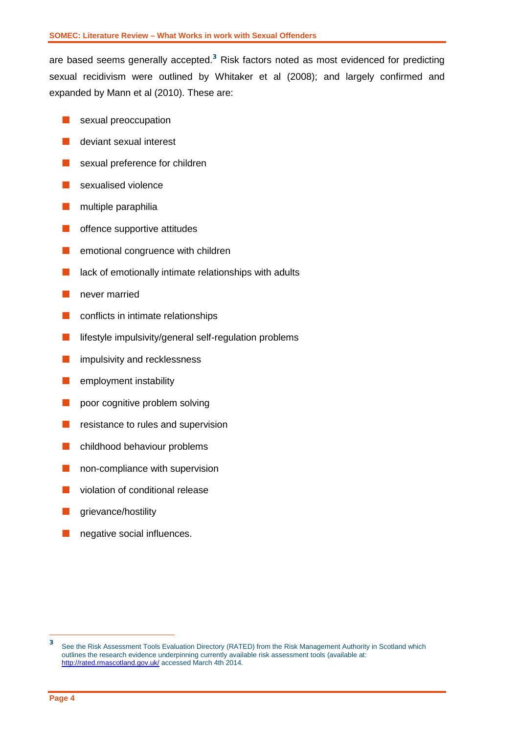are based seems generally accepted.[3] Risk factors noted as most evidenced for predicting sexual recidivism were outlined by Whitaker et al (2008); and largely confirmed and expanded by Mann et al (2010). These are:

- sexual preoccupation
- deviant sexual interest
- sexual preference for children
- sexualised violence
- multiple paraphilia
- offence supportive attitudes
- emotional congruence with children
- lack of emotionally intimate relationships with adults
- never married
- conflicts in intimate relationships
- lifestyle impulsivity/general self-regulation problems
- impulsivity and recklessness
- employment instability
- poor cognitive problem solving
- resistance to rules and supervision
- childhood behaviour problems
- non-compliance with supervision
- violation of conditional release
- grievance/hostility
- negative social influences.

[3] See the Risk Assessment Tools Evaluation Directory (RATED) from the Risk Management Authority in Scotland which outlines the research evidence underpinning currently available risk assessment tools (available at: http://rated.rmascotland.gov.uk/ accessed March 4th 2014.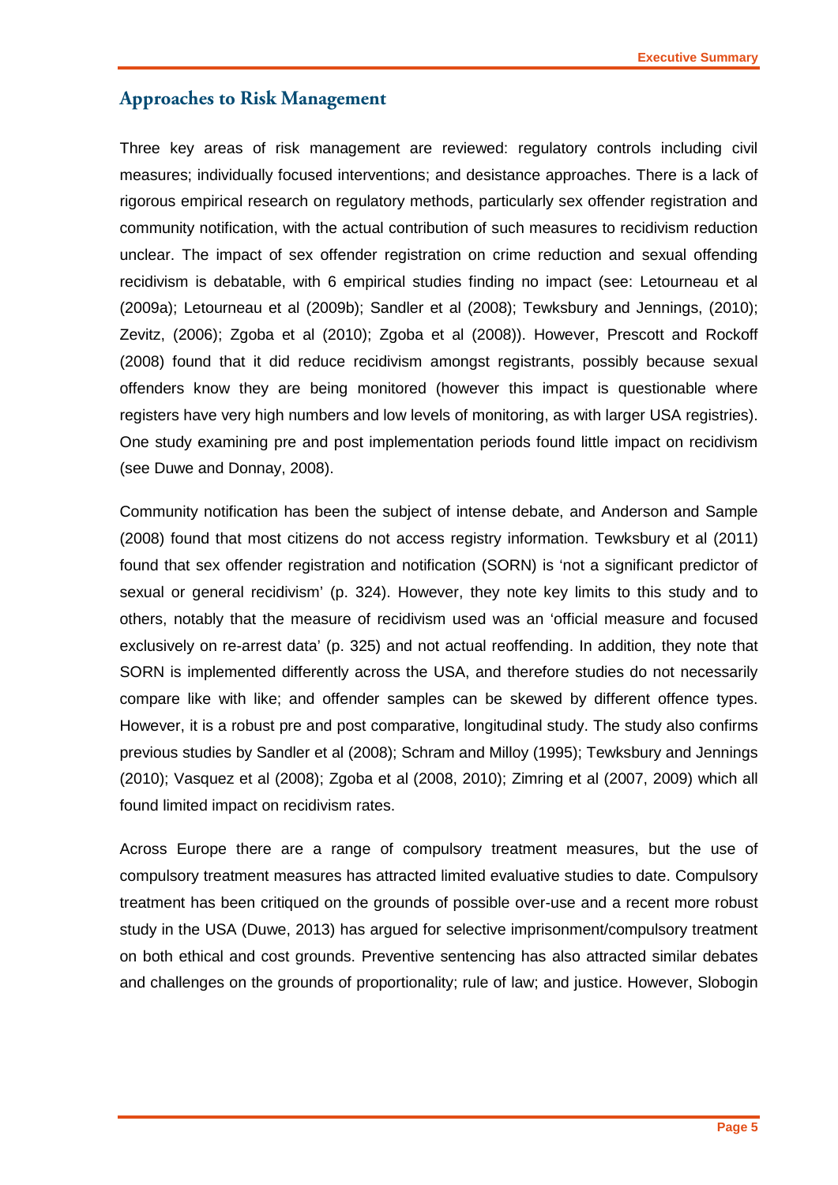## Approaches to Risk Management

Three key areas of risk management are reviewed: regulatory controls including civil measures; individually focused interventions; and desistance approaches. There is a lack of rigorous empirical research on regulatory methods, particularly sex offender registration and community notification, with the actual contribution of such measures to recidivism reduction unclear. The impact of sex offender registration on crime reduction and sexual offending recidivism is debatable, with 6 empirical studies finding no impact (see: Letourneau et al (2009a); Letourneau et al (2009b); Sandler et al (2008); Tewksbury and Jennings, (2010); Zevitz, (2006); Zgoba et al (2010); Zgoba et al (2008)). However, Prescott and Rockoff (2008) found that it did reduce recidivism amongst registrants, possibly because sexual offenders know they are being monitored (however this impact is questionable where registers have very high numbers and low levels of monitoring, as with larger USA registries). One study examining pre and post implementation periods found little impact on recidivism (see Duwe and Donnay, 2008).

Community notification has been the subject of intense debate, and Anderson and Sample (2008) found that most citizens do not access registry information. Tewksbury et al (2011) found that sex offender registration and notification (SORN) is 'not a significant predictor of sexual or general recidivism' (p. 324). However, they note key limits to this study and to others, notably that the measure of recidivism used was an 'official measure and focused exclusively on re-arrest data' (p. 325) and not actual reoffending. In addition, they note that SORN is implemented differently across the USA, and therefore studies do not necessarily compare like with like; and offender samples can be skewed by different offence types. However, it is a robust pre and post comparative, longitudinal study. The study also confirms previous studies by Sandler et al (2008); Schram and Milloy (1995); Tewksbury and Jennings (2010); Vasquez et al (2008); Zgoba et al (2008, 2010); Zimring et al (2007, 2009) which all found limited impact on recidivism rates.

Across Europe there are a range of compulsory treatment measures, but the use of compulsory treatment measures has attracted limited evaluative studies to date. Compulsory treatment has been critiqued on the grounds of possible over-use and a recent more robust study in the USA (Duwe, 2013) has argued for selective imprisonment/compulsory treatment on both ethical and cost grounds. Preventive sentencing has also attracted similar debates and challenges on the grounds of proportionality; rule of law; and justice. However, Slobogin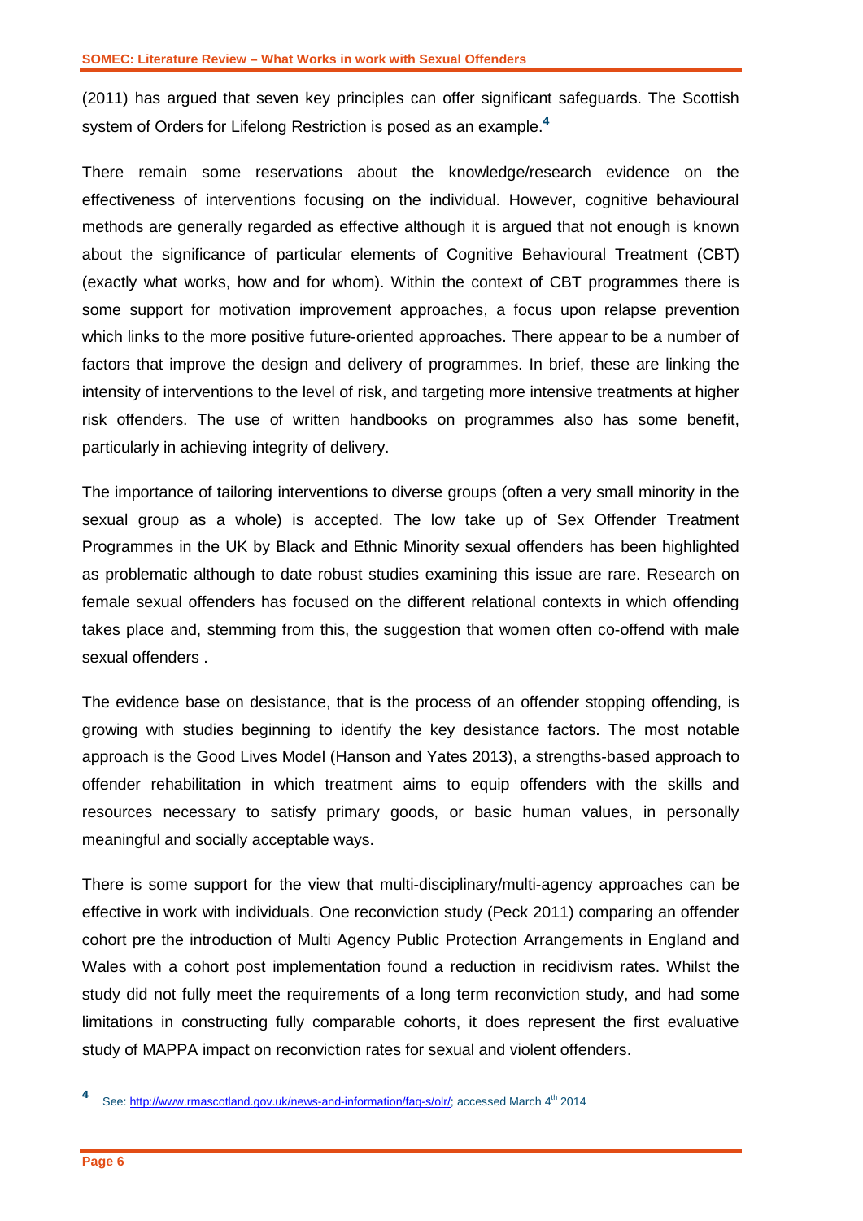(2011) has argued that seven key principles can offer significant safeguards. The Scottish system of Orders for Lifelong Restriction is posed as an example.[4]

There remain some reservations about the knowledge/research evidence on the effectiveness of interventions focusing on the individual. However, cognitive behavioural methods are generally regarded as effective although it is argued that not enough is known about the significance of particular elements of Cognitive Behavioural Treatment (CBT) (exactly what works, how and for whom). Within the context of CBT programmes there is some support for motivation improvement approaches, a focus upon relapse prevention which links to the more positive future-oriented approaches. There appear to be a number of factors that improve the design and delivery of programmes. In brief, these are linking the intensity of interventions to the level of risk, and targeting more intensive treatments at higher risk offenders. The use of written handbooks on programmes also has some benefit, particularly in achieving integrity of delivery.

The importance of tailoring interventions to diverse groups (often a very small minority in the sexual group as a whole) is accepted. The low take up of Sex Offender Treatment Programmes in the UK by Black and Ethnic Minority sexual offenders has been highlighted as problematic although to date robust studies examining this issue are rare. Research on female sexual offenders has focused on the different relational contexts in which offending takes place and, stemming from this, the suggestion that women often co-offend with male sexual offenders .

The evidence base on desistance, that is the process of an offender stopping offending, is growing with studies beginning to identify the key desistance factors. The most notable approach is the Good Lives Model (Hanson and Yates 2013), a strengths-based approach to offender rehabilitation in which treatment aims to equip offenders with the skills and resources necessary to satisfy primary goods, or basic human values, in personally meaningful and socially acceptable ways.

There is some support for the view that multi-disciplinary/multi-agency approaches can be effective in work with individuals. One reconviction study (Peck 2011) comparing an offender cohort pre the introduction of Multi Agency Public Protection Arrangements in England and Wales with a cohort post implementation found a reduction in recidivism rates. Whilst the study did not fully meet the requirements of a long term reconviction study, and had some limitations in constructing fully comparable cohorts, it does represent the first evaluative study of MAPPA impact on reconviction rates for sexual and violent offenders.

---

[4] See: http://www.rmascotland.gov.uk/news-and-information/faq-s/olr/; accessed March 4th 2014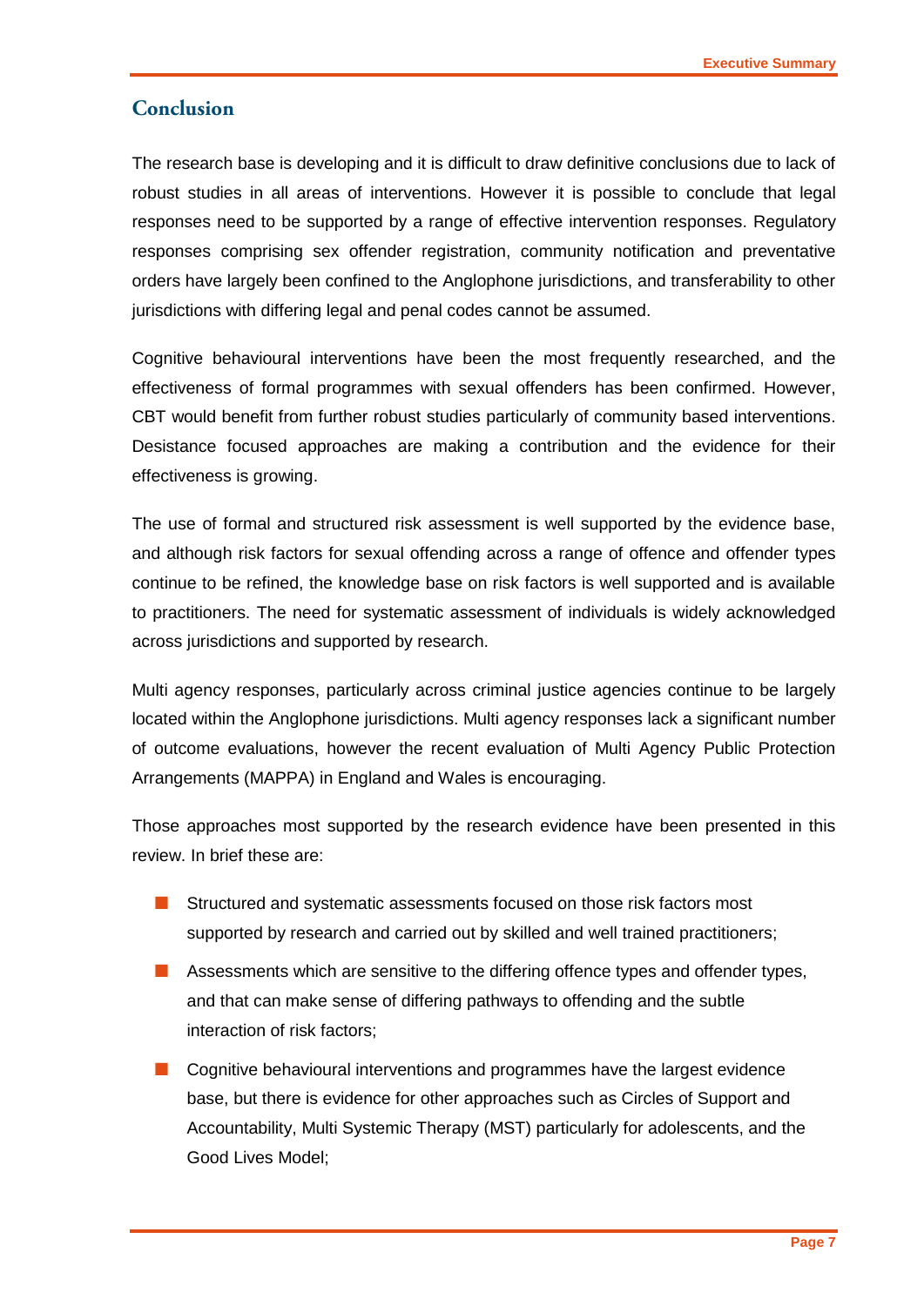## Conclusion

The research base is developing and it is difficult to draw definitive conclusions due to lack of robust studies in all areas of interventions. However it is possible to conclude that legal responses need to be supported by a range of effective intervention responses. Regulatory responses comprising sex offender registration, community notification and preventative orders have largely been confined to the Anglophone jurisdictions, and transferability to other jurisdictions with differing legal and penal codes cannot be assumed.

Cognitive behavioural interventions have been the most frequently researched, and the effectiveness of formal programmes with sexual offenders has been confirmed. However, CBT would benefit from further robust studies particularly of community based interventions. Desistance focused approaches are making a contribution and the evidence for their effectiveness is growing.

The use of formal and structured risk assessment is well supported by the evidence base, and although risk factors for sexual offending across a range of offence and offender types continue to be refined, the knowledge base on risk factors is well supported and is available to practitioners. The need for systematic assessment of individuals is widely acknowledged across jurisdictions and supported by research.

Multi agency responses, particularly across criminal justice agencies continue to be largely located within the Anglophone jurisdictions. Multi agency responses lack a significant number of outcome evaluations, however the recent evaluation of Multi Agency Public Protection Arrangements (MAPPA) in England and Wales is encouraging.

Those approaches most supported by the research evidence have been presented in this review. In brief these are:

- Structured and systematic assessments focused on those risk factors most supported by research and carried out by skilled and well trained practitioners;
- Assessments which are sensitive to the differing offence types and offender types, and that can make sense of differing pathways to offending and the subtle interaction of risk factors;
- Cognitive behavioural interventions and programmes have the largest evidence base, but there is evidence for other approaches such as Circles of Support and Accountability, Multi Systemic Therapy (MST) particularly for adolescents, and the Good Lives Model;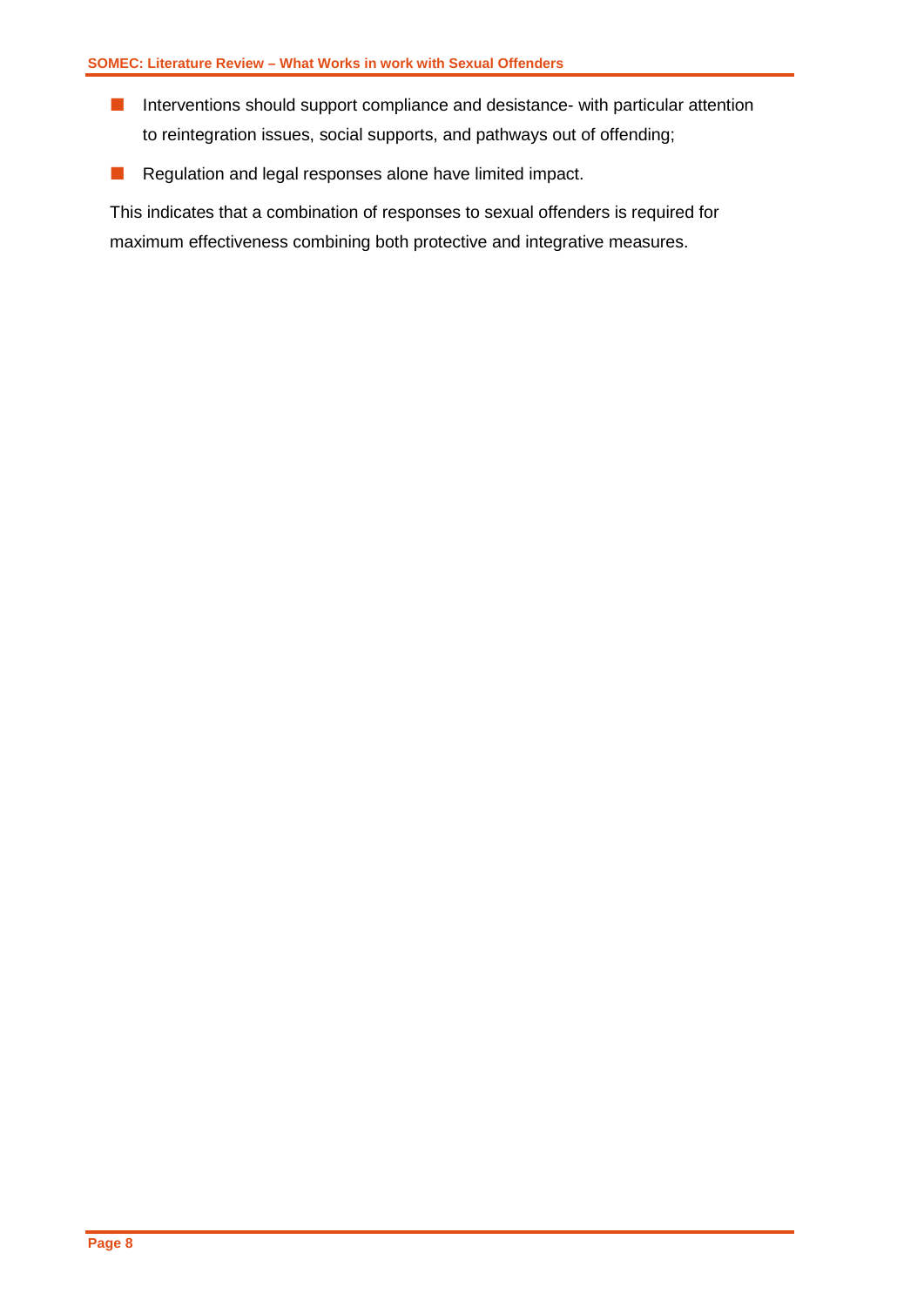- Interventions should support compliance and desistance- with particular attention to reintegration issues, social supports, and pathways out of offending;
- Regulation and legal responses alone have limited impact.

This indicates that a combination of responses to sexual offenders is required for maximum effectiveness combining both protective and integrative measures.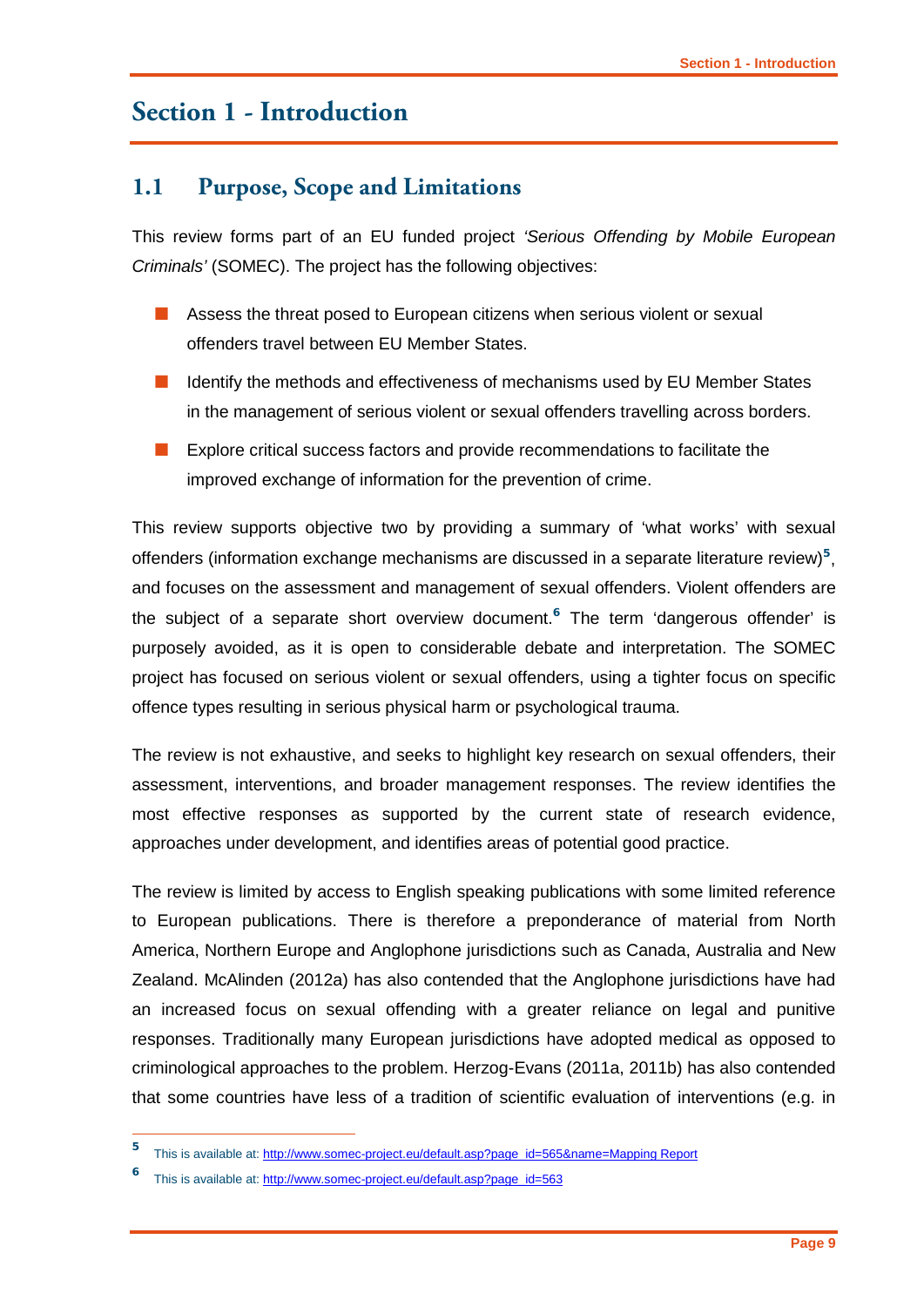# Section 1 - Introduction

## 1.1 Purpose, Scope and Limitations

This review forms part of an EU funded project *'Serious Offending by Mobile European Criminals'* (SOMEC). The project has the following objectives:

- Assess the threat posed to European citizens when serious violent or sexual offenders travel between EU Member States.
- Identify the methods and effectiveness of mechanisms used by EU Member States in the management of serious violent or sexual offenders travelling across borders.
- Explore critical success factors and provide recommendations to facilitate the improved exchange of information for the prevention of crime.

This review supports objective two by providing a summary of 'what works' with sexual offenders (information exchange mechanisms are discussed in a separate literature review)[5], and focuses on the assessment and management of sexual offenders. Violent offenders are the subject of a separate short overview document.[6] The term 'dangerous offender' is purposely avoided, as it is open to considerable debate and interpretation. The SOMEC project has focused on serious violent or sexual offenders, using a tighter focus on specific offence types resulting in serious physical harm or psychological trauma.

The review is not exhaustive, and seeks to highlight key research on sexual offenders, their assessment, interventions, and broader management responses. The review identifies the most effective responses as supported by the current state of research evidence, approaches under development, and identifies areas of potential good practice.

The review is limited by access to English speaking publications with some limited reference to European publications. There is therefore a preponderance of material from North America, Northern Europe and Anglophone jurisdictions such as Canada, Australia and New Zealand. McAlinden (2012a) has also contended that the Anglophone jurisdictions have had an increased focus on sexual offending with a greater reliance on legal and punitive responses. Traditionally many European jurisdictions have adopted medical as opposed to criminological approaches to the problem. Herzog-Evans (2011a, 2011b) has also contended that some countries have less of a tradition of scientific evaluation of interventions (e.g. in

---

[5] This is available at: http://www.somec-project.eu/default.asp?page_id=565&name=Mapping Report

[6] This is available at: http://www.somec-project.eu/default.asp?page_id=563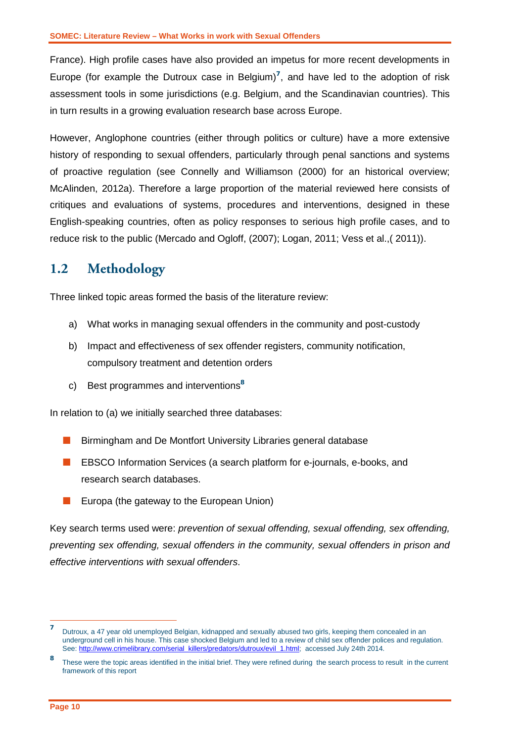France). High profile cases have also provided an impetus for more recent developments in Europe (for example the Dutroux case in Belgium)[7], and have led to the adoption of risk assessment tools in some jurisdictions (e.g. Belgium, and the Scandinavian countries). This in turn results in a growing evaluation research base across Europe.

However, Anglophone countries (either through politics or culture) have a more extensive history of responding to sexual offenders, particularly through penal sanctions and systems of proactive regulation (see Connelly and Williamson (2000) for an historical overview; McAlinden, 2012a). Therefore a large proportion of the material reviewed here consists of critiques and evaluations of systems, procedures and interventions, designed in these English-speaking countries, often as policy responses to serious high profile cases, and to reduce risk to the public (Mercado and Ogloff, (2007); Logan, 2011; Vess et al.,( 2011)).

## 1.2 Methodology

Three linked topic areas formed the basis of the literature review:

a) What works in managing sexual offenders in the community and post-custody

b) Impact and effectiveness of sex offender registers, community notification, compulsory treatment and detention orders

c) Best programmes and interventions[8]

In relation to (a) we initially searched three databases:

- Birmingham and De Montfort University Libraries general database
- EBSCO Information Services (a search platform for e-journals, e-books, and research search databases.
- Europa (the gateway to the European Union)

Key search terms used were: *prevention of sexual offending, sexual offending, sex offending, preventing sex offending, sexual offenders in the community, sexual offenders in prison and effective interventions with sexual offenders*.

---

[7] Dutroux, a 47 year old unemployed Belgian, kidnapped and sexually abused two girls, keeping them concealed in an underground cell in his house. This case shocked Belgium and led to a review of child sex offender polices and regulation. See: http://www.crimelibrary.com/serial_killers/predators/dutroux/evil_1.html; accessed July 24th 2014.

[8] These were the topic areas identified in the initial brief. They were refined during the search process to result in the current framework of this report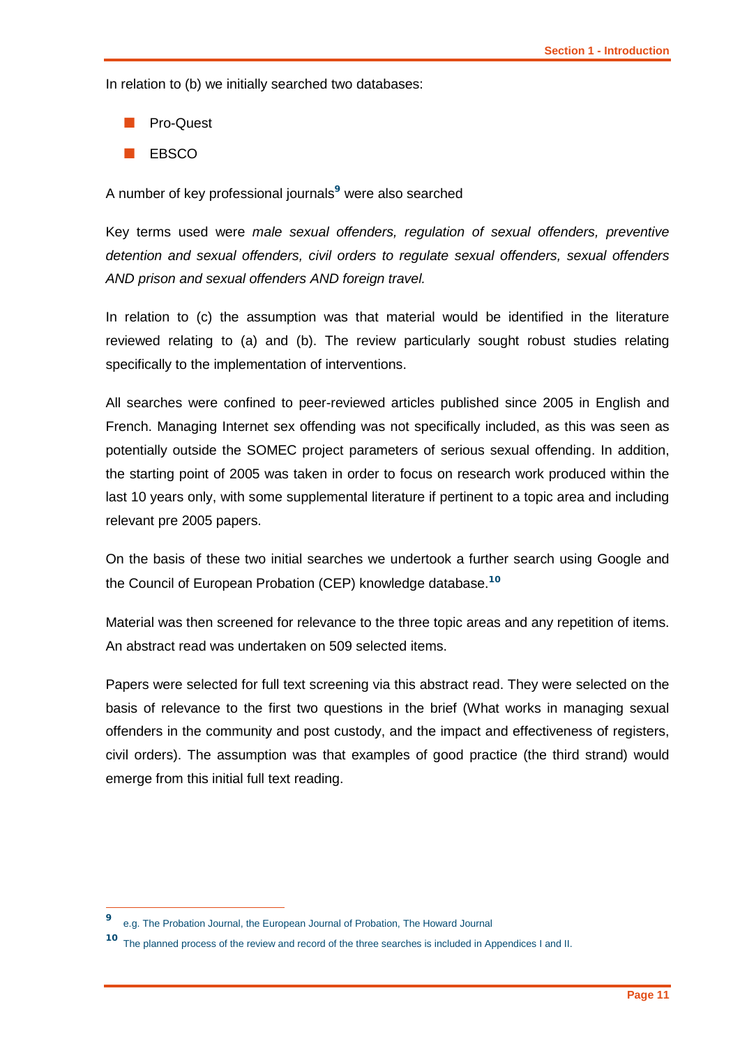In relation to (b) we initially searched two databases:

- Pro-Quest
- EBSCO

A number of key professional journals[9] were also searched

Key terms used were *male sexual offenders, regulation of sexual offenders, preventive detention and sexual offenders, civil orders to regulate sexual offenders, sexual offenders AND prison and sexual offenders AND foreign travel.*

In relation to (c) the assumption was that material would be identified in the literature reviewed relating to (a) and (b). The review particularly sought robust studies relating specifically to the implementation of interventions.

All searches were confined to peer-reviewed articles published since 2005 in English and French. Managing Internet sex offending was not specifically included, as this was seen as potentially outside the SOMEC project parameters of serious sexual offending. In addition, the starting point of 2005 was taken in order to focus on research work produced within the last 10 years only, with some supplemental literature if pertinent to a topic area and including relevant pre 2005 papers.

On the basis of these two initial searches we undertook a further search using Google and the Council of European Probation (CEP) knowledge database.[10]

Material was then screened for relevance to the three topic areas and any repetition of items. An abstract read was undertaken on 509 selected items.

Papers were selected for full text screening via this abstract read. They were selected on the basis of relevance to the first two questions in the brief (What works in managing sexual offenders in the community and post custody, and the impact and effectiveness of registers, civil orders). The assumption was that examples of good practice (the third strand) would emerge from this initial full text reading.

---

[9] e.g. The Probation Journal, the European Journal of Probation, The Howard Journal

[10] The planned process of the review and record of the three searches is included in Appendices I and II.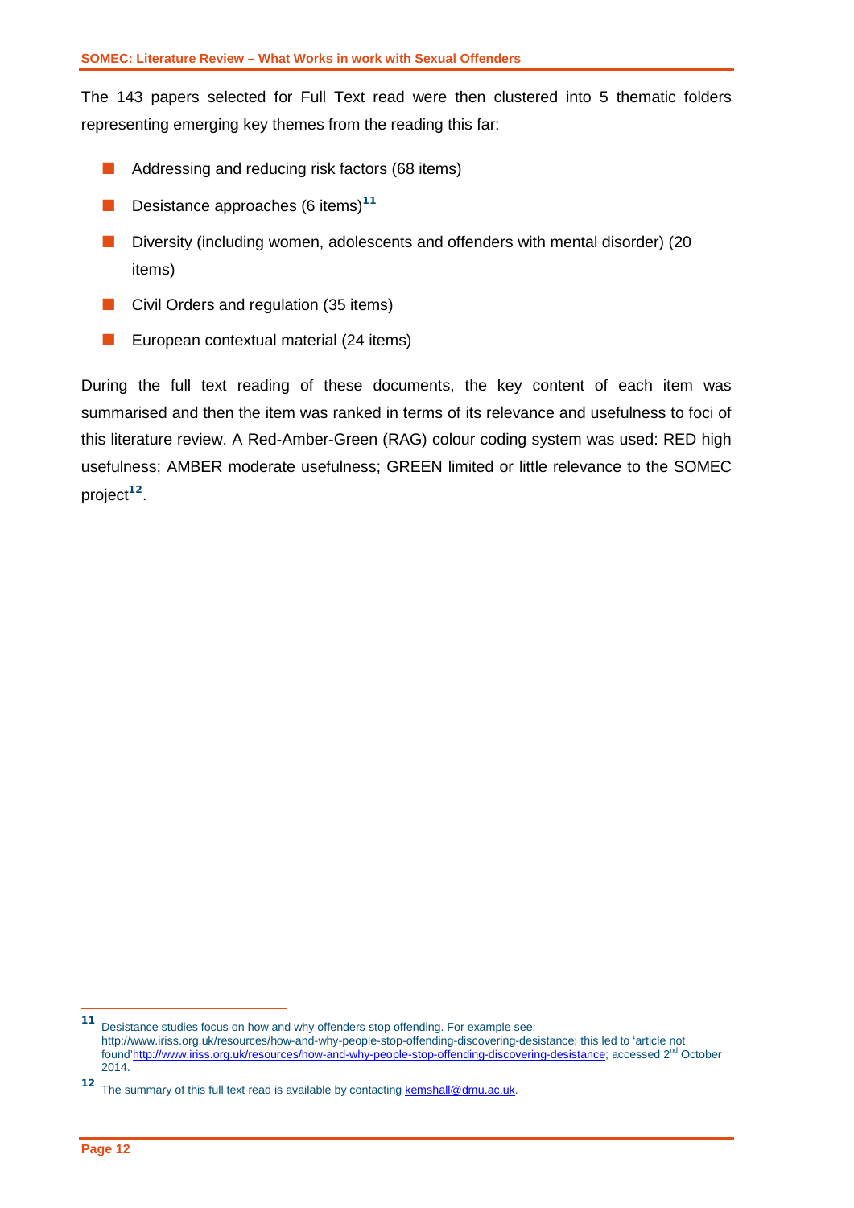The 143 papers selected for Full Text read were then clustered into 5 thematic folders representing emerging key themes from the reading this far:

- Addressing and reducing risk factors (68 items)
- Desistance approaches (6 items)[11]
- Diversity (including women, adolescents and offenders with mental disorder) (20 items)
- Civil Orders and regulation (35 items)
- European contextual material (24 items)

During the full text reading of these documents, the key content of each item was summarised and then the item was ranked in terms of its relevance and usefulness to foci of this literature review. A Red-Amber-Green (RAG) colour coding system was used: RED high usefulness; AMBER moderate usefulness; GREEN limited or little relevance to the SOMEC project[12].

---

[11] Desistance studies focus on how and why offenders stop offending. For example see: http://www.iriss.org.uk/resources/how-and-why-people-stop-offending-discovering-desistance; this led to 'article not found'http://www.iriss.org.uk/resources/how-and-why-people-stop-offending-discovering-desistance; accessed 2nd October 2014.

[12] The summary of this full text read is available by contacting kemshall@dmu.ac.uk.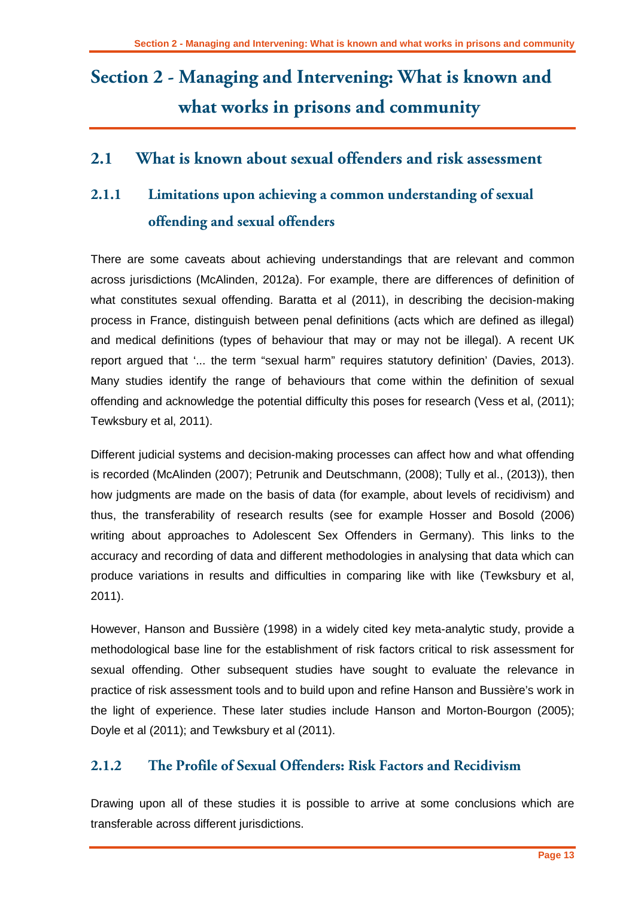# Section 2 - Managing and Intervening: What is known and what works in prisons and community

## 2.1 What is known about sexual offenders and risk assessment

### 2.1.1 Limitations upon achieving a common understanding of sexual offending and sexual offenders

There are some caveats about achieving understandings that are relevant and common across jurisdictions (McAlinden, 2012a). For example, there are differences of definition of what constitutes sexual offending. Baratta et al (2011), in describing the decision-making process in France, distinguish between penal definitions (acts which are defined as illegal) and medical definitions (types of behaviour that may or may not be illegal). A recent UK report argued that '... the term "sexual harm" requires statutory definition' (Davies, 2013). Many studies identify the range of behaviours that come within the definition of sexual offending and acknowledge the potential difficulty this poses for research (Vess et al, (2011); Tewksbury et al, 2011).

Different judicial systems and decision-making processes can affect how and what offending is recorded (McAlinden (2007); Petrunik and Deutschmann, (2008); Tully et al., (2013)), then how judgments are made on the basis of data (for example, about levels of recidivism) and thus, the transferability of research results (see for example Hosser and Bosold (2006) writing about approaches to Adolescent Sex Offenders in Germany). This links to the accuracy and recording of data and different methodologies in analysing that data which can produce variations in results and difficulties in comparing like with like (Tewksbury et al, 2011).

However, Hanson and Bussière (1998) in a widely cited key meta-analytic study, provide a methodological base line for the establishment of risk factors critical to risk assessment for sexual offending. Other subsequent studies have sought to evaluate the relevance in practice of risk assessment tools and to build upon and refine Hanson and Bussière's work in the light of experience. These later studies include Hanson and Morton-Bourgon (2005); Doyle et al (2011); and Tewksbury et al (2011).

### 2.1.2 The Profile of Sexual Offenders: Risk Factors and Recidivism

Drawing upon all of these studies it is possible to arrive at some conclusions which are transferable across different jurisdictions.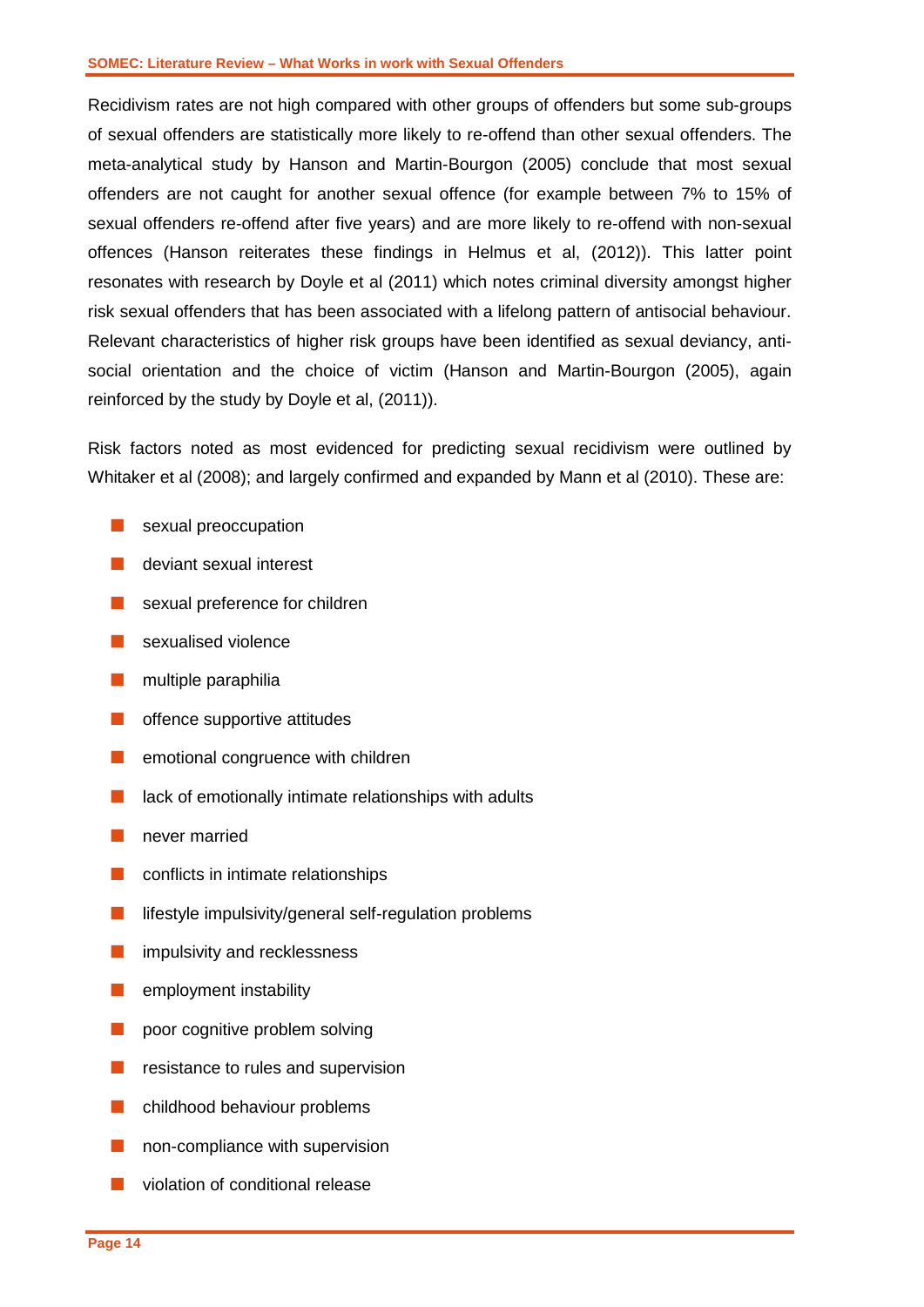Recidivism rates are not high compared with other groups of offenders but some sub-groups of sexual offenders are statistically more likely to re-offend than other sexual offenders. The meta-analytical study by Hanson and Martin-Bourgon (2005) conclude that most sexual offenders are not caught for another sexual offence (for example between 7% to 15% of sexual offenders re-offend after five years) and are more likely to re-offend with non-sexual offences (Hanson reiterates these findings in Helmus et al, (2012)). This latter point resonates with research by Doyle et al (2011) which notes criminal diversity amongst higher risk sexual offenders that has been associated with a lifelong pattern of antisocial behaviour. Relevant characteristics of higher risk groups have been identified as sexual deviancy, anti-social orientation and the choice of victim (Hanson and Martin-Bourgon (2005), again reinforced by the study by Doyle et al, (2011)).

Risk factors noted as most evidenced for predicting sexual recidivism were outlined by Whitaker et al (2008); and largely confirmed and expanded by Mann et al (2010). These are:

- sexual preoccupation
- deviant sexual interest
- sexual preference for children
- sexualised violence
- multiple paraphilia
- offence supportive attitudes
- emotional congruence with children
- lack of emotionally intimate relationships with adults
- never married
- conflicts in intimate relationships
- lifestyle impulsivity/general self-regulation problems
- impulsivity and recklessness
- employment instability
- poor cognitive problem solving
- resistance to rules and supervision
- childhood behaviour problems
- non-compliance with supervision
- violation of conditional release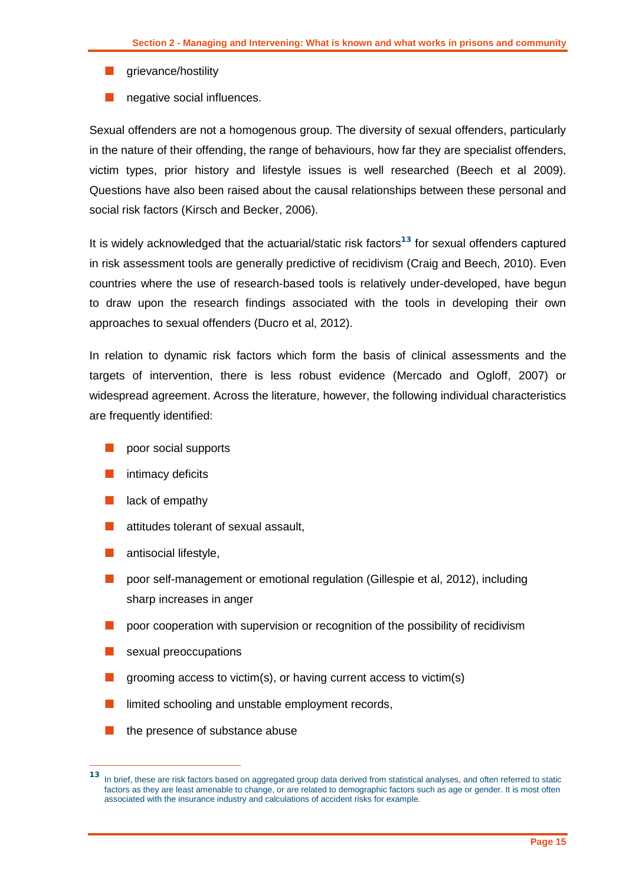- grievance/hostility
- negative social influences.

Sexual offenders are not a homogenous group. The diversity of sexual offenders, particularly in the nature of their offending, the range of behaviours, how far they are specialist offenders, victim types, prior history and lifestyle issues is well researched (Beech et al 2009). Questions have also been raised about the causal relationships between these personal and social risk factors (Kirsch and Becker, 2006).

It is widely acknowledged that the actuarial/static risk factors[13] for sexual offenders captured in risk assessment tools are generally predictive of recidivism (Craig and Beech, 2010). Even countries where the use of research-based tools is relatively under-developed, have begun to draw upon the research findings associated with the tools in developing their own approaches to sexual offenders (Ducro et al, 2012).

In relation to dynamic risk factors which form the basis of clinical assessments and the targets of intervention, there is less robust evidence (Mercado and Ogloff, 2007) or widespread agreement. Across the literature, however, the following individual characteristics are frequently identified:

- poor social supports
- intimacy deficits
- lack of empathy
- attitudes tolerant of sexual assault,
- antisocial lifestyle,
- poor self-management or emotional regulation (Gillespie et al, 2012), including sharp increases in anger
- poor cooperation with supervision or recognition of the possibility of recidivism
- sexual preoccupations
- grooming access to victim(s), or having current access to victim(s)
- limited schooling and unstable employment records,
- the presence of substance abuse

---

[13] In brief, these are risk factors based on aggregated group data derived from statistical analyses, and often referred to static factors as they are least amenable to change, or are related to demographic factors such as age or gender. It is most often associated with the insurance industry and calculations of accident risks for example.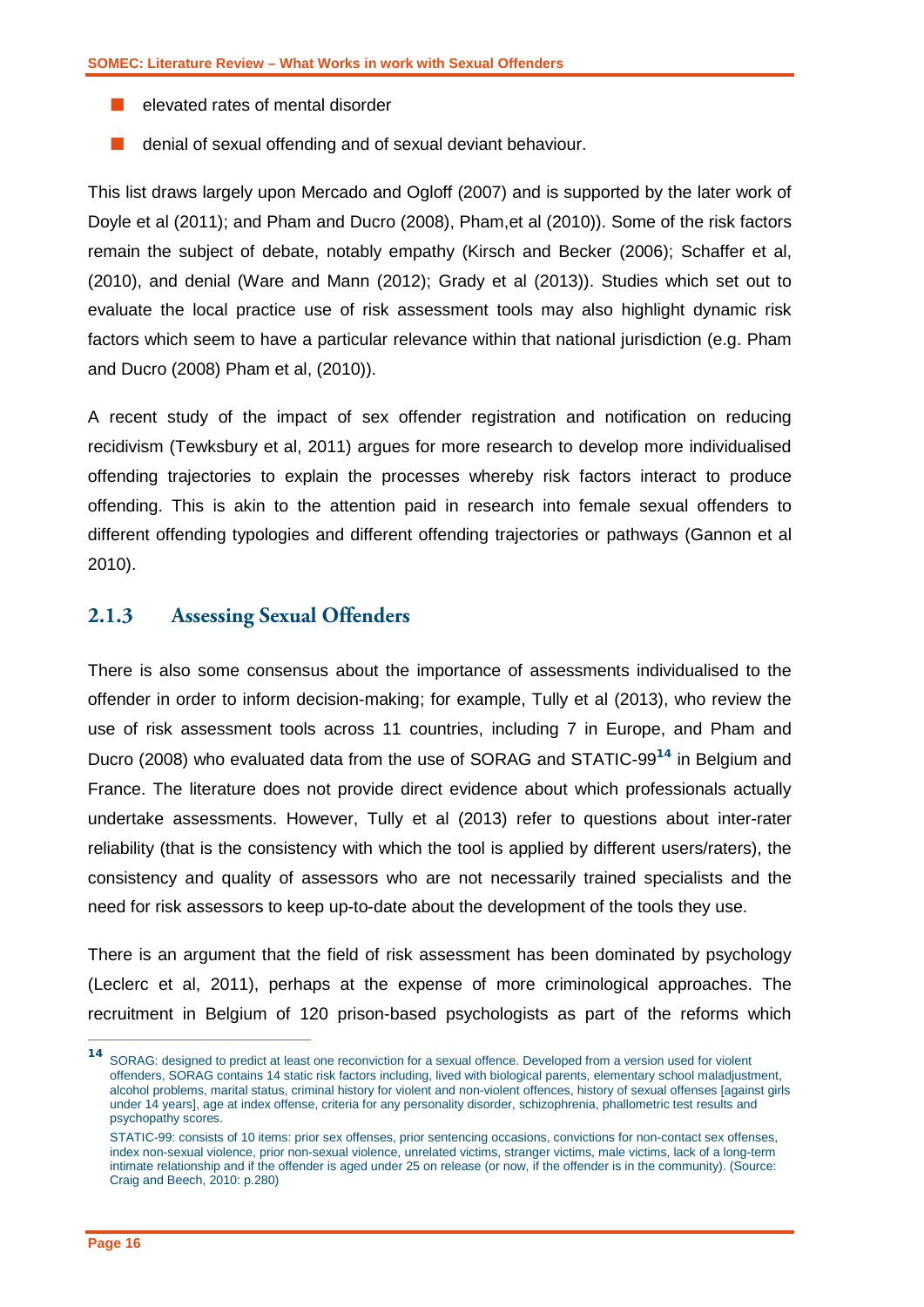- elevated rates of mental disorder
- denial of sexual offending and of sexual deviant behaviour.

This list draws largely upon Mercado and Ogloff (2007) and is supported by the later work of Doyle et al (2011); and Pham and Ducro (2008), Pham,et al (2010)). Some of the risk factors remain the subject of debate, notably empathy (Kirsch and Becker (2006); Schaffer et al, (2010), and denial (Ware and Mann (2012); Grady et al (2013)). Studies which set out to evaluate the local practice use of risk assessment tools may also highlight dynamic risk factors which seem to have a particular relevance within that national jurisdiction (e.g. Pham and Ducro (2008) Pham et al, (2010)).

A recent study of the impact of sex offender registration and notification on reducing recidivism (Tewksbury et al, 2011) argues for more research to develop more individualised offending trajectories to explain the processes whereby risk factors interact to produce offending. This is akin to the attention paid in research into female sexual offenders to different offending typologies and different offending trajectories or pathways (Gannon et al 2010).

### 2.1.3 Assessing Sexual Offenders

There is also some consensus about the importance of assessments individualised to the offender in order to inform decision-making; for example, Tully et al (2013), who review the use of risk assessment tools across 11 countries, including 7 in Europe, and Pham and Ducro (2008) who evaluated data from the use of SORAG and STATIC-99[14] in Belgium and France. The literature does not provide direct evidence about which professionals actually undertake assessments. However, Tully et al (2013) refer to questions about inter-rater reliability (that is the consistency with which the tool is applied by different users/raters), the consistency and quality of assessors who are not necessarily trained specialists and the need for risk assessors to keep up-to-date about the development of the tools they use.

There is an argument that the field of risk assessment has been dominated by psychology (Leclerc et al, 2011), perhaps at the expense of more criminological approaches. The recruitment in Belgium of 120 prison-based psychologists as part of the reforms which

---

[14] SORAG: designed to predict at least one reconviction for a sexual offence. Developed from a version used for violent offenders, SORAG contains 14 static risk factors including, lived with biological parents, elementary school maladjustment, alcohol problems, marital status, criminal history for violent and non-violent offences, history of sexual offenses [against girls under 14 years], age at index offense, criteria for any personality disorder, schizophrenia, phallometric test results and psychopathy scores.

STATIC-99: consists of 10 items: prior sex offenses, prior sentencing occasions, convictions for non-contact sex offenses, index non-sexual violence, prior non-sexual violence, unrelated victims, stranger victims, male victims, lack of a long-term intimate relationship and if the offender is aged under 25 on release (or now, if the offender is in the community). (Source: Craig and Beech, 2010: p.280)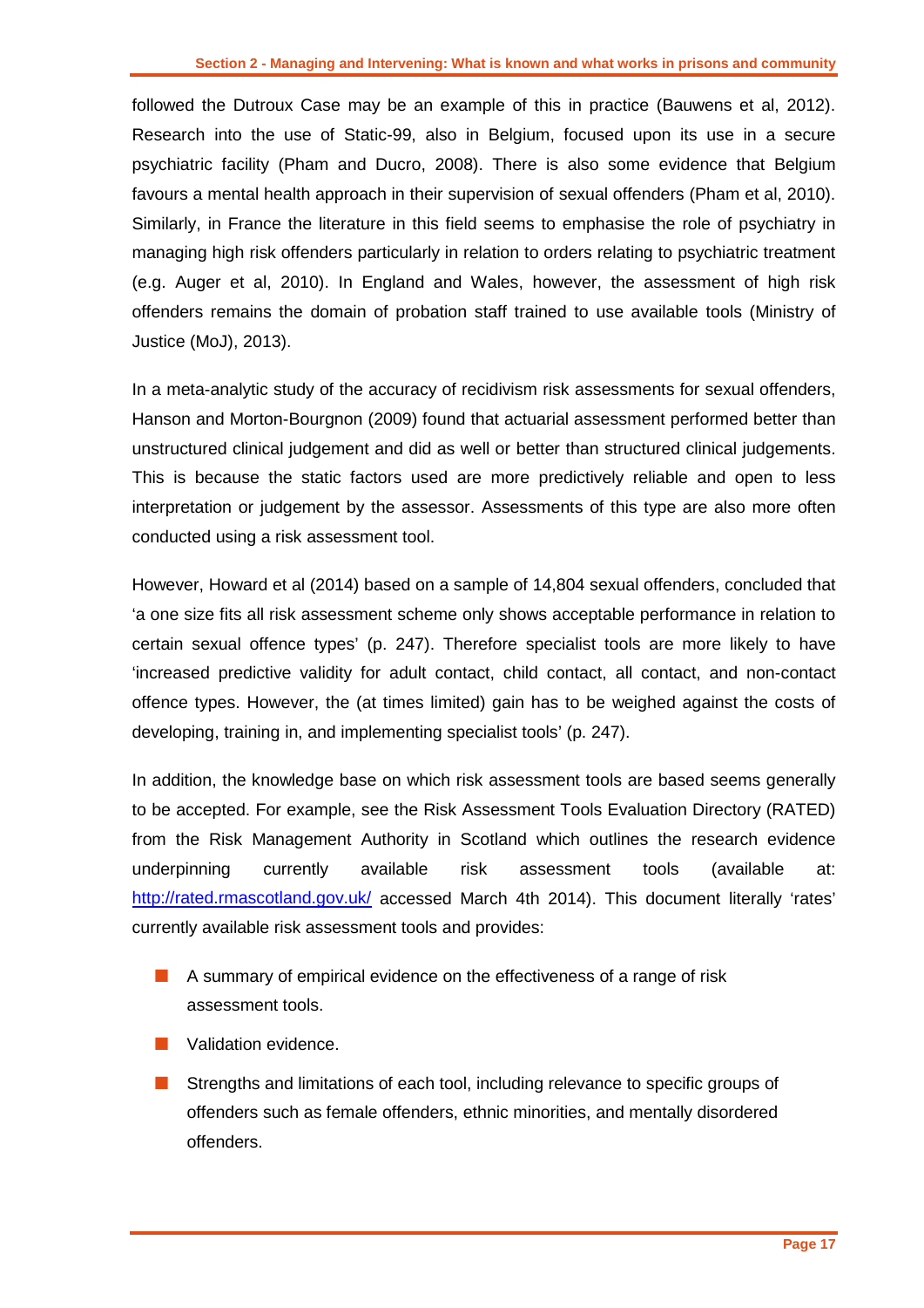followed the Dutroux Case may be an example of this in practice (Bauwens et al, 2012). Research into the use of Static-99, also in Belgium, focused upon its use in a secure psychiatric facility (Pham and Ducro, 2008). There is also some evidence that Belgium favours a mental health approach in their supervision of sexual offenders (Pham et al, 2010). Similarly, in France the literature in this field seems to emphasise the role of psychiatry in managing high risk offenders particularly in relation to orders relating to psychiatric treatment (e.g. Auger et al, 2010). In England and Wales, however, the assessment of high risk offenders remains the domain of probation staff trained to use available tools (Ministry of Justice (MoJ), 2013).

In a meta-analytic study of the accuracy of recidivism risk assessments for sexual offenders, Hanson and Morton-Bourgnon (2009) found that actuarial assessment performed better than unstructured clinical judgement and did as well or better than structured clinical judgements. This is because the static factors used are more predictively reliable and open to less interpretation or judgement by the assessor. Assessments of this type are also more often conducted using a risk assessment tool.

However, Howard et al (2014) based on a sample of 14,804 sexual offenders, concluded that 'a one size fits all risk assessment scheme only shows acceptable performance in relation to certain sexual offence types' (p. 247). Therefore specialist tools are more likely to have 'increased predictive validity for adult contact, child contact, all contact, and non-contact offence types. However, the (at times limited) gain has to be weighed against the costs of developing, training in, and implementing specialist tools' (p. 247).

In addition, the knowledge base on which risk assessment tools are based seems generally to be accepted. For example, see the Risk Assessment Tools Evaluation Directory (RATED) from the Risk Management Authority in Scotland which outlines the research evidence underpinning currently available risk assessment tools (available at: [http://rated.rmascotland.gov.uk/](http://rated.rmascotland.gov.uk/) accessed March 4th 2014). This document literally 'rates' currently available risk assessment tools and provides:

- A summary of empirical evidence on the effectiveness of a range of risk assessment tools.
- Validation evidence.
- Strengths and limitations of each tool, including relevance to specific groups of offenders such as female offenders, ethnic minorities, and mentally disordered offenders.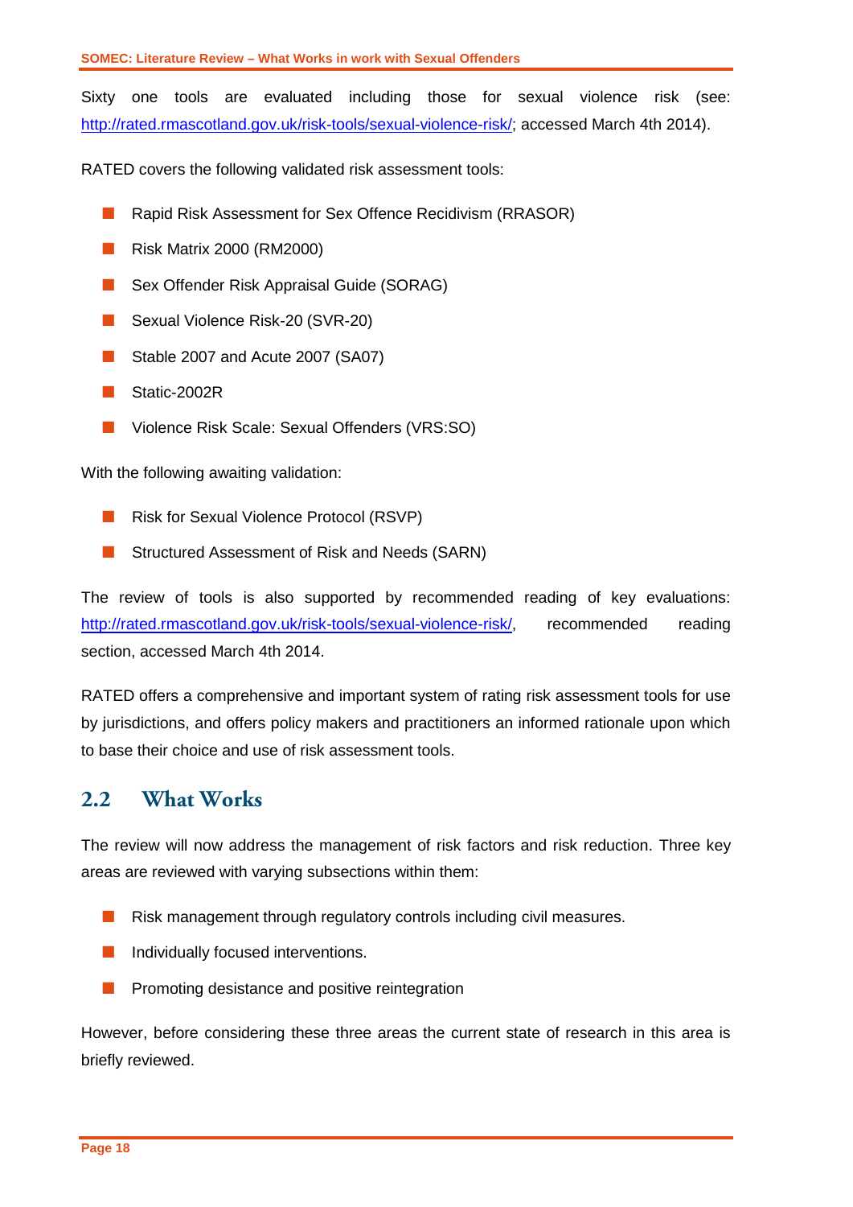Sixty one tools are evaluated including those for sexual violence risk (see: http://rated.rmascotland.gov.uk/risk-tools/sexual-violence-risk/; accessed March 4th 2014).

RATED covers the following validated risk assessment tools:

- Rapid Risk Assessment for Sex Offence Recidivism (RRASOR)
- Risk Matrix 2000 (RM2000)
- Sex Offender Risk Appraisal Guide (SORAG)
- Sexual Violence Risk-20 (SVR-20)
- Stable 2007 and Acute 2007 (SA07)
- Static-2002R
- Violence Risk Scale: Sexual Offenders (VRS:SO)

With the following awaiting validation:

- Risk for Sexual Violence Protocol (RSVP)
- Structured Assessment of Risk and Needs (SARN)

The review of tools is also supported by recommended reading of key evaluations: http://rated.rmascotland.gov.uk/risk-tools/sexual-violence-risk/, recommended reading section, accessed March 4th 2014.

RATED offers a comprehensive and important system of rating risk assessment tools for use by jurisdictions, and offers policy makers and practitioners an informed rationale upon which to base their choice and use of risk assessment tools.

## 2.2 What Works

The review will now address the management of risk factors and risk reduction. Three key areas are reviewed with varying subsections within them:

- Risk management through regulatory controls including civil measures.
- Individually focused interventions.
- Promoting desistance and positive reintegration

However, before considering these three areas the current state of research in this area is briefly reviewed.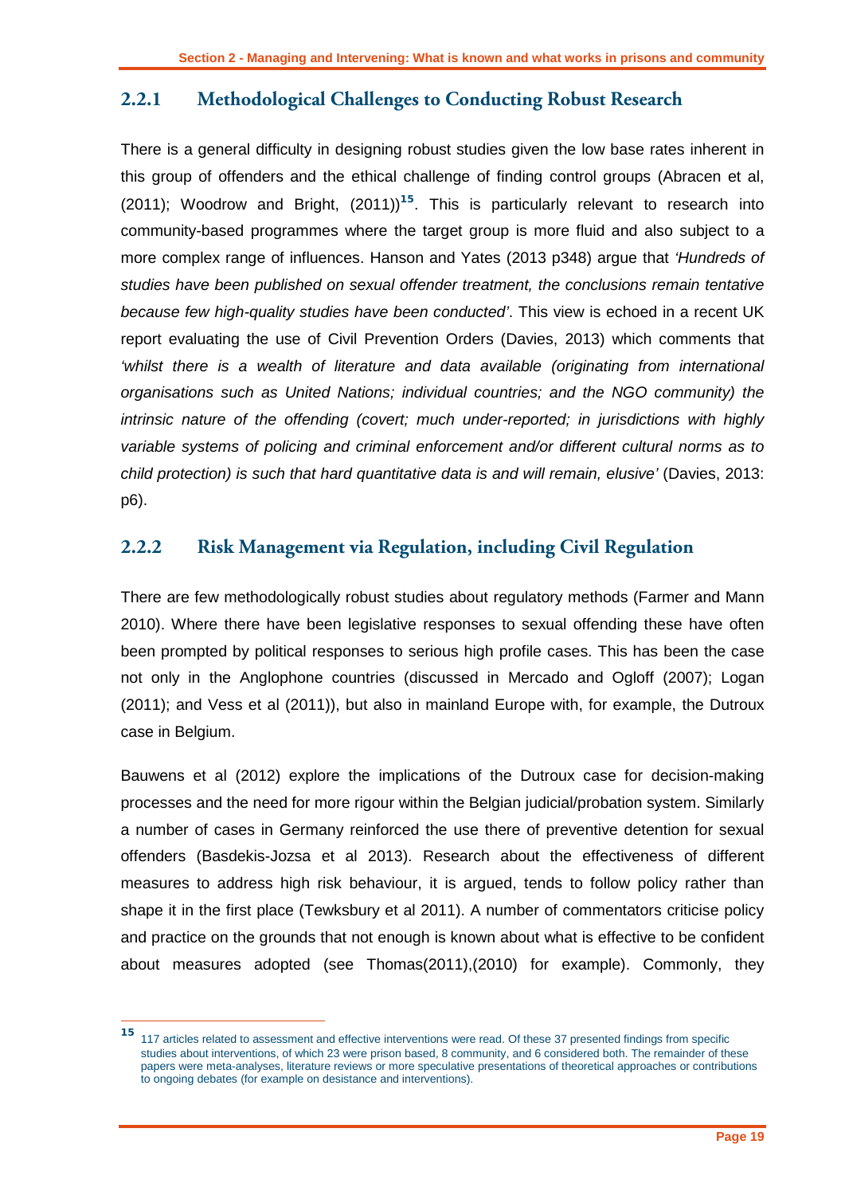### 2.2.1 Methodological Challenges to Conducting Robust Research

There is a general difficulty in designing robust studies given the low base rates inherent in this group of offenders and the ethical challenge of finding control groups (Abracen et al, (2011); Woodrow and Bright, (2011))[15]. This is particularly relevant to research into community-based programmes where the target group is more fluid and also subject to a more complex range of influences. Hanson and Yates (2013 p348) argue that *'Hundreds of studies have been published on sexual offender treatment, the conclusions remain tentative because few high-quality studies have been conducted'*. This view is echoed in a recent UK report evaluating the use of Civil Prevention Orders (Davies, 2013) which comments that *'whilst there is a wealth of literature and data available (originating from international organisations such as United Nations; individual countries; and the NGO community) the intrinsic nature of the offending (covert; much under-reported; in jurisdictions with highly variable systems of policing and criminal enforcement and/or different cultural norms as to child protection) is such that hard quantitative data is and will remain, elusive'* (Davies, 2013: p6).

### 2.2.2 Risk Management via Regulation, including Civil Regulation

There are few methodologically robust studies about regulatory methods (Farmer and Mann 2010). Where there have been legislative responses to sexual offending these have often been prompted by political responses to serious high profile cases. This has been the case not only in the Anglophone countries (discussed in Mercado and Ogloff (2007); Logan (2011); and Vess et al (2011)), but also in mainland Europe with, for example, the Dutroux case in Belgium.

Bauwens et al (2012) explore the implications of the Dutroux case for decision-making processes and the need for more rigour within the Belgian judicial/probation system. Similarly a number of cases in Germany reinforced the use there of preventive detention for sexual offenders (Basdekis-Jozsa et al 2013). Research about the effectiveness of different measures to address high risk behaviour, it is argued, tends to follow policy rather than shape it in the first place (Tewksbury et al 2011). A number of commentators criticise policy and practice on the grounds that not enough is known about what is effective to be confident about measures adopted (see Thomas(2011),(2010) for example). Commonly, they

[15] 117 articles related to assessment and effective interventions were read. Of these 37 presented findings from specific studies about interventions, of which 23 were prison based, 8 community, and 6 considered both. The remainder of these papers were meta-analyses, literature reviews or more speculative presentations of theoretical approaches or contributions to ongoing debates (for example on desistance and interventions).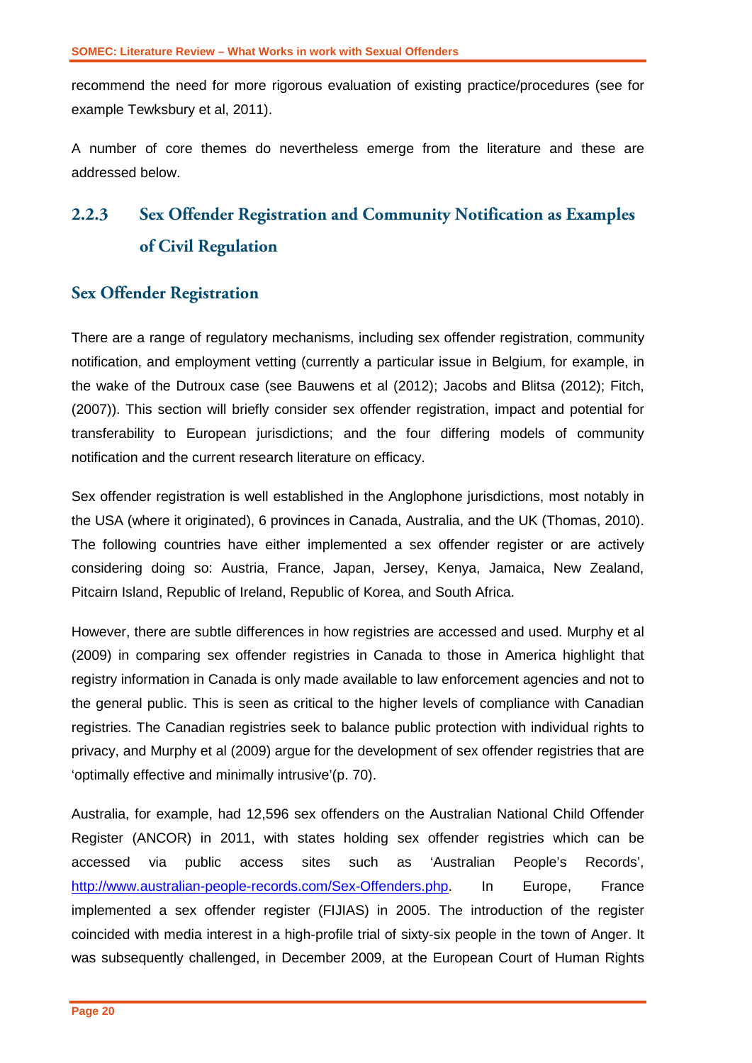recommend the need for more rigorous evaluation of existing practice/procedures (see for example Tewksbury et al, 2011).

A number of core themes do nevertheless emerge from the literature and these are addressed below.

### 2.2.3 Sex Offender Registration and Community Notification as Examples of Civil Regulation

#### Sex Offender Registration

There are a range of regulatory mechanisms, including sex offender registration, community notification, and employment vetting (currently a particular issue in Belgium, for example, in the wake of the Dutroux case (see Bauwens et al (2012); Jacobs and Blitsa (2012); Fitch, (2007)). This section will briefly consider sex offender registration, impact and potential for transferability to European jurisdictions; and the four differing models of community notification and the current research literature on efficacy.

Sex offender registration is well established in the Anglophone jurisdictions, most notably in the USA (where it originated), 6 provinces in Canada, Australia, and the UK (Thomas, 2010). The following countries have either implemented a sex offender register or are actively considering doing so: Austria, France, Japan, Jersey, Kenya, Jamaica, New Zealand, Pitcairn Island, Republic of Ireland, Republic of Korea, and South Africa.

However, there are subtle differences in how registries are accessed and used. Murphy et al (2009) in comparing sex offender registries in Canada to those in America highlight that registry information in Canada is only made available to law enforcement agencies and not to the general public. This is seen as critical to the higher levels of compliance with Canadian registries. The Canadian registries seek to balance public protection with individual rights to privacy, and Murphy et al (2009) argue for the development of sex offender registries that are 'optimally effective and minimally intrusive'(p. 70).

Australia, for example, had 12,596 sex offenders on the Australian National Child Offender Register (ANCOR) in 2011, with states holding sex offender registries which can be accessed via public access sites such as 'Australian People's Records', http://www.australian-people-records.com/Sex-Offenders.php. In Europe, France implemented a sex offender register (FIJIAS) in 2005. The introduction of the register coincided with media interest in a high-profile trial of sixty-six people in the town of Anger. It was subsequently challenged, in December 2009, at the European Court of Human Rights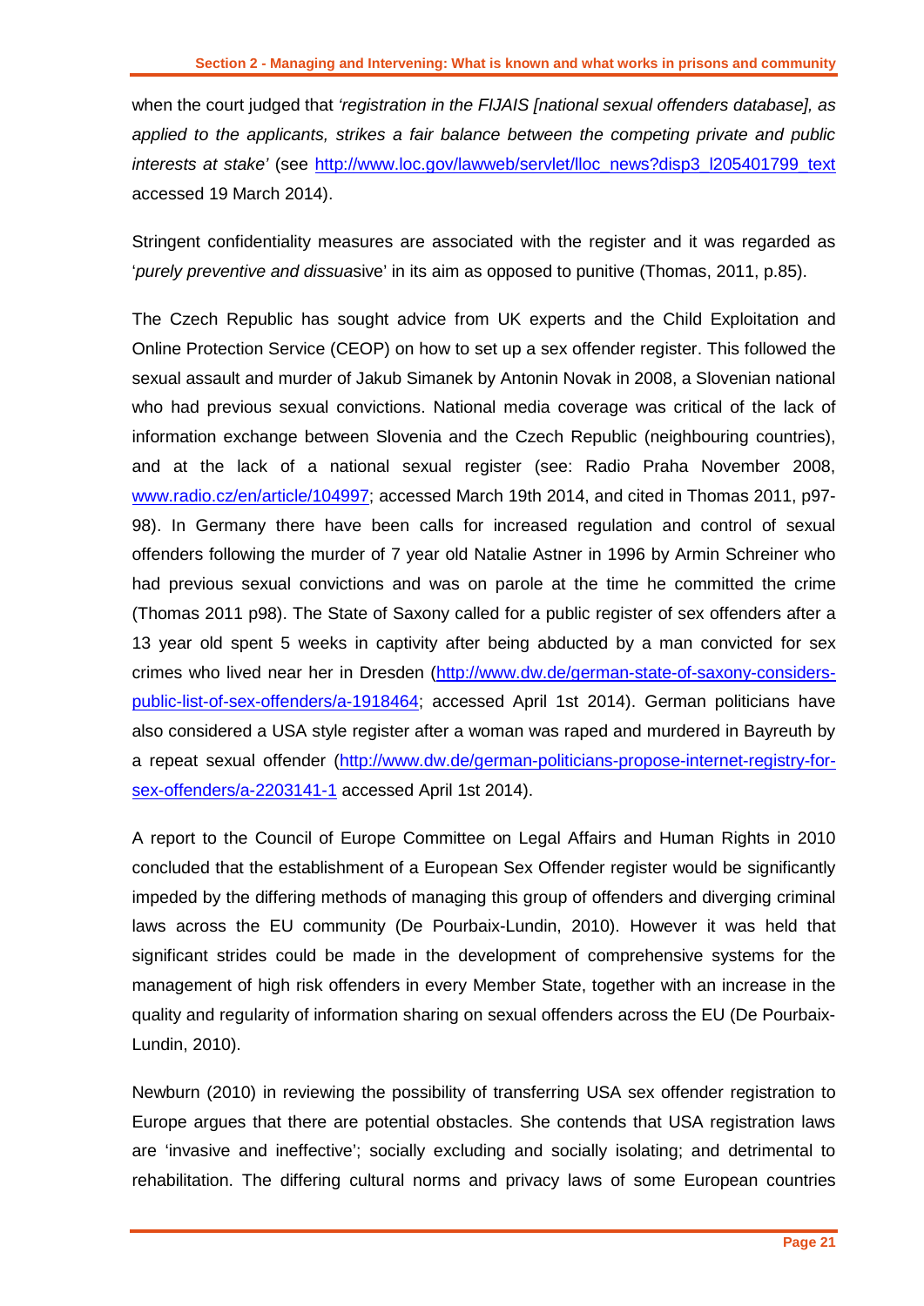when the court judged that *'registration in the FIJAIS [national sexual offenders database], as applied to the applicants, strikes a fair balance between the competing private and public interests at stake'* (see http://www.loc.gov/lawweb/servlet/lloc_news?disp3_l205401799_text accessed 19 March 2014).

Stringent confidentiality measures are associated with the register and it was regarded as '*purely preventive and dissua*sive' in its aim as opposed to punitive (Thomas, 2011, p.85).

The Czech Republic has sought advice from UK experts and the Child Exploitation and Online Protection Service (CEOP) on how to set up a sex offender register. This followed the sexual assault and murder of Jakub Simanek by Antonin Novak in 2008, a Slovenian national who had previous sexual convictions. National media coverage was critical of the lack of information exchange between Slovenia and the Czech Republic (neighbouring countries), and at the lack of a national sexual register (see: Radio Praha November 2008, www.radio.cz/en/article/104997; accessed March 19th 2014, and cited in Thomas 2011, p97-98). In Germany there have been calls for increased regulation and control of sexual offenders following the murder of 7 year old Natalie Astner in 1996 by Armin Schreiner who had previous sexual convictions and was on parole at the time he committed the crime (Thomas 2011 p98). The State of Saxony called for a public register of sex offenders after a 13 year old spent 5 weeks in captivity after being abducted by a man convicted for sex crimes who lived near her in Dresden (http://www.dw.de/german-state-of-saxony-considers-public-list-of-sex-offenders/a-1918464; accessed April 1st 2014). German politicians have also considered a USA style register after a woman was raped and murdered in Bayreuth by a repeat sexual offender (http://www.dw.de/german-politicians-propose-internet-registry-for-sex-offenders/a-2203141-1 accessed April 1st 2014).

A report to the Council of Europe Committee on Legal Affairs and Human Rights in 2010 concluded that the establishment of a European Sex Offender register would be significantly impeded by the differing methods of managing this group of offenders and diverging criminal laws across the EU community (De Pourbaix-Lundin, 2010). However it was held that significant strides could be made in the development of comprehensive systems for the management of high risk offenders in every Member State, together with an increase in the quality and regularity of information sharing on sexual offenders across the EU (De Pourbaix-Lundin, 2010).

Newburn (2010) in reviewing the possibility of transferring USA sex offender registration to Europe argues that there are potential obstacles. She contends that USA registration laws are 'invasive and ineffective'; socially excluding and socially isolating; and detrimental to rehabilitation. The differing cultural norms and privacy laws of some European countries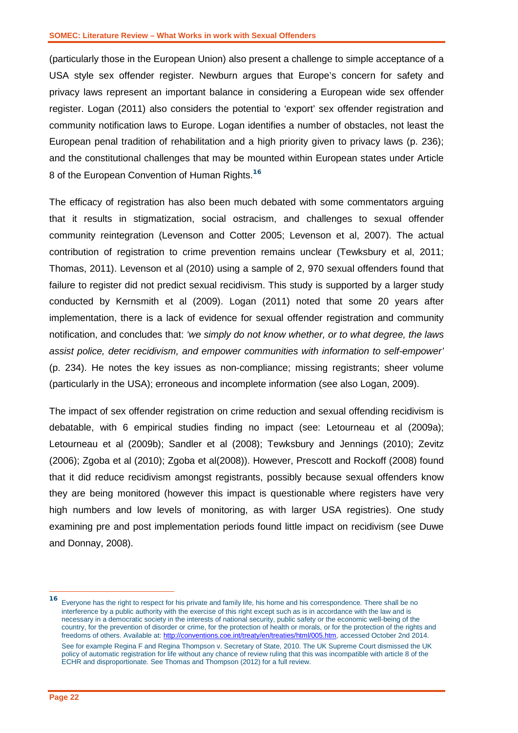(particularly those in the European Union) also present a challenge to simple acceptance of a USA style sex offender register. Newburn argues that Europe's concern for safety and privacy laws represent an important balance in considering a European wide sex offender register. Logan (2011) also considers the potential to 'export' sex offender registration and community notification laws to Europe. Logan identifies a number of obstacles, not least the European penal tradition of rehabilitation and a high priority given to privacy laws (p. 236); and the constitutional challenges that may be mounted within European states under Article 8 of the European Convention of Human Rights.[16]

The efficacy of registration has also been much debated with some commentators arguing that it results in stigmatization, social ostracism, and challenges to sexual offender community reintegration (Levenson and Cotter 2005; Levenson et al, 2007). The actual contribution of registration to crime prevention remains unclear (Tewksbury et al, 2011; Thomas, 2011). Levenson et al (2010) using a sample of 2, 970 sexual offenders found that failure to register did not predict sexual recidivism. This study is supported by a larger study conducted by Kernsmith et al (2009). Logan (2011) noted that some 20 years after implementation, there is a lack of evidence for sexual offender registration and community notification, and concludes that: *'we simply do not know whether, or to what degree, the laws assist police, deter recidivism, and empower communities with information to self-empower'* (p. 234). He notes the key issues as non-compliance; missing registrants; sheer volume (particularly in the USA); erroneous and incomplete information (see also Logan, 2009).

The impact of sex offender registration on crime reduction and sexual offending recidivism is debatable, with 6 empirical studies finding no impact (see: Letourneau et al (2009a); Letourneau et al (2009b); Sandler et al (2008); Tewksbury and Jennings (2010); Zevitz (2006); Zgoba et al (2010); Zgoba et al(2008)). However, Prescott and Rockoff (2008) found that it did reduce recidivism amongst registrants, possibly because sexual offenders know they are being monitored (however this impact is questionable where registers have very high numbers and low levels of monitoring, as with larger USA registries). One study examining pre and post implementation periods found little impact on recidivism (see Duwe and Donnay, 2008).

---

[16] Everyone has the right to respect for his private and family life, his home and his correspondence. There shall be no interference by a public authority with the exercise of this right except such as is in accordance with the law and is necessary in a democratic society in the interests of national security, public safety or the economic well-being of the country, for the prevention of disorder or crime, for the protection of health or morals, or for the protection of the rights and freedoms of others. Available at: http://conventions.coe.int/treaty/en/treaties/html/005.htm, accessed October 2nd 2014.

See for example Regina F and Regina Thompson v. Secretary of State, 2010. The UK Supreme Court dismissed the UK policy of automatic registration for life without any chance of review ruling that this was incompatible with article 8 of the ECHR and disproportionate. See Thomas and Thompson (2012) for a full review.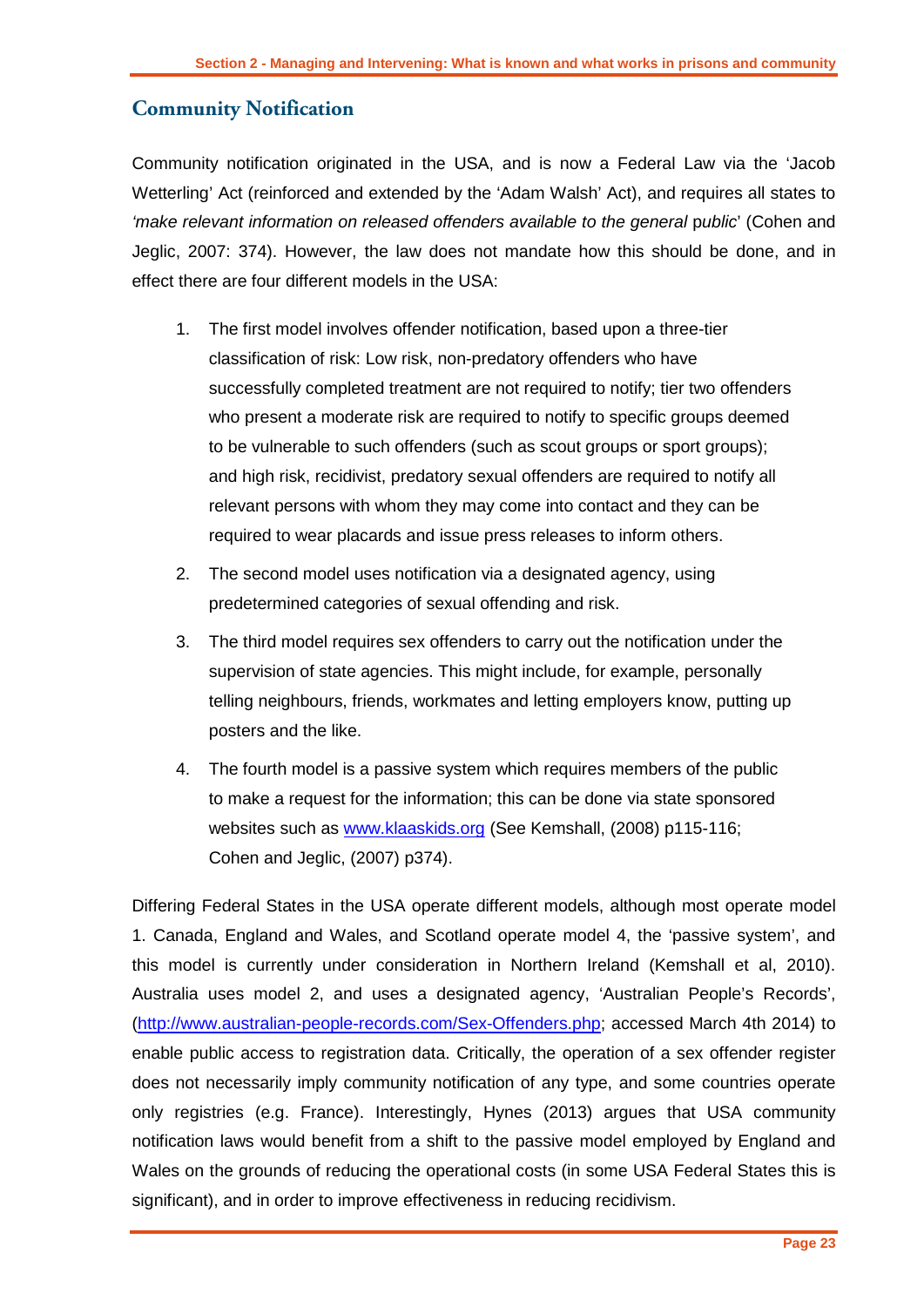## Community Notification

Community notification originated in the USA, and is now a Federal Law via the 'Jacob Wetterling' Act (reinforced and extended by the 'Adam Walsh' Act), and requires all states to *'make relevant information on released offenders available to the general* public' (Cohen and Jeglic, 2007: 374). However, the law does not mandate how this should be done, and in effect there are four different models in the USA:

1. The first model involves offender notification, based upon a three-tier classification of risk: Low risk, non-predatory offenders who have successfully completed treatment are not required to notify; tier two offenders who present a moderate risk are required to notify to specific groups deemed to be vulnerable to such offenders (such as scout groups or sport groups); and high risk, recidivist, predatory sexual offenders are required to notify all relevant persons with whom they may come into contact and they can be required to wear placards and issue press releases to inform others.
2. The second model uses notification via a designated agency, using predetermined categories of sexual offending and risk.
3. The third model requires sex offenders to carry out the notification under the supervision of state agencies. This might include, for example, personally telling neighbours, friends, workmates and letting employers know, putting up posters and the like.
4. The fourth model is a passive system which requires members of the public to make a request for the information; this can be done via state sponsored websites such as [www.klaaskids.org](http://www.klaaskids.org) (See Kemshall, (2008) p115-116; Cohen and Jeglic, (2007) p374).

Differing Federal States in the USA operate different models, although most operate model 1. Canada, England and Wales, and Scotland operate model 4, the 'passive system', and this model is currently under consideration in Northern Ireland (Kemshall et al, 2010). Australia uses model 2, and uses a designated agency, 'Australian People's Records', (http://www.australian-people-records.com/Sex-Offenders.php; accessed March 4th 2014) to enable public access to registration data. Critically, the operation of a sex offender register does not necessarily imply community notification of any type, and some countries operate only registries (e.g. France). Interestingly, Hynes (2013) argues that USA community notification laws would benefit from a shift to the passive model employed by England and Wales on the grounds of reducing the operational costs (in some USA Federal States this is significant), and in order to improve effectiveness in reducing recidivism.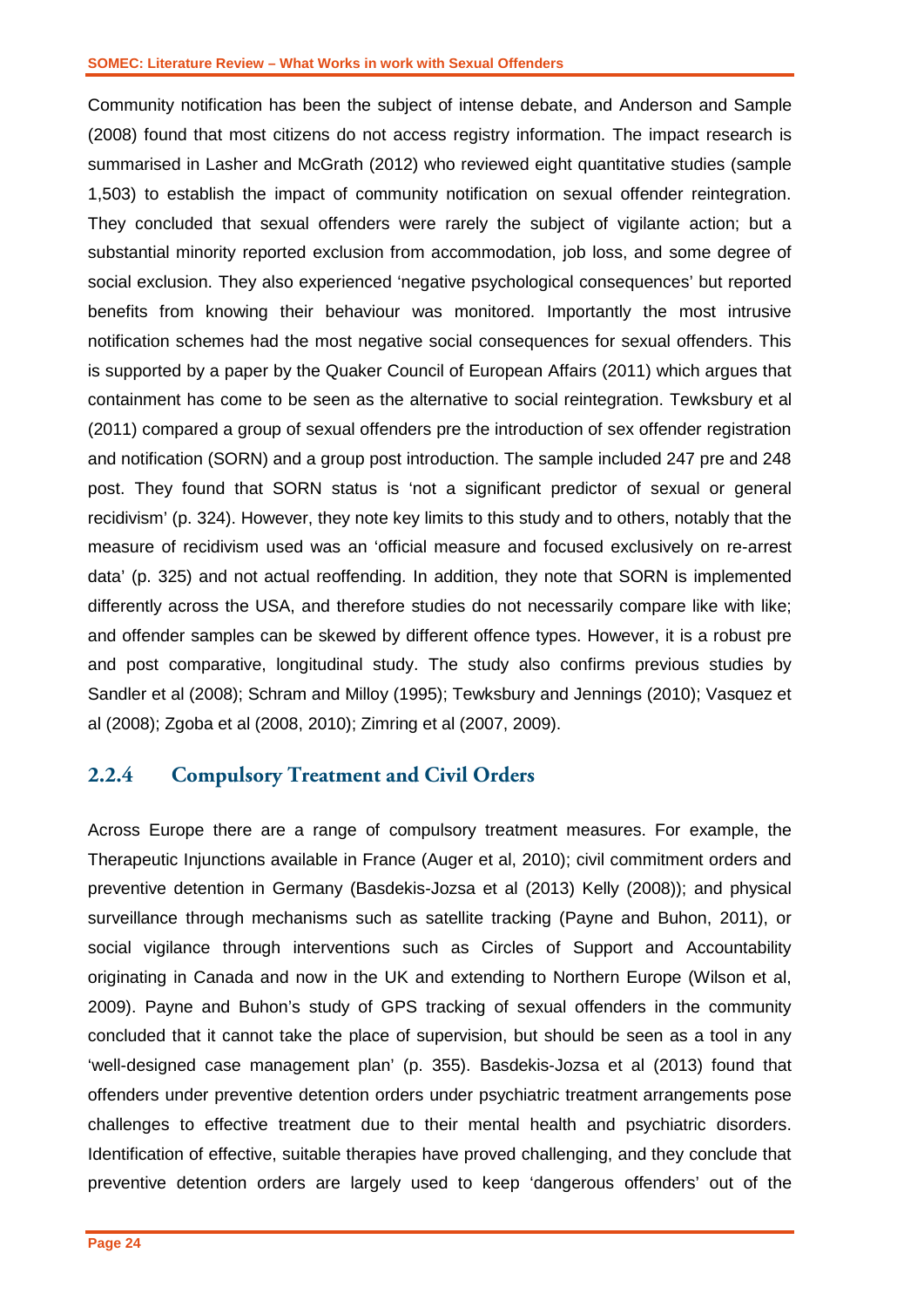Community notification has been the subject of intense debate, and Anderson and Sample (2008) found that most citizens do not access registry information. The impact research is summarised in Lasher and McGrath (2012) who reviewed eight quantitative studies (sample 1,503) to establish the impact of community notification on sexual offender reintegration. They concluded that sexual offenders were rarely the subject of vigilante action; but a substantial minority reported exclusion from accommodation, job loss, and some degree of social exclusion. They also experienced 'negative psychological consequences' but reported benefits from knowing their behaviour was monitored. Importantly the most intrusive notification schemes had the most negative social consequences for sexual offenders. This is supported by a paper by the Quaker Council of European Affairs (2011) which argues that containment has come to be seen as the alternative to social reintegration. Tewksbury et al (2011) compared a group of sexual offenders pre the introduction of sex offender registration and notification (SORN) and a group post introduction. The sample included 247 pre and 248 post. They found that SORN status is 'not a significant predictor of sexual or general recidivism' (p. 324). However, they note key limits to this study and to others, notably that the measure of recidivism used was an 'official measure and focused exclusively on re-arrest data' (p. 325) and not actual reoffending. In addition, they note that SORN is implemented differently across the USA, and therefore studies do not necessarily compare like with like; and offender samples can be skewed by different offence types. However, it is a robust pre and post comparative, longitudinal study. The study also confirms previous studies by Sandler et al (2008); Schram and Milloy (1995); Tewksbury and Jennings (2010); Vasquez et al (2008); Zgoba et al (2008, 2010); Zimring et al (2007, 2009).

### 2.2.4 Compulsory Treatment and Civil Orders

Across Europe there are a range of compulsory treatment measures. For example, the Therapeutic Injunctions available in France (Auger et al, 2010); civil commitment orders and preventive detention in Germany (Basdekis-Jozsa et al (2013) Kelly (2008)); and physical surveillance through mechanisms such as satellite tracking (Payne and Buhon, 2011), or social vigilance through interventions such as Circles of Support and Accountability originating in Canada and now in the UK and extending to Northern Europe (Wilson et al, 2009). Payne and Buhon's study of GPS tracking of sexual offenders in the community concluded that it cannot take the place of supervision, but should be seen as a tool in any 'well-designed case management plan' (p. 355). Basdekis-Jozsa et al (2013) found that offenders under preventive detention orders under psychiatric treatment arrangements pose challenges to effective treatment due to their mental health and psychiatric disorders. Identification of effective, suitable therapies have proved challenging, and they conclude that preventive detention orders are largely used to keep 'dangerous offenders' out of the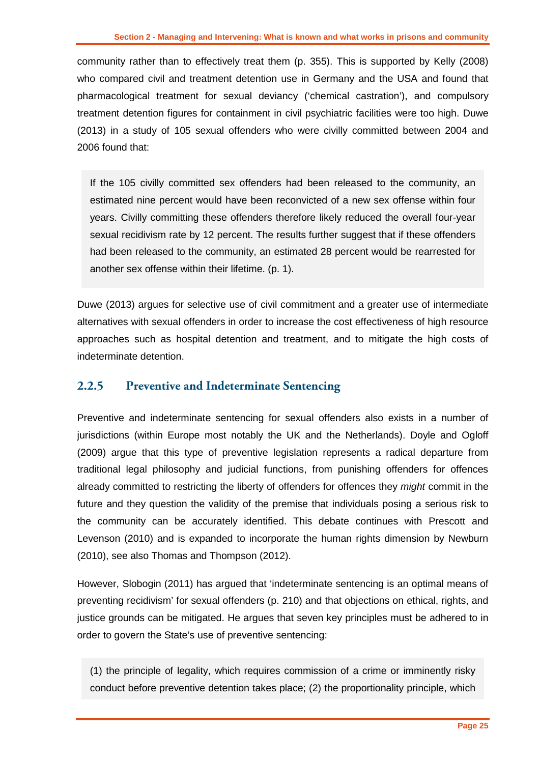community rather than to effectively treat them (p. 355). This is supported by Kelly (2008) who compared civil and treatment detention use in Germany and the USA and found that pharmacological treatment for sexual deviancy ('chemical castration'), and compulsory treatment detention figures for containment in civil psychiatric facilities were too high. Duwe (2013) in a study of 105 sexual offenders who were civilly committed between 2004 and 2006 found that:

> If the 105 civilly committed sex offenders had been released to the community, an estimated nine percent would have been reconvicted of a new sex offense within four years. Civilly committing these offenders therefore likely reduced the overall four-year sexual recidivism rate by 12 percent. The results further suggest that if these offenders had been released to the community, an estimated 28 percent would be rearrested for another sex offense within their lifetime. (p. 1).

Duwe (2013) argues for selective use of civil commitment and a greater use of intermediate alternatives with sexual offenders in order to increase the cost effectiveness of high resource approaches such as hospital detention and treatment, and to mitigate the high costs of indeterminate detention.

### 2.2.5 Preventive and Indeterminate Sentencing

Preventive and indeterminate sentencing for sexual offenders also exists in a number of jurisdictions (within Europe most notably the UK and the Netherlands). Doyle and Ogloff (2009) argue that this type of preventive legislation represents a radical departure from traditional legal philosophy and judicial functions, from punishing offenders for offences already committed to restricting the liberty of offenders for offences they *might* commit in the future and they question the validity of the premise that individuals posing a serious risk to the community can be accurately identified. This debate continues with Prescott and Levenson (2010) and is expanded to incorporate the human rights dimension by Newburn (2010), see also Thomas and Thompson (2012).

However, Slobogin (2011) has argued that 'indeterminate sentencing is an optimal means of preventing recidivism' for sexual offenders (p. 210) and that objections on ethical, rights, and justice grounds can be mitigated. He argues that seven key principles must be adhered to in order to govern the State's use of preventive sentencing:

> (1) the principle of legality, which requires commission of a crime or imminently risky conduct before preventive detention takes place; (2) the proportionality principle, which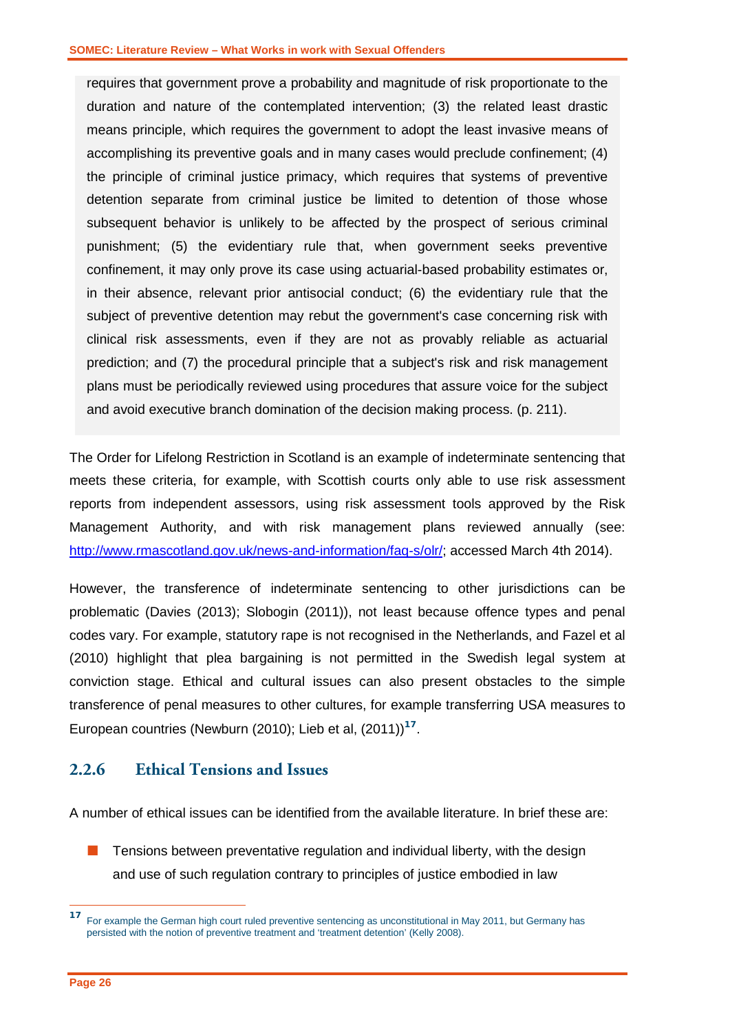> requires that government prove a probability and magnitude of risk proportionate to the duration and nature of the contemplated intervention; (3) the related least drastic means principle, which requires the government to adopt the least invasive means of accomplishing its preventive goals and in many cases would preclude confinement; (4) the principle of criminal justice primacy, which requires that systems of preventive detention separate from criminal justice be limited to detention of those whose subsequent behavior is unlikely to be affected by the prospect of serious criminal punishment; (5) the evidentiary rule that, when government seeks preventive confinement, it may only prove its case using actuarial-based probability estimates or, in their absence, relevant prior antisocial conduct; (6) the evidentiary rule that the subject of preventive detention may rebut the government's case concerning risk with clinical risk assessments, even if they are not as provably reliable as actuarial prediction; and (7) the procedural principle that a subject's risk and risk management plans must be periodically reviewed using procedures that assure voice for the subject and avoid executive branch domination of the decision making process. (p. 211).

The Order for Lifelong Restriction in Scotland is an example of indeterminate sentencing that meets these criteria, for example, with Scottish courts only able to use risk assessment reports from independent assessors, using risk assessment tools approved by the Risk Management Authority, and with risk management plans reviewed annually (see: [http://www.rmascotland.gov.uk/news-and-information/faq-s/olr/](http://www.rmascotland.gov.uk/news-and-information/faq-s/olr/); accessed March 4th 2014).

However, the transference of indeterminate sentencing to other jurisdictions can be problematic (Davies (2013); Slobogin (2011)), not least because offence types and penal codes vary. For example, statutory rape is not recognised in the Netherlands, and Fazel et al (2010) highlight that plea bargaining is not permitted in the Swedish legal system at conviction stage. Ethical and cultural issues can also present obstacles to the simple transference of penal measures to other cultures, for example transferring USA measures to European countries (Newburn (2010); Lieb et al, (2011))[17].

### 2.2.6 Ethical Tensions and Issues

A number of ethical issues can be identified from the available literature. In brief these are:

- Tensions between preventative regulation and individual liberty, with the design and use of such regulation contrary to principles of justice embodied in law

[17] For example the German high court ruled preventive sentencing as unconstitutional in May 2011, but Germany has persisted with the notion of preventive treatment and 'treatment detention' (Kelly 2008).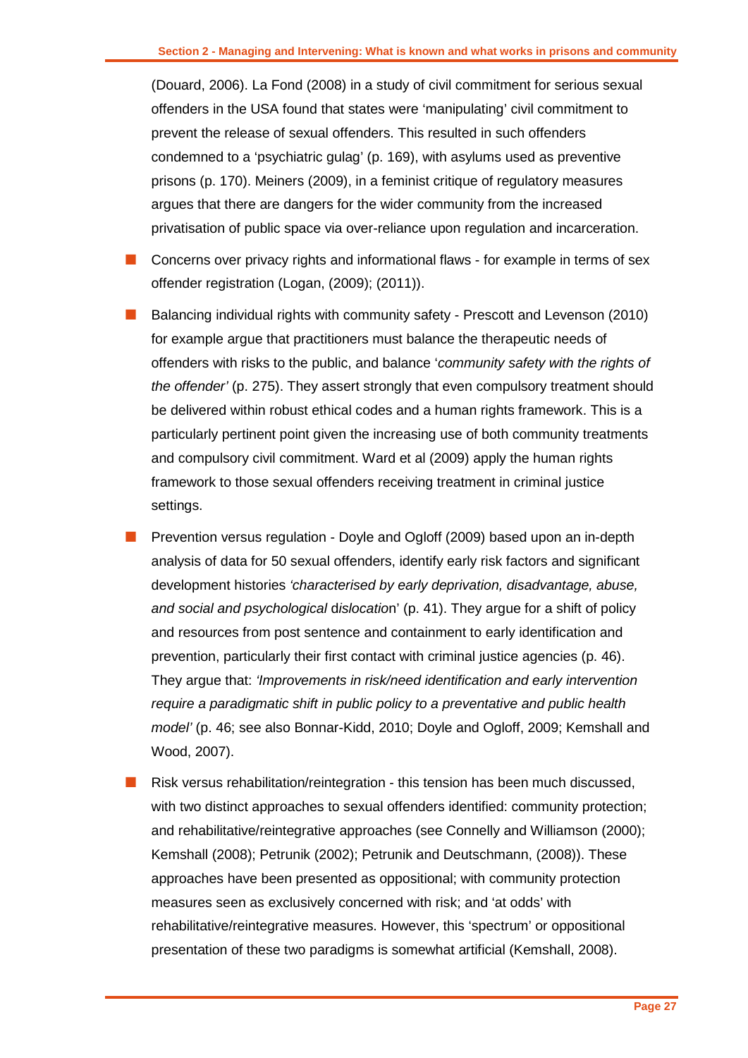(Douard, 2006). La Fond (2008) in a study of civil commitment for serious sexual offenders in the USA found that states were 'manipulating' civil commitment to prevent the release of sexual offenders. This resulted in such offenders condemned to a 'psychiatric gulag' (p. 169), with asylums used as preventive prisons (p. 170). Meiners (2009), in a feminist critique of regulatory measures argues that there are dangers for the wider community from the increased privatisation of public space via over-reliance upon regulation and incarceration.

- Concerns over privacy rights and informational flaws - for example in terms of sex offender registration (Logan, (2009); (2011)).
- Balancing individual rights with community safety - Prescott and Levenson (2010) for example argue that practitioners must balance the therapeutic needs of offenders with risks to the public, and balance '*community safety with the rights of the offender'* (p. 275). They assert strongly that even compulsory treatment should be delivered within robust ethical codes and a human rights framework. This is a particularly pertinent point given the increasing use of both community treatments and compulsory civil commitment. Ward et al (2009) apply the human rights framework to those sexual offenders receiving treatment in criminal justice settings.
- Prevention versus regulation - Doyle and Ogloff (2009) based upon an in-depth analysis of data for 50 sexual offenders, identify early risk factors and significant development histories *'characterised by early deprivation, disadvantage, abuse, and social and psychological* dislocation' (p. 41). They argue for a shift of policy and resources from post sentence and containment to early identification and prevention, particularly their first contact with criminal justice agencies (p. 46). They argue that: *'Improvements in risk/need identification and early intervention require a paradigmatic shift in public policy to a preventative and public health model'* (p. 46; see also Bonnar-Kidd, 2010; Doyle and Ogloff, 2009; Kemshall and Wood, 2007).
- Risk versus rehabilitation/reintegration - this tension has been much discussed, with two distinct approaches to sexual offenders identified: community protection; and rehabilitative/reintegrative approaches (see Connelly and Williamson (2000); Kemshall (2008); Petrunik (2002); Petrunik and Deutschmann, (2008)). These approaches have been presented as oppositional; with community protection measures seen as exclusively concerned with risk; and 'at odds' with rehabilitative/reintegrative measures. However, this 'spectrum' or oppositional presentation of these two paradigms is somewhat artificial (Kemshall, 2008).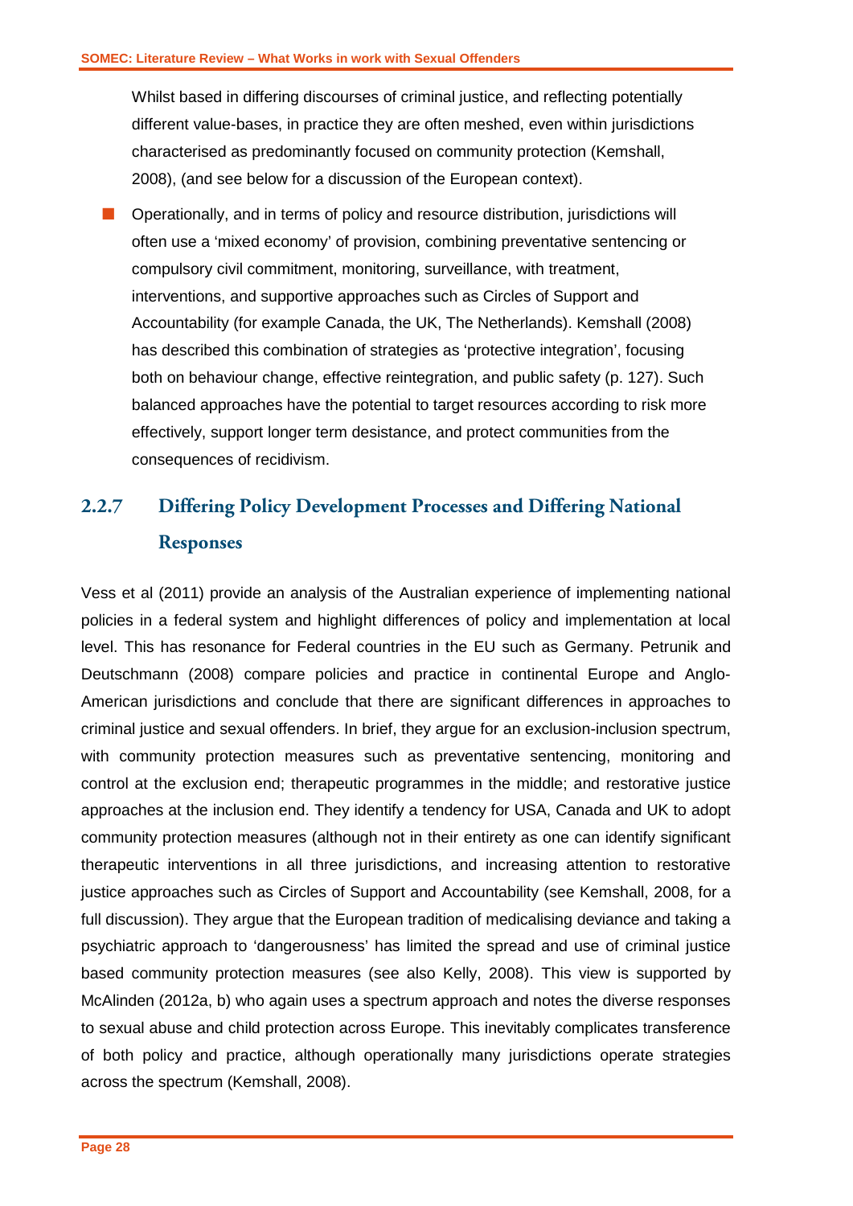Whilst based in differing discourses of criminal justice, and reflecting potentially different value-bases, in practice they are often meshed, even within jurisdictions characterised as predominantly focused on community protection (Kemshall, 2008), (and see below for a discussion of the European context).

- Operationally, and in terms of policy and resource distribution, jurisdictions will often use a 'mixed economy' of provision, combining preventative sentencing or compulsory civil commitment, monitoring, surveillance, with treatment, interventions, and supportive approaches such as Circles of Support and Accountability (for example Canada, the UK, The Netherlands). Kemshall (2008) has described this combination of strategies as 'protective integration', focusing both on behaviour change, effective reintegration, and public safety (p. 127). Such balanced approaches have the potential to target resources according to risk more effectively, support longer term desistance, and protect communities from the consequences of recidivism.

### 2.2.7 Differing Policy Development Processes and Differing National Responses

Vess et al (2011) provide an analysis of the Australian experience of implementing national policies in a federal system and highlight differences of policy and implementation at local level. This has resonance for Federal countries in the EU such as Germany. Petrunik and Deutschmann (2008) compare policies and practice in continental Europe and Anglo-American jurisdictions and conclude that there are significant differences in approaches to criminal justice and sexual offenders. In brief, they argue for an exclusion-inclusion spectrum, with community protection measures such as preventative sentencing, monitoring and control at the exclusion end; therapeutic programmes in the middle; and restorative justice approaches at the inclusion end. They identify a tendency for USA, Canada and UK to adopt community protection measures (although not in their entirety as one can identify significant therapeutic interventions in all three jurisdictions, and increasing attention to restorative justice approaches such as Circles of Support and Accountability (see Kemshall, 2008, for a full discussion). They argue that the European tradition of medicalising deviance and taking a psychiatric approach to 'dangerousness' has limited the spread and use of criminal justice based community protection measures (see also Kelly, 2008). This view is supported by McAlinden (2012a, b) who again uses a spectrum approach and notes the diverse responses to sexual abuse and child protection across Europe. This inevitably complicates transference of both policy and practice, although operationally many jurisdictions operate strategies across the spectrum (Kemshall, 2008).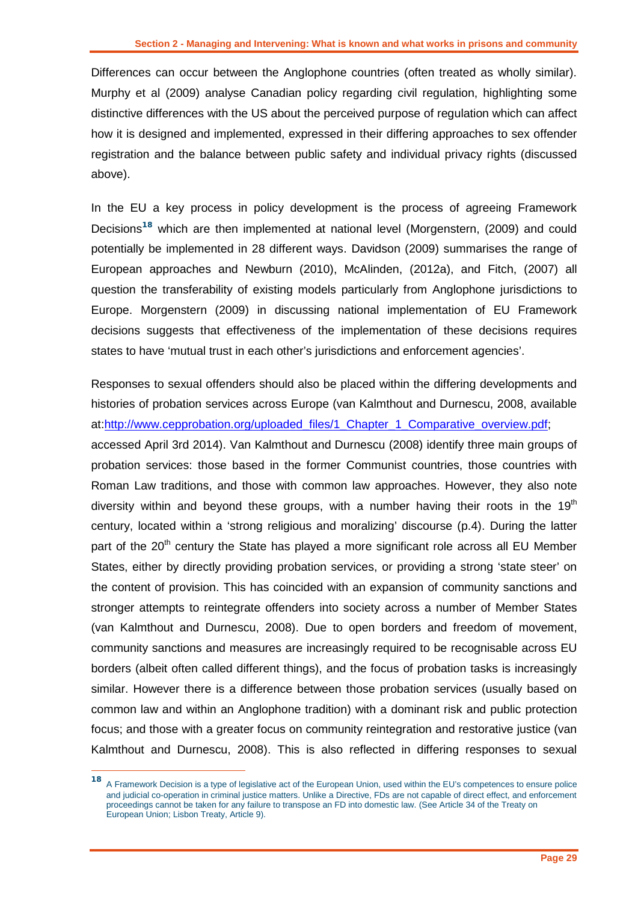Differences can occur between the Anglophone countries (often treated as wholly similar). Murphy et al (2009) analyse Canadian policy regarding civil regulation, highlighting some distinctive differences with the US about the perceived purpose of regulation which can affect how it is designed and implemented, expressed in their differing approaches to sex offender registration and the balance between public safety and individual privacy rights (discussed above).

In the EU a key process in policy development is the process of agreeing Framework Decisions[18] which are then implemented at national level (Morgenstern, (2009) and could potentially be implemented in 28 different ways. Davidson (2009) summarises the range of European approaches and Newburn (2010), McAlinden, (2012a), and Fitch, (2007) all question the transferability of existing models particularly from Anglophone jurisdictions to Europe. Morgenstern (2009) in discussing national implementation of EU Framework decisions suggests that effectiveness of the implementation of these decisions requires states to have 'mutual trust in each other's jurisdictions and enforcement agencies'.

Responses to sexual offenders should also be placed within the differing developments and histories of probation services across Europe (van Kalmthout and Durnescu, 2008, available at:[http://www.cepprobation.org/uploaded_files/1_Chapter_1_Comparative_overview.pdf](http://www.cepprobation.org/uploaded_files/1_Chapter_1_Comparative_overview.pdf); accessed April 3rd 2014). Van Kalmthout and Durnescu (2008) identify three main groups of probation services: those based in the former Communist countries, those countries with Roman Law traditions, and those with common law approaches. However, they also note diversity within and beyond these groups, with a number having their roots in the 19th century, located within a 'strong religious and moralizing' discourse (p.4). During the latter part of the 20th century the State has played a more significant role across all EU Member States, either by directly providing probation services, or providing a strong 'state steer' on the content of provision. This has coincided with an expansion of community sanctions and stronger attempts to reintegrate offenders into society across a number of Member States (van Kalmthout and Durnescu, 2008). Due to open borders and freedom of movement, community sanctions and measures are increasingly required to be recognisable across EU borders (albeit often called different things), and the focus of probation tasks is increasingly similar. However there is a difference between those probation services (usually based on common law and within an Anglophone tradition) with a dominant risk and public protection focus; and those with a greater focus on community reintegration and restorative justice (van Kalmthout and Durnescu, 2008). This is also reflected in differing responses to sexual

---

[18] A Framework Decision is a type of legislative act of the European Union, used within the EU's competences to ensure police and judicial co-operation in criminal justice matters. Unlike a Directive, FDs are not capable of direct effect, and enforcement proceedings cannot be taken for any failure to transpose an FD into domestic law. (See Article 34 of the Treaty on European Union; Lisbon Treaty, Article 9).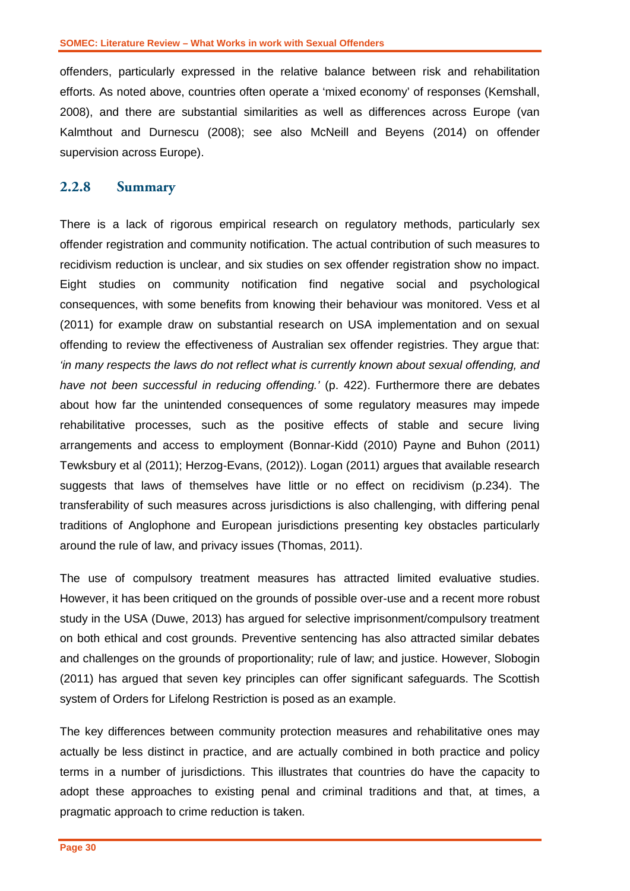offenders, particularly expressed in the relative balance between risk and rehabilitation efforts. As noted above, countries often operate a 'mixed economy' of responses (Kemshall, 2008), and there are substantial similarities as well as differences across Europe (van Kalmthout and Durnescu (2008); see also McNeill and Beyens (2014) on offender supervision across Europe).

### 2.2.8 Summary

There is a lack of rigorous empirical research on regulatory methods, particularly sex offender registration and community notification. The actual contribution of such measures to recidivism reduction is unclear, and six studies on sex offender registration show no impact. Eight studies on community notification find negative social and psychological consequences, with some benefits from knowing their behaviour was monitored. Vess et al (2011) for example draw on substantial research on USA implementation and on sexual offending to review the effectiveness of Australian sex offender registries. They argue that: *'in many respects the laws do not reflect what is currently known about sexual offending, and have not been successful in reducing offending.'* (p. 422). Furthermore there are debates about how far the unintended consequences of some regulatory measures may impede rehabilitative processes, such as the positive effects of stable and secure living arrangements and access to employment (Bonnar-Kidd (2010) Payne and Buhon (2011) Tewksbury et al (2011); Herzog-Evans, (2012)). Logan (2011) argues that available research suggests that laws of themselves have little or no effect on recidivism (p.234). The transferability of such measures across jurisdictions is also challenging, with differing penal traditions of Anglophone and European jurisdictions presenting key obstacles particularly around the rule of law, and privacy issues (Thomas, 2011).

The use of compulsory treatment measures has attracted limited evaluative studies. However, it has been critiqued on the grounds of possible over-use and a recent more robust study in the USA (Duwe, 2013) has argued for selective imprisonment/compulsory treatment on both ethical and cost grounds. Preventive sentencing has also attracted similar debates and challenges on the grounds of proportionality; rule of law; and justice. However, Slobogin (2011) has argued that seven key principles can offer significant safeguards. The Scottish system of Orders for Lifelong Restriction is posed as an example.

The key differences between community protection measures and rehabilitative ones may actually be less distinct in practice, and are actually combined in both practice and policy terms in a number of jurisdictions. This illustrates that countries do have the capacity to adopt these approaches to existing penal and criminal traditions and that, at times, a pragmatic approach to crime reduction is taken.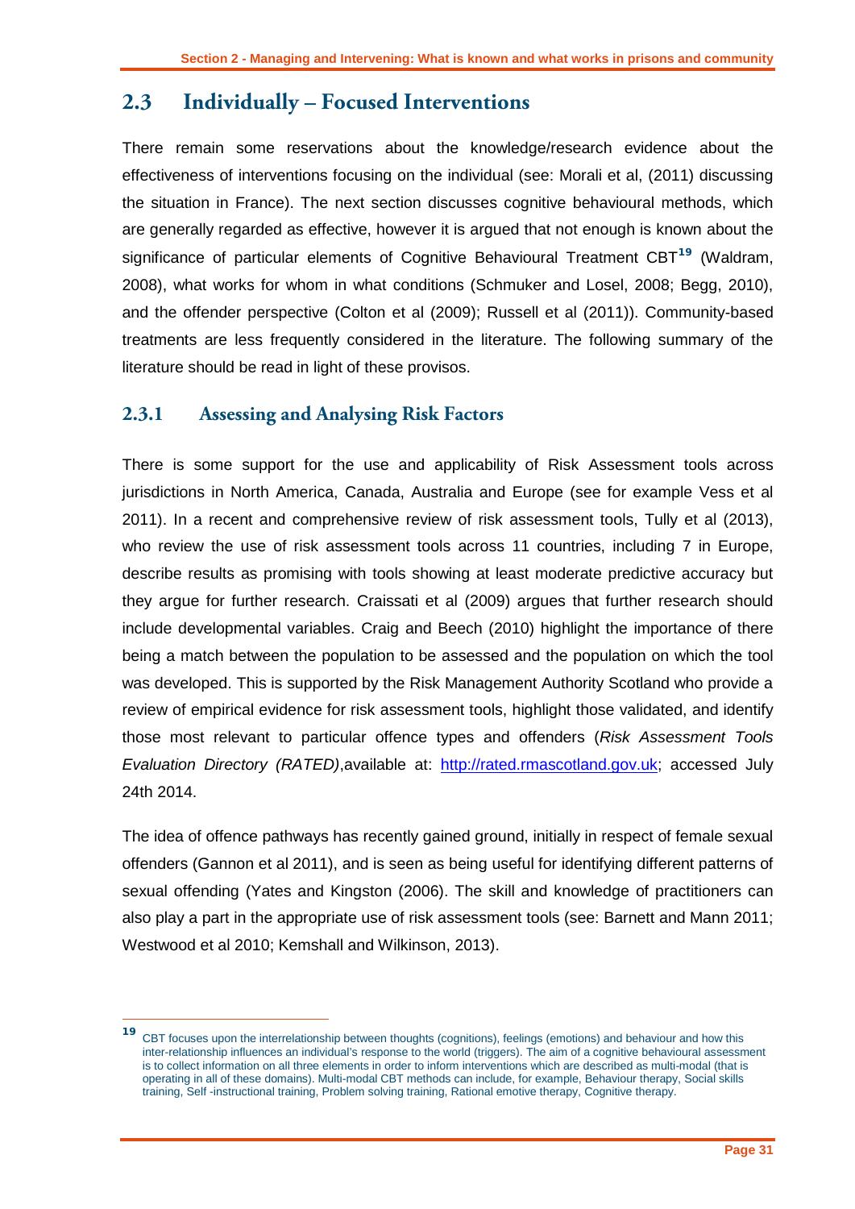## 2.3 Individually – Focused Interventions

There remain some reservations about the knowledge/research evidence about the effectiveness of interventions focusing on the individual (see: Morali et al, (2011) discussing the situation in France). The next section discusses cognitive behavioural methods, which are generally regarded as effective, however it is argued that not enough is known about the significance of particular elements of Cognitive Behavioural Treatment CBT[19] (Waldram, 2008), what works for whom in what conditions (Schmuker and Losel, 2008; Begg, 2010), and the offender perspective (Colton et al (2009); Russell et al (2011)). Community-based treatments are less frequently considered in the literature. The following summary of the literature should be read in light of these provisos.

### 2.3.1 Assessing and Analysing Risk Factors

There is some support for the use and applicability of Risk Assessment tools across jurisdictions in North America, Canada, Australia and Europe (see for example Vess et al 2011). In a recent and comprehensive review of risk assessment tools, Tully et al (2013), who review the use of risk assessment tools across 11 countries, including 7 in Europe, describe results as promising with tools showing at least moderate predictive accuracy but they argue for further research. Craissati et al (2009) argues that further research should include developmental variables. Craig and Beech (2010) highlight the importance of there being a match between the population to be assessed and the population on which the tool was developed. This is supported by the Risk Management Authority Scotland who provide a review of empirical evidence for risk assessment tools, highlight those validated, and identify those most relevant to particular offence types and offenders (*Risk Assessment Tools Evaluation Directory (RATED)*,available at: http://rated.rmascotland.gov.uk; accessed July 24th 2014.

The idea of offence pathways has recently gained ground, initially in respect of female sexual offenders (Gannon et al 2011), and is seen as being useful for identifying different patterns of sexual offending (Yates and Kingston (2006). The skill and knowledge of practitioners can also play a part in the appropriate use of risk assessment tools (see: Barnett and Mann 2011; Westwood et al 2010; Kemshall and Wilkinson, 2013).

---

[19] CBT focuses upon the interrelationship between thoughts (cognitions), feelings (emotions) and behaviour and how this inter-relationship influences an individual's response to the world (triggers). The aim of a cognitive behavioural assessment is to collect information on all three elements in order to inform interventions which are described as multi-modal (that is operating in all of these domains). Multi-modal CBT methods can include, for example, Behaviour therapy, Social skills training, Self -instructional training, Problem solving training, Rational emotive therapy, Cognitive therapy.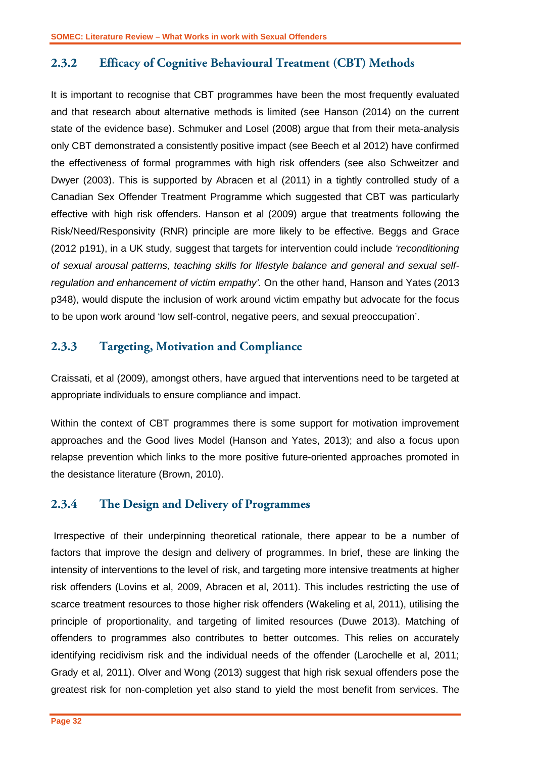### 2.3.2 Efficacy of Cognitive Behavioural Treatment (CBT) Methods

It is important to recognise that CBT programmes have been the most frequently evaluated and that research about alternative methods is limited (see Hanson (2014) on the current state of the evidence base). Schmuker and Losel (2008) argue that from their meta-analysis only CBT demonstrated a consistently positive impact (see Beech et al 2012) have confirmed the effectiveness of formal programmes with high risk offenders (see also Schweitzer and Dwyer (2003). This is supported by Abracen et al (2011) in a tightly controlled study of a Canadian Sex Offender Treatment Programme which suggested that CBT was particularly effective with high risk offenders. Hanson et al (2009) argue that treatments following the Risk/Need/Responsivity (RNR) principle are more likely to be effective. Beggs and Grace (2012 p191), in a UK study, suggest that targets for intervention could include *'reconditioning of sexual arousal patterns, teaching skills for lifestyle balance and general and sexual self-regulation and enhancement of victim empathy'.* On the other hand, Hanson and Yates (2013 p348), would dispute the inclusion of work around victim empathy but advocate for the focus to be upon work around 'low self-control, negative peers, and sexual preoccupation'.

### 2.3.3 Targeting, Motivation and Compliance

Craissati, et al (2009), amongst others, have argued that interventions need to be targeted at appropriate individuals to ensure compliance and impact.

Within the context of CBT programmes there is some support for motivation improvement approaches and the Good lives Model (Hanson and Yates, 2013); and also a focus upon relapse prevention which links to the more positive future-oriented approaches promoted in the desistance literature (Brown, 2010).

### 2.3.4 The Design and Delivery of Programmes

Irrespective of their underpinning theoretical rationale, there appear to be a number of factors that improve the design and delivery of programmes. In brief, these are linking the intensity of interventions to the level of risk, and targeting more intensive treatments at higher risk offenders (Lovins et al, 2009, Abracen et al, 2011). This includes restricting the use of scarce treatment resources to those higher risk offenders (Wakeling et al, 2011), utilising the principle of proportionality, and targeting of limited resources (Duwe 2013). Matching of offenders to programmes also contributes to better outcomes. This relies on accurately identifying recidivism risk and the individual needs of the offender (Larochelle et al, 2011; Grady et al, 2011). Olver and Wong (2013) suggest that high risk sexual offenders pose the greatest risk for non-completion yet also stand to yield the most benefit from services. The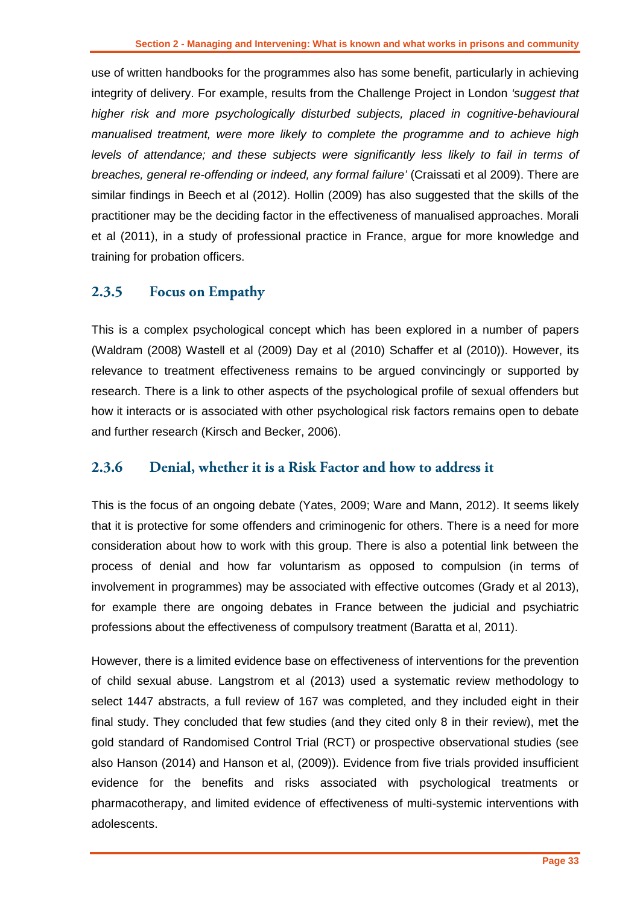use of written handbooks for the programmes also has some benefit, particularly in achieving integrity of delivery. For example, results from the Challenge Project in London *'suggest that higher risk and more psychologically disturbed subjects, placed in cognitive-behavioural manualised treatment, were more likely to complete the programme and to achieve high levels of attendance; and these subjects were significantly less likely to fail in terms of breaches, general re-offending or indeed, any formal failure'* (Craissati et al 2009). There are similar findings in Beech et al (2012). Hollin (2009) has also suggested that the skills of the practitioner may be the deciding factor in the effectiveness of manualised approaches. Morali et al (2011), in a study of professional practice in France, argue for more knowledge and training for probation officers.

### 2.3.5 Focus on Empathy

This is a complex psychological concept which has been explored in a number of papers (Waldram (2008) Wastell et al (2009) Day et al (2010) Schaffer et al (2010)). However, its relevance to treatment effectiveness remains to be argued convincingly or supported by research. There is a link to other aspects of the psychological profile of sexual offenders but how it interacts or is associated with other psychological risk factors remains open to debate and further research (Kirsch and Becker, 2006).

### 2.3.6 Denial, whether it is a Risk Factor and how to address it

This is the focus of an ongoing debate (Yates, 2009; Ware and Mann, 2012). It seems likely that it is protective for some offenders and criminogenic for others. There is a need for more consideration about how to work with this group. There is also a potential link between the process of denial and how far voluntarism as opposed to compulsion (in terms of involvement in programmes) may be associated with effective outcomes (Grady et al 2013), for example there are ongoing debates in France between the judicial and psychiatric professions about the effectiveness of compulsory treatment (Baratta et al, 2011).

However, there is a limited evidence base on effectiveness of interventions for the prevention of child sexual abuse. Langstrom et al (2013) used a systematic review methodology to select 1447 abstracts, a full review of 167 was completed, and they included eight in their final study. They concluded that few studies (and they cited only 8 in their review), met the gold standard of Randomised Control Trial (RCT) or prospective observational studies (see also Hanson (2014) and Hanson et al, (2009)). Evidence from five trials provided insufficient evidence for the benefits and risks associated with psychological treatments or pharmacotherapy, and limited evidence of effectiveness of multi-systemic interventions with adolescents.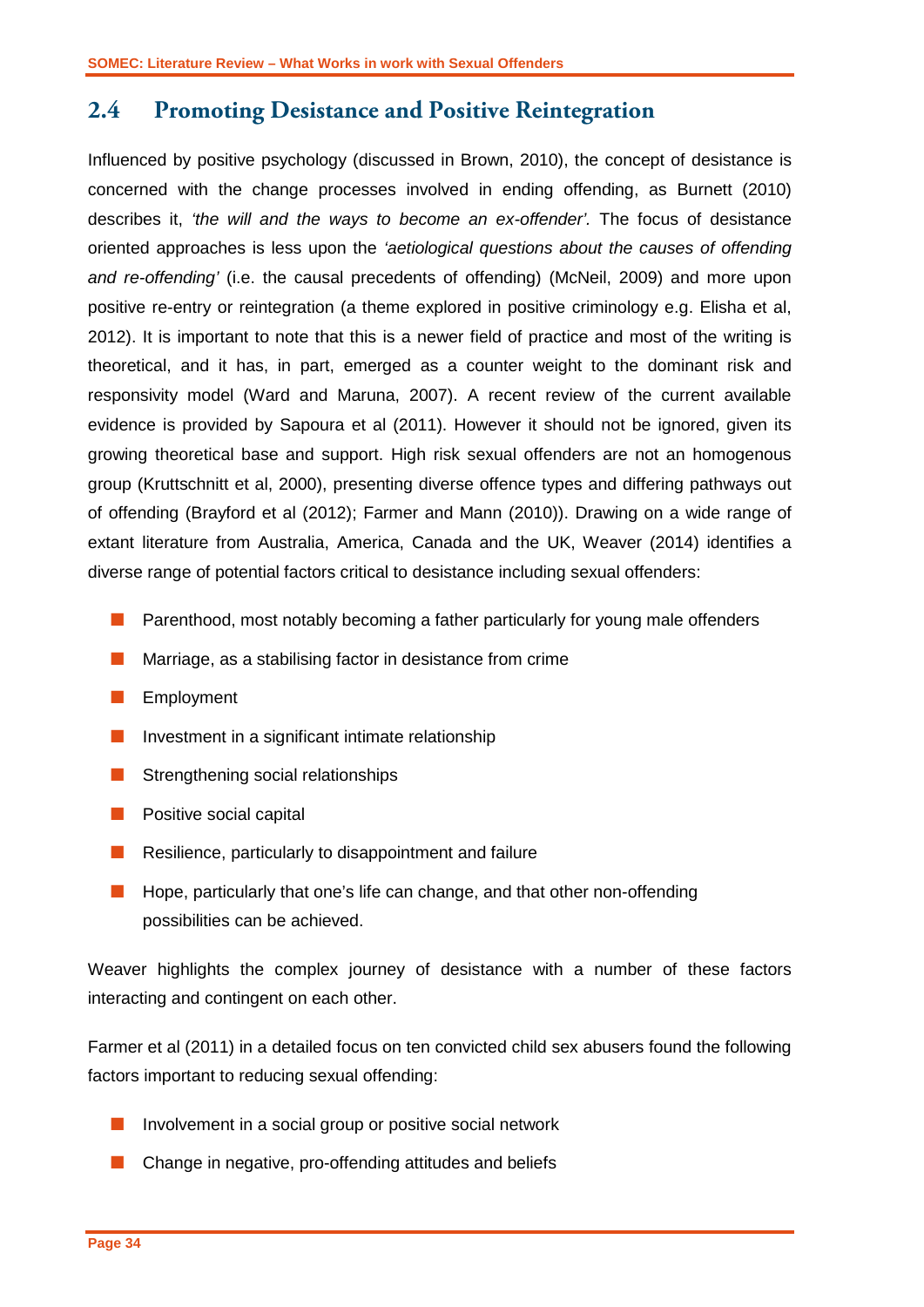## 2.4 Promoting Desistance and Positive Reintegration

Influenced by positive psychology (discussed in Brown, 2010), the concept of desistance is concerned with the change processes involved in ending offending, as Burnett (2010) describes it, *'the will and the ways to become an ex-offender'*. The focus of desistance oriented approaches is less upon the *'aetiological questions about the causes of offending and re-offending'* (i.e. the causal precedents of offending) (McNeil, 2009) and more upon positive re-entry or reintegration (a theme explored in positive criminology e.g. Elisha et al, 2012). It is important to note that this is a newer field of practice and most of the writing is theoretical, and it has, in part, emerged as a counter weight to the dominant risk and responsivity model (Ward and Maruna, 2007). A recent review of the current available evidence is provided by Sapoura et al (2011). However it should not be ignored, given its growing theoretical base and support. High risk sexual offenders are not an homogenous group (Kruttschnitt et al, 2000), presenting diverse offence types and differing pathways out of offending (Brayford et al (2012); Farmer and Mann (2010)). Drawing on a wide range of extant literature from Australia, America, Canada and the UK, Weaver (2014) identifies a diverse range of potential factors critical to desistance including sexual offenders:

- Parenthood, most notably becoming a father particularly for young male offenders
- Marriage, as a stabilising factor in desistance from crime
- Employment
- Investment in a significant intimate relationship
- Strengthening social relationships
- Positive social capital
- Resilience, particularly to disappointment and failure
- Hope, particularly that one's life can change, and that other non-offending possibilities can be achieved.

Weaver highlights the complex journey of desistance with a number of these factors interacting and contingent on each other.

Farmer et al (2011) in a detailed focus on ten convicted child sex abusers found the following factors important to reducing sexual offending:

- Involvement in a social group or positive social network
- Change in negative, pro-offending attitudes and beliefs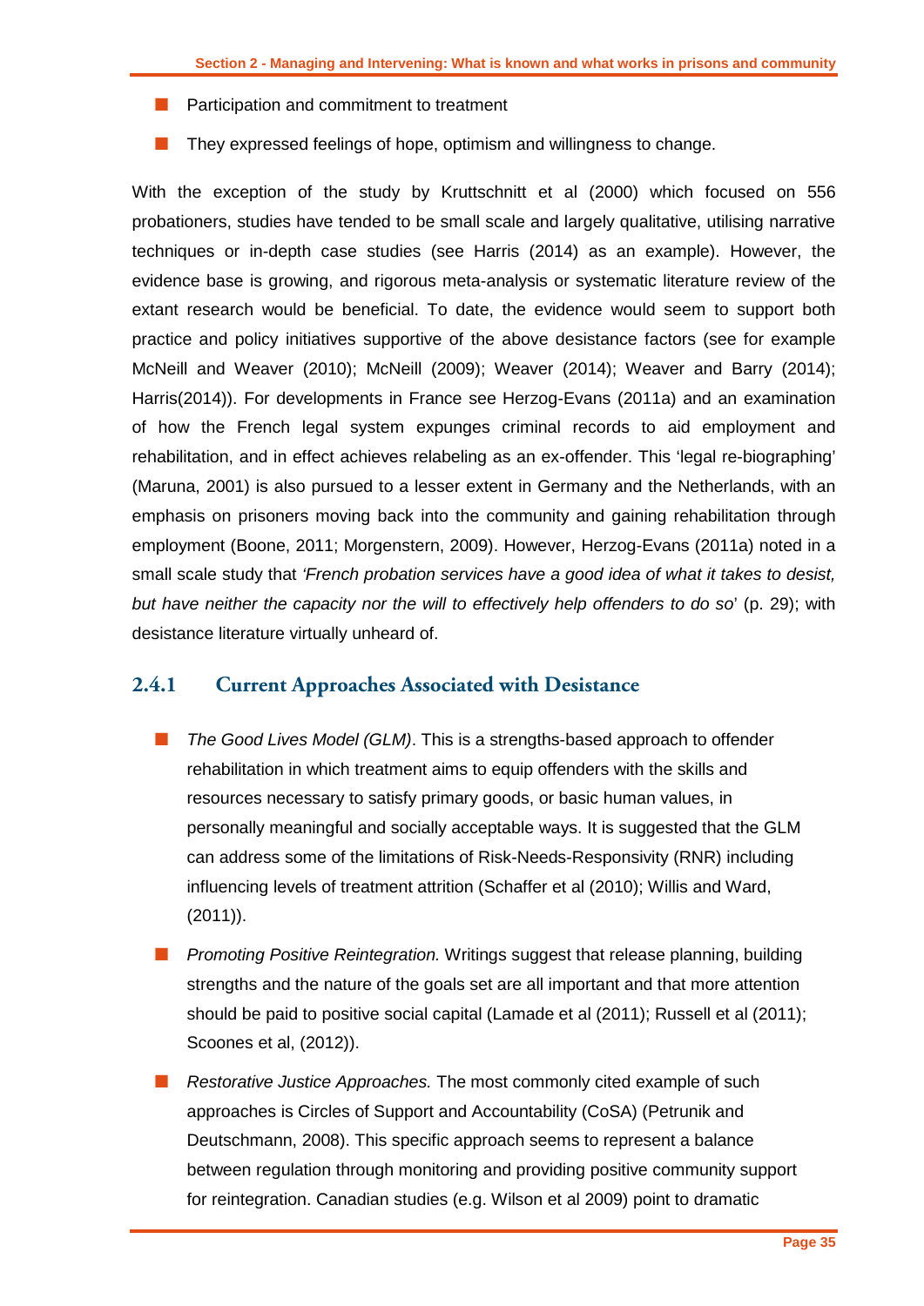- Participation and commitment to treatment
- They expressed feelings of hope, optimism and willingness to change.

With the exception of the study by Kruttschnitt et al (2000) which focused on 556 probationers, studies have tended to be small scale and largely qualitative, utilising narrative techniques or in-depth case studies (see Harris (2014) as an example). However, the evidence base is growing, and rigorous meta-analysis or systematic literature review of the extant research would be beneficial. To date, the evidence would seem to support both practice and policy initiatives supportive of the above desistance factors (see for example McNeill and Weaver (2010); McNeill (2009); Weaver (2014); Weaver and Barry (2014); Harris(2014)). For developments in France see Herzog-Evans (2011a) and an examination of how the French legal system expunges criminal records to aid employment and rehabilitation, and in effect achieves relabeling as an ex-offender. This 'legal re-biographing' (Maruna, 2001) is also pursued to a lesser extent in Germany and the Netherlands, with an emphasis on prisoners moving back into the community and gaining rehabilitation through employment (Boone, 2011; Morgenstern, 2009). However, Herzog-Evans (2011a) noted in a small scale study that *'French probation services have a good idea of what it takes to desist, but have neither the capacity nor the will to effectively help offenders to do so*' (p. 29); with desistance literature virtually unheard of.

### 2.4.1 Current Approaches Associated with Desistance

- *The Good Lives Model (GLM)*. This is a strengths-based approach to offender rehabilitation in which treatment aims to equip offenders with the skills and resources necessary to satisfy primary goods, or basic human values, in personally meaningful and socially acceptable ways. It is suggested that the GLM can address some of the limitations of Risk-Needs-Responsivity (RNR) including influencing levels of treatment attrition (Schaffer et al (2010); Willis and Ward, (2011)).
- *Promoting Positive Reintegration.* Writings suggest that release planning, building strengths and the nature of the goals set are all important and that more attention should be paid to positive social capital (Lamade et al (2011); Russell et al (2011); Scoones et al, (2012)).
- *Restorative Justice Approaches.* The most commonly cited example of such approaches is Circles of Support and Accountability (CoSA) (Petrunik and Deutschmann, 2008). This specific approach seems to represent a balance between regulation through monitoring and providing positive community support for reintegration. Canadian studies (e.g. Wilson et al 2009) point to dramatic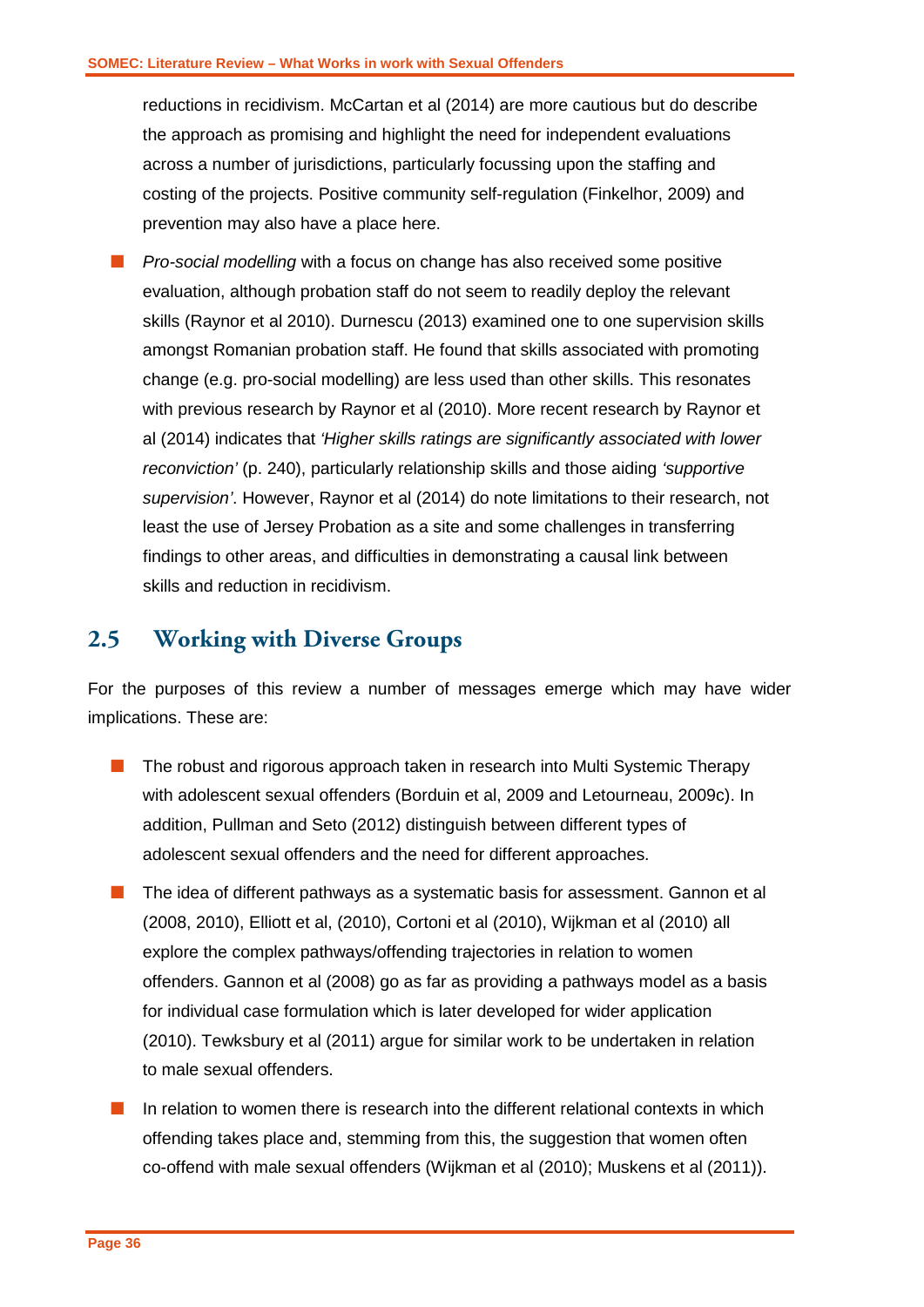reductions in recidivism. McCartan et al (2014) are more cautious but do describe the approach as promising and highlight the need for independent evaluations across a number of jurisdictions, particularly focussing upon the staffing and costing of the projects. Positive community self-regulation (Finkelhor, 2009) and prevention may also have a place here.

- *Pro-social modelling* with a focus on change has also received some positive evaluation, although probation staff do not seem to readily deploy the relevant skills (Raynor et al 2010). Durnescu (2013) examined one to one supervision skills amongst Romanian probation staff. He found that skills associated with promoting change (e.g. pro-social modelling) are less used than other skills. This resonates with previous research by Raynor et al (2010). More recent research by Raynor et al (2014) indicates that *'Higher skills ratings are significantly associated with lower reconviction'* (p. 240), particularly relationship skills and those aiding *'supportive supervision'*. However, Raynor et al (2014) do note limitations to their research, not least the use of Jersey Probation as a site and some challenges in transferring findings to other areas, and difficulties in demonstrating a causal link between skills and reduction in recidivism.

## 2.5 Working with Diverse Groups

For the purposes of this review a number of messages emerge which may have wider implications. These are:

- The robust and rigorous approach taken in research into Multi Systemic Therapy with adolescent sexual offenders (Borduin et al, 2009 and Letourneau, 2009c). In addition, Pullman and Seto (2012) distinguish between different types of adolescent sexual offenders and the need for different approaches.
- The idea of different pathways as a systematic basis for assessment. Gannon et al (2008, 2010), Elliott et al, (2010), Cortoni et al (2010), Wijkman et al (2010) all explore the complex pathways/offending trajectories in relation to women offenders. Gannon et al (2008) go as far as providing a pathways model as a basis for individual case formulation which is later developed for wider application (2010). Tewksbury et al (2011) argue for similar work to be undertaken in relation to male sexual offenders.
- In relation to women there is research into the different relational contexts in which offending takes place and, stemming from this, the suggestion that women often co-offend with male sexual offenders (Wijkman et al (2010); Muskens et al (2011)).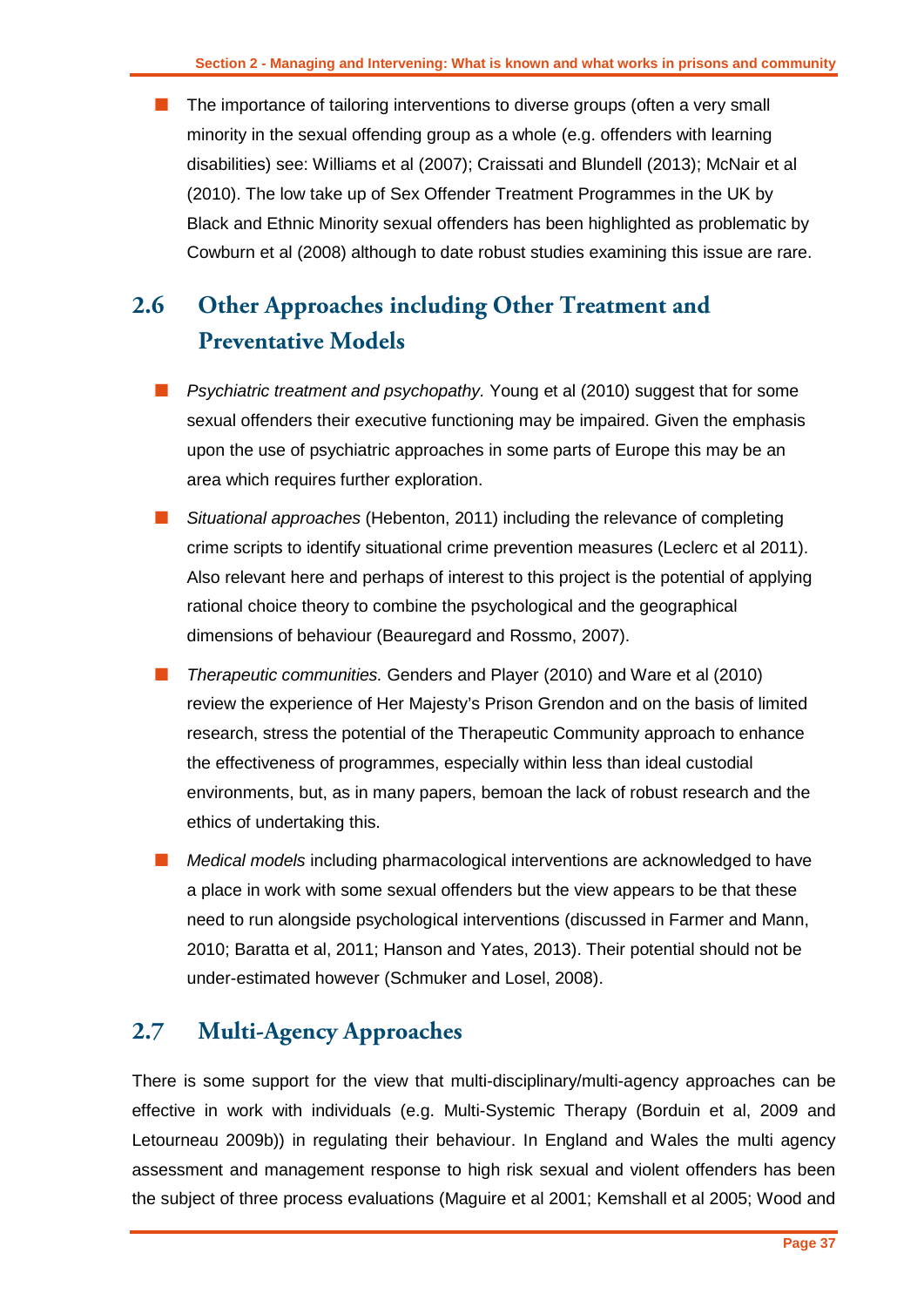- The importance of tailoring interventions to diverse groups (often a very small minority in the sexual offending group as a whole (e.g. offenders with learning disabilities) see: Williams et al (2007); Craissati and Blundell (2013); McNair et al (2010). The low take up of Sex Offender Treatment Programmes in the UK by Black and Ethnic Minority sexual offenders has been highlighted as problematic by Cowburn et al (2008) although to date robust studies examining this issue are rare.

## 2.6 Other Approaches including Other Treatment and Preventative Models

- *Psychiatric treatment and psychopathy.* Young et al (2010) suggest that for some sexual offenders their executive functioning may be impaired. Given the emphasis upon the use of psychiatric approaches in some parts of Europe this may be an area which requires further exploration.
- *Situational approaches* (Hebenton, 2011) including the relevance of completing crime scripts to identify situational crime prevention measures (Leclerc et al 2011). Also relevant here and perhaps of interest to this project is the potential of applying rational choice theory to combine the psychological and the geographical dimensions of behaviour (Beauregard and Rossmo, 2007).
- *Therapeutic communities.* Genders and Player (2010) and Ware et al (2010) review the experience of Her Majesty's Prison Grendon and on the basis of limited research, stress the potential of the Therapeutic Community approach to enhance the effectiveness of programmes, especially within less than ideal custodial environments, but, as in many papers, bemoan the lack of robust research and the ethics of undertaking this.
- *Medical models* including pharmacological interventions are acknowledged to have a place in work with some sexual offenders but the view appears to be that these need to run alongside psychological interventions (discussed in Farmer and Mann, 2010; Baratta et al, 2011; Hanson and Yates, 2013). Their potential should not be under-estimated however (Schmuker and Losel, 2008).

## 2.7 Multi-Agency Approaches

There is some support for the view that multi-disciplinary/multi-agency approaches can be effective in work with individuals (e.g. Multi-Systemic Therapy (Borduin et al, 2009 and Letourneau 2009b)) in regulating their behaviour. In England and Wales the multi agency assessment and management response to high risk sexual and violent offenders has been the subject of three process evaluations (Maguire et al 2001; Kemshall et al 2005; Wood and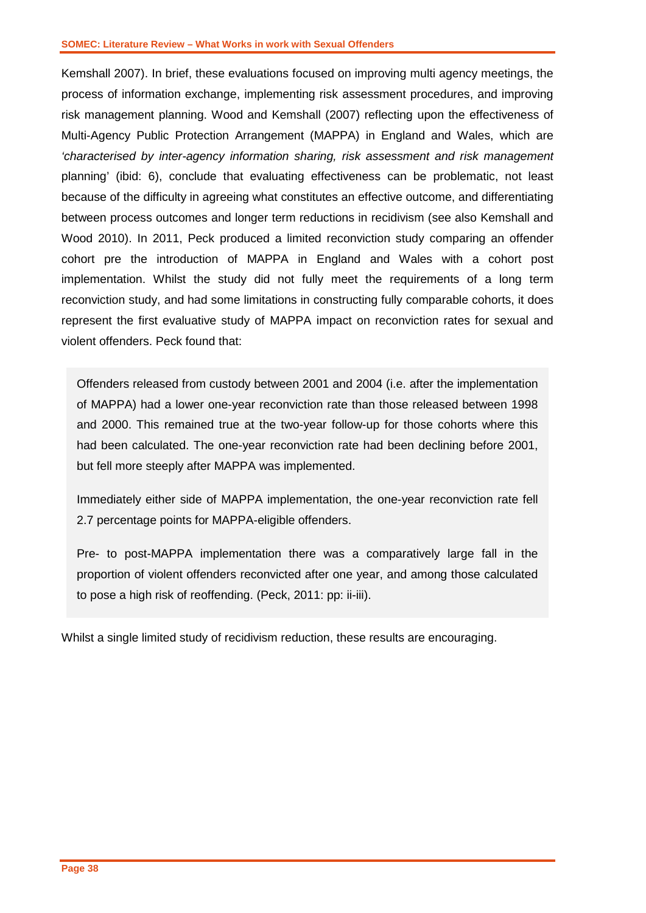Kemshall 2007). In brief, these evaluations focused on improving multi agency meetings, the process of information exchange, implementing risk assessment procedures, and improving risk management planning. Wood and Kemshall (2007) reflecting upon the effectiveness of Multi-Agency Public Protection Arrangement (MAPPA) in England and Wales, which are *'characterised by inter-agency information sharing, risk assessment and risk management* planning' (ibid: 6), conclude that evaluating effectiveness can be problematic, not least because of the difficulty in agreeing what constitutes an effective outcome, and differentiating between process outcomes and longer term reductions in recidivism (see also Kemshall and Wood 2010). In 2011, Peck produced a limited reconviction study comparing an offender cohort pre the introduction of MAPPA in England and Wales with a cohort post implementation. Whilst the study did not fully meet the requirements of a long term reconviction study, and had some limitations in constructing fully comparable cohorts, it does represent the first evaluative study of MAPPA impact on reconviction rates for sexual and violent offenders. Peck found that:

> Offenders released from custody between 2001 and 2004 (i.e. after the implementation of MAPPA) had a lower one-year reconviction rate than those released between 1998 and 2000. This remained true at the two-year follow-up for those cohorts where this had been calculated. The one-year reconviction rate had been declining before 2001, but fell more steeply after MAPPA was implemented.
>
> Immediately either side of MAPPA implementation, the one-year reconviction rate fell 2.7 percentage points for MAPPA-eligible offenders.
>
> Pre- to post-MAPPA implementation there was a comparatively large fall in the proportion of violent offenders reconvicted after one year, and among those calculated to pose a high risk of reoffending. (Peck, 2011: pp: ii-iii).

Whilst a single limited study of recidivism reduction, these results are encouraging.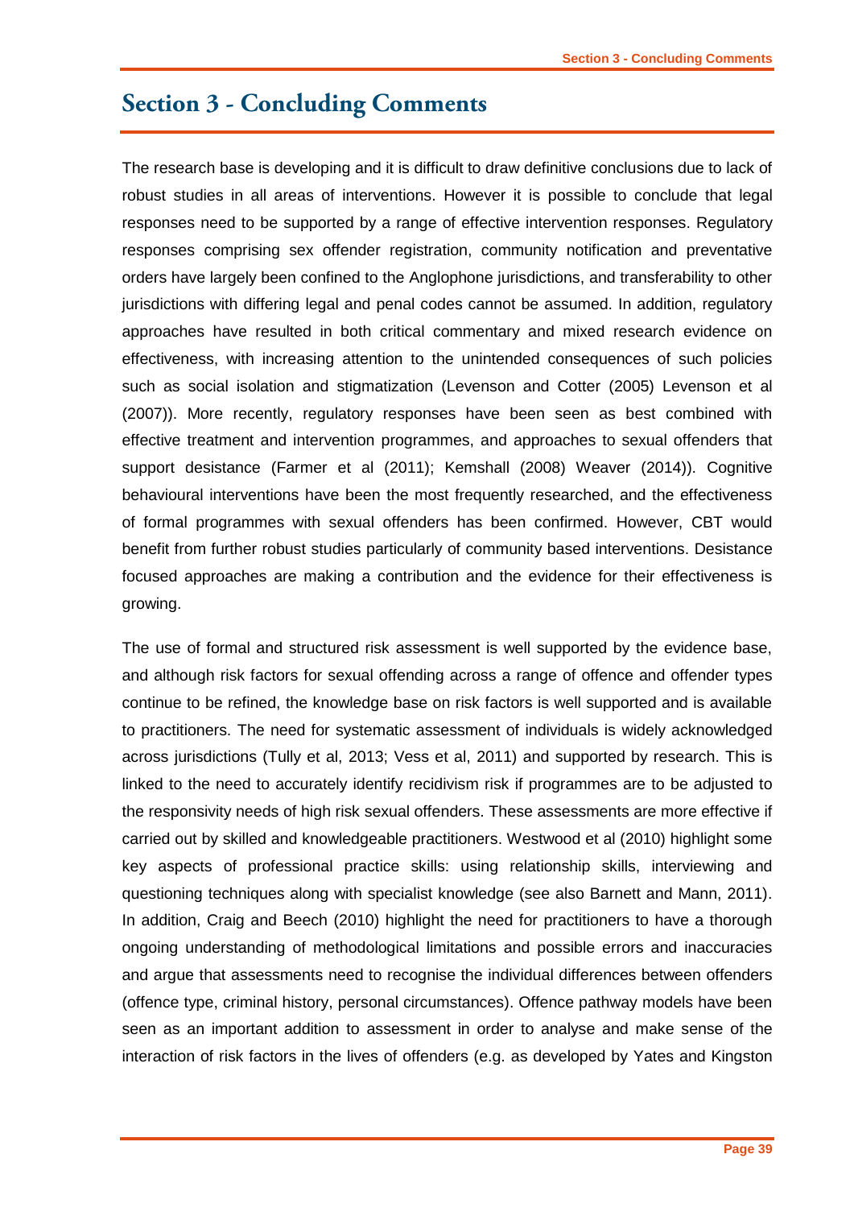# Section 3 - Concluding Comments

The research base is developing and it is difficult to draw definitive conclusions due to lack of robust studies in all areas of interventions. However it is possible to conclude that legal responses need to be supported by a range of effective intervention responses. Regulatory responses comprising sex offender registration, community notification and preventative orders have largely been confined to the Anglophone jurisdictions, and transferability to other jurisdictions with differing legal and penal codes cannot be assumed. In addition, regulatory approaches have resulted in both critical commentary and mixed research evidence on effectiveness, with increasing attention to the unintended consequences of such policies such as social isolation and stigmatization (Levenson and Cotter (2005) Levenson et al (2007)). More recently, regulatory responses have been seen as best combined with effective treatment and intervention programmes, and approaches to sexual offenders that support desistance (Farmer et al (2011); Kemshall (2008) Weaver (2014)). Cognitive behavioural interventions have been the most frequently researched, and the effectiveness of formal programmes with sexual offenders has been confirmed. However, CBT would benefit from further robust studies particularly of community based interventions. Desistance focused approaches are making a contribution and the evidence for their effectiveness is growing.

The use of formal and structured risk assessment is well supported by the evidence base, and although risk factors for sexual offending across a range of offence and offender types continue to be refined, the knowledge base on risk factors is well supported and is available to practitioners. The need for systematic assessment of individuals is widely acknowledged across jurisdictions (Tully et al, 2013; Vess et al, 2011) and supported by research. This is linked to the need to accurately identify recidivism risk if programmes are to be adjusted to the responsivity needs of high risk sexual offenders. These assessments are more effective if carried out by skilled and knowledgeable practitioners. Westwood et al (2010) highlight some key aspects of professional practice skills: using relationship skills, interviewing and questioning techniques along with specialist knowledge (see also Barnett and Mann, 2011). In addition, Craig and Beech (2010) highlight the need for practitioners to have a thorough ongoing understanding of methodological limitations and possible errors and inaccuracies and argue that assessments need to recognise the individual differences between offenders (offence type, criminal history, personal circumstances). Offence pathway models have been seen as an important addition to assessment in order to analyse and make sense of the interaction of risk factors in the lives of offenders (e.g. as developed by Yates and Kingston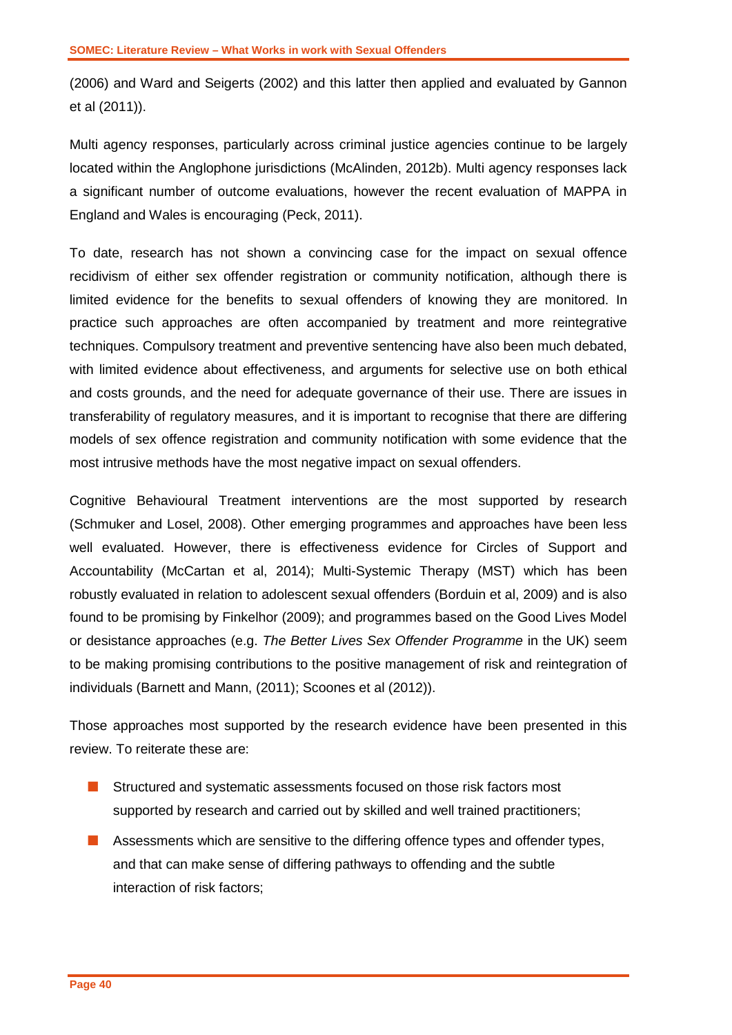(2006) and Ward and Seigerts (2002) and this latter then applied and evaluated by Gannon et al (2011)).

Multi agency responses, particularly across criminal justice agencies continue to be largely located within the Anglophone jurisdictions (McAlinden, 2012b). Multi agency responses lack a significant number of outcome evaluations, however the recent evaluation of MAPPA in England and Wales is encouraging (Peck, 2011).

To date, research has not shown a convincing case for the impact on sexual offence recidivism of either sex offender registration or community notification, although there is limited evidence for the benefits to sexual offenders of knowing they are monitored. In practice such approaches are often accompanied by treatment and more reintegrative techniques. Compulsory treatment and preventive sentencing have also been much debated, with limited evidence about effectiveness, and arguments for selective use on both ethical and costs grounds, and the need for adequate governance of their use. There are issues in transferability of regulatory measures, and it is important to recognise that there are differing models of sex offence registration and community notification with some evidence that the most intrusive methods have the most negative impact on sexual offenders.

Cognitive Behavioural Treatment interventions are the most supported by research (Schmuker and Losel, 2008). Other emerging programmes and approaches have been less well evaluated. However, there is effectiveness evidence for Circles of Support and Accountability (McCartan et al, 2014); Multi-Systemic Therapy (MST) which has been robustly evaluated in relation to adolescent sexual offenders (Borduin et al, 2009) and is also found to be promising by Finkelhor (2009); and programmes based on the Good Lives Model or desistance approaches (e.g. *The Better Lives Sex Offender Programme* in the UK) seem to be making promising contributions to the positive management of risk and reintegration of individuals (Barnett and Mann, (2011); Scoones et al (2012)).

Those approaches most supported by the research evidence have been presented in this review. To reiterate these are:

- Structured and systematic assessments focused on those risk factors most supported by research and carried out by skilled and well trained practitioners;
- Assessments which are sensitive to the differing offence types and offender types, and that can make sense of differing pathways to offending and the subtle interaction of risk factors;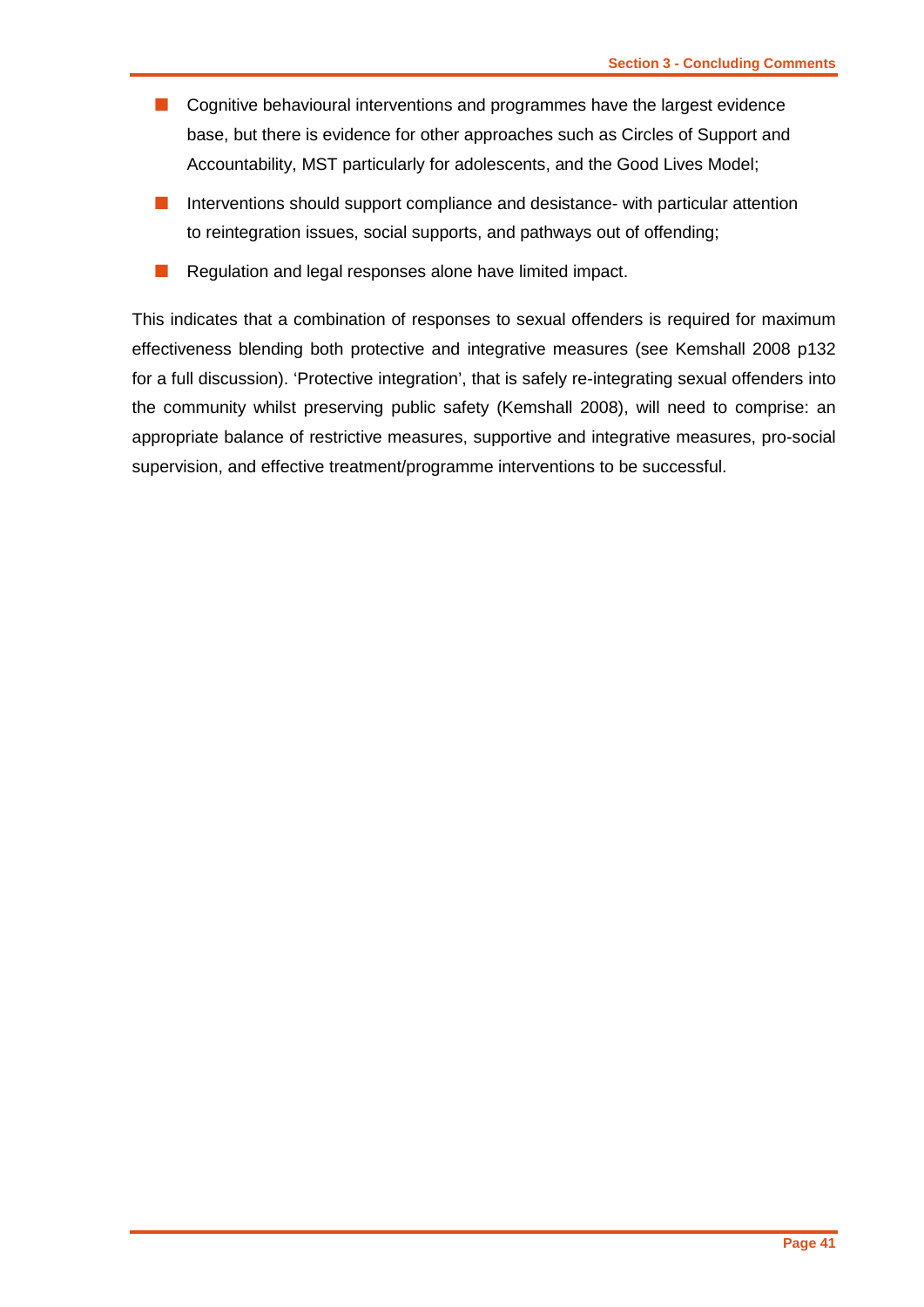- Cognitive behavioural interventions and programmes have the largest evidence base, but there is evidence for other approaches such as Circles of Support and Accountability, MST particularly for adolescents, and the Good Lives Model;
- Interventions should support compliance and desistance- with particular attention to reintegration issues, social supports, and pathways out of offending;
- Regulation and legal responses alone have limited impact.

This indicates that a combination of responses to sexual offenders is required for maximum effectiveness blending both protective and integrative measures (see Kemshall 2008 p132 for a full discussion). 'Protective integration', that is safely re-integrating sexual offenders into the community whilst preserving public safety (Kemshall 2008), will need to comprise: an appropriate balance of restrictive measures, supportive and integrative measures, pro-social supervision, and effective treatment/programme interventions to be successful.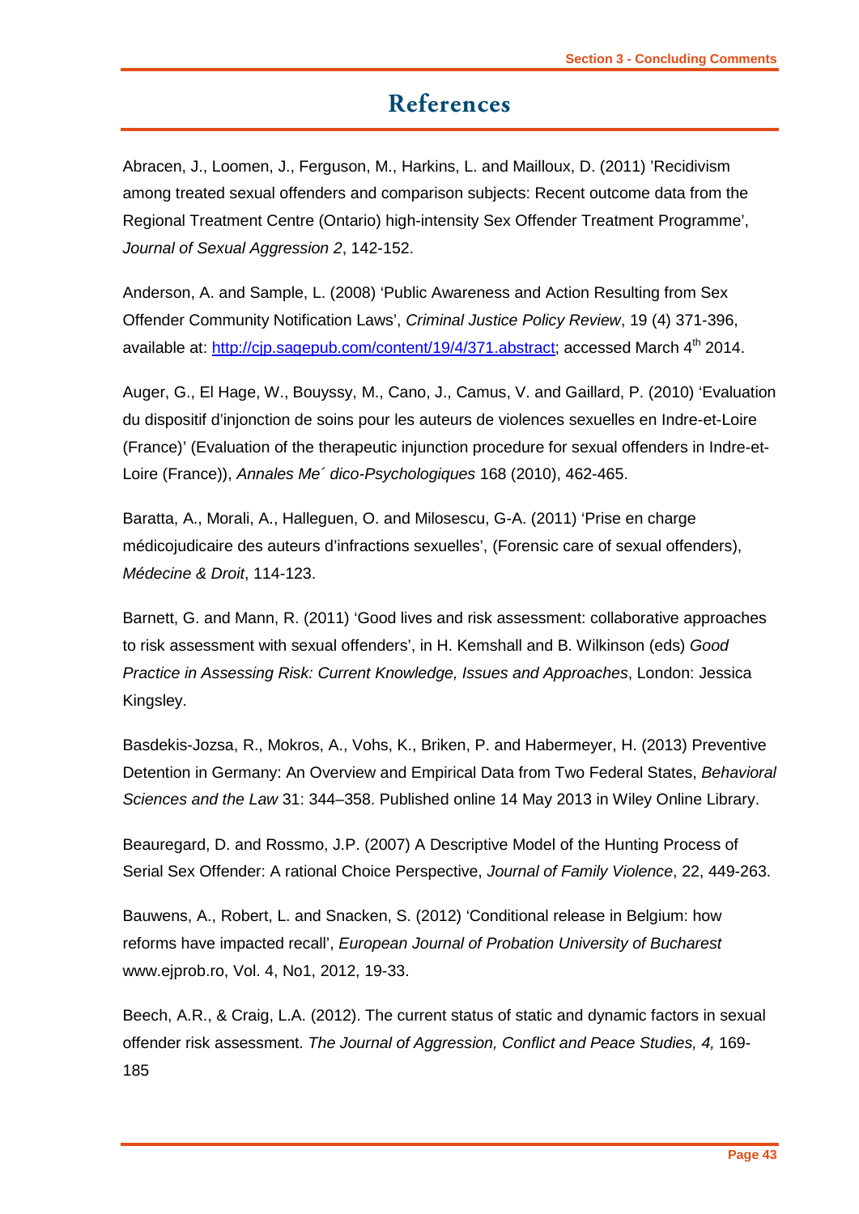# References

Abracen, J., Loomen, J., Ferguson, M., Harkins, L. and Mailloux, D. (2011) 'Recidivism among treated sexual offenders and comparison subjects: Recent outcome data from the Regional Treatment Centre (Ontario) high-intensity Sex Offender Treatment Programme', *Journal of Sexual Aggression 2*, 142-152.

Anderson, A. and Sample, L. (2008) 'Public Awareness and Action Resulting from Sex Offender Community Notification Laws', *Criminal Justice Policy Review*, 19 (4) 371-396, available at: http://cjp.sagepub.com/content/19/4/371.abstract; accessed March 4th 2014.

Auger, G., El Hage, W., Bouyssy, M., Cano, J., Camus, V. and Gaillard, P. (2010) 'Evaluation du dispositif d'injonction de soins pour les auteurs de violences sexuelles en Indre-et-Loire (France)' (Evaluation of the therapeutic injunction procedure for sexual offenders in Indre-et-Loire (France)), *Annales Me´ dico-Psychologiques* 168 (2010), 462-465.

Baratta, A., Morali, A., Halleguen, O. and Milosescu, G-A. (2011) 'Prise en charge médicojudicaire des auteurs d'infractions sexuelles', (Forensic care of sexual offenders), *Médecine & Droit*, 114-123.

Barnett, G. and Mann, R. (2011) 'Good lives and risk assessment: collaborative approaches to risk assessment with sexual offenders', in H. Kemshall and B. Wilkinson (eds) *Good Practice in Assessing Risk: Current Knowledge, Issues and Approaches*, London: Jessica Kingsley.

Basdekis-Jozsa, R., Mokros, A., Vohs, K., Briken, P. and Habermeyer, H. (2013) Preventive Detention in Germany: An Overview and Empirical Data from Two Federal States, *Behavioral Sciences and the Law* 31: 344–358. Published online 14 May 2013 in Wiley Online Library.

Beauregard, D. and Rossmo, J.P. (2007) A Descriptive Model of the Hunting Process of Serial Sex Offender: A rational Choice Perspective, *Journal of Family Violence*, 22, 449-263.

Bauwens, A., Robert, L. and Snacken, S. (2012) 'Conditional release in Belgium: how reforms have impacted recall', *European Journal of Probation University of Bucharest* www.ejprob.ro, Vol. 4, No1, 2012, 19-33.

Beech, A.R., & Craig, L.A. (2012). The current status of static and dynamic factors in sexual offender risk assessment. *The Journal of Aggression, Conflict and Peace Studies, 4,* 169-185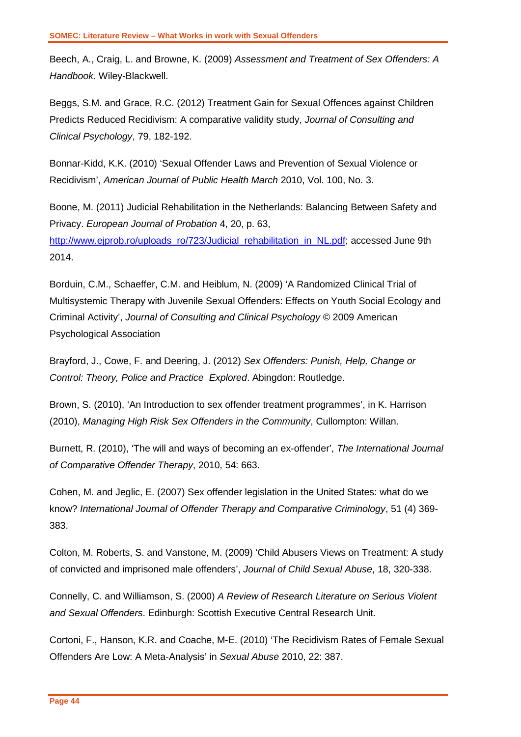Beech, A., Craig, L. and Browne, K. (2009) *Assessment and Treatment of Sex Offenders: A Handbook*. Wiley-Blackwell.

Beggs, S.M. and Grace, R.C. (2012) Treatment Gain for Sexual Offences against Children Predicts Reduced Recidivism: A comparative validity study, *Journal of Consulting and Clinical Psychology*, 79, 182-192.

Bonnar-Kidd, K.K. (2010) 'Sexual Offender Laws and Prevention of Sexual Violence or Recidivism', *American Journal of Public Health March* 2010, Vol. 100, No. 3.

Boone, M. (2011) Judicial Rehabilitation in the Netherlands: Balancing Between Safety and Privacy. *European Journal of Probation* 4, 20, p. 63, [http://www.ejprob.ro/uploads_ro/723/Judicial_rehabilitation_in_NL.pdf](http://www.ejprob.ro/uploads_ro/723/Judicial_rehabilitation_in_NL.pdf); accessed June 9th 2014.

Borduin, C.M., Schaeffer, C.M. and Heiblum, N. (2009) 'A Randomized Clinical Trial of Multisystemic Therapy with Juvenile Sexual Offenders: Effects on Youth Social Ecology and Criminal Activity', *Journal of Consulting and Clinical Psychology* © 2009 American Psychological Association

Brayford, J., Cowe, F. and Deering, J. (2012) *Sex Offenders: Punish, Help, Change or Control: Theory, Police and Practice Explored*. Abingdon: Routledge.

Brown, S. (2010), 'An Introduction to sex offender treatment programmes', in K. Harrison (2010), *Managing High Risk Sex Offenders in the Community*, Cullompton: Willan.

Burnett, R. (2010), 'The will and ways of becoming an ex-offender', *The International Journal of Comparative Offender Therapy*, 2010, 54: 663.

Cohen, M. and Jeglic, E. (2007) Sex offender legislation in the United States: what do we know? *International Journal of Offender Therapy and Comparative Criminology*, 51 (4) 369-383.

Colton, M. Roberts, S. and Vanstone, M. (2009) 'Child Abusers Views on Treatment: A study of convicted and imprisoned male offenders', *Journal of Child Sexual Abuse*, 18, 320-338.

Connelly, C. and Williamson, S. (2000) *A Review of Research Literature on Serious Violent and Sexual Offenders*. Edinburgh: Scottish Executive Central Research Unit.

Cortoni, F., Hanson, K.R. and Coache, M-E. (2010) 'The Recidivism Rates of Female Sexual Offenders Are Low: A Meta-Analysis' in *Sexual Abuse* 2010, 22: 387.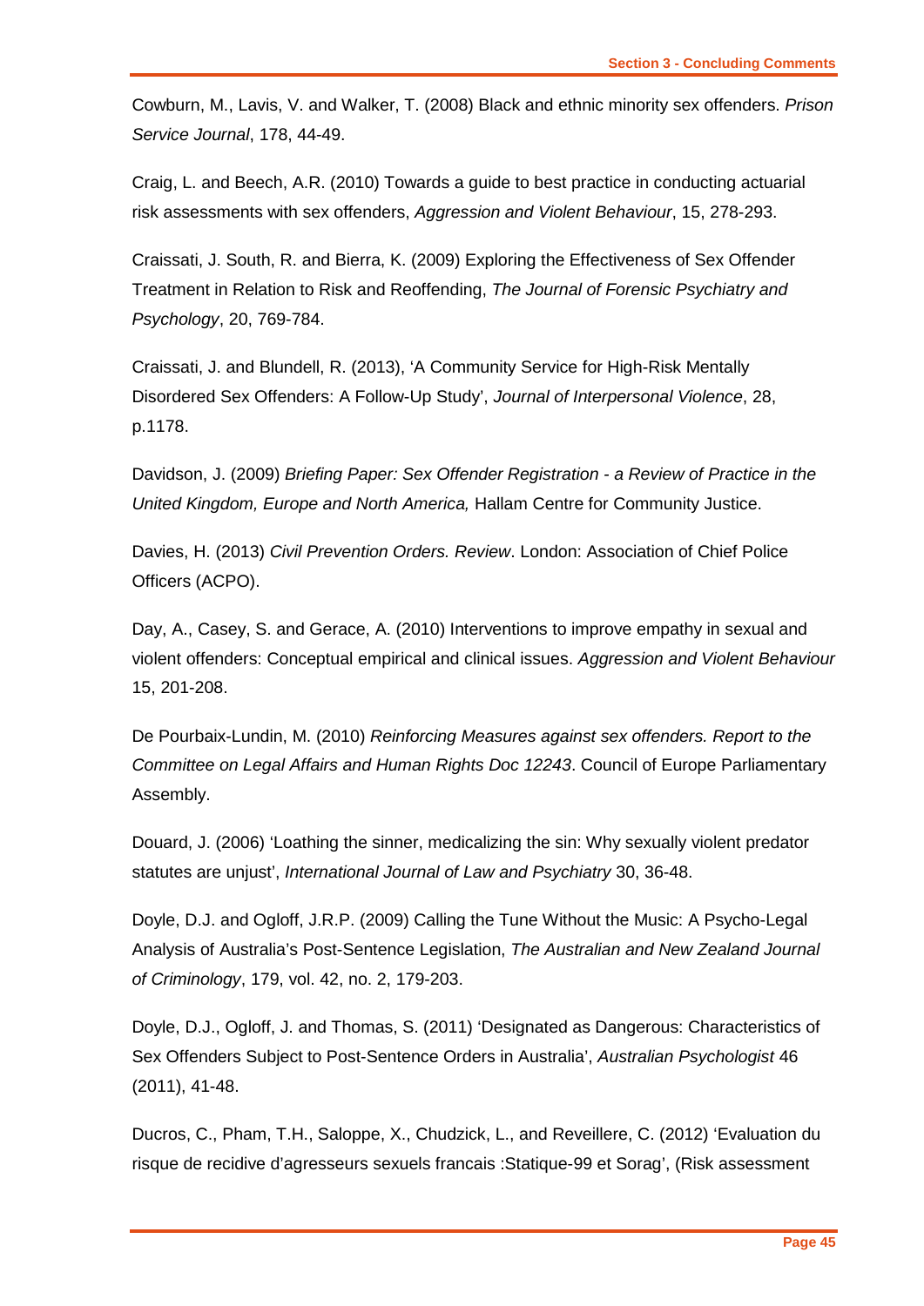Cowburn, M., Lavis, V. and Walker, T. (2008) Black and ethnic minority sex offenders. *Prison Service Journal*, 178, 44-49.

Craig, L. and Beech, A.R. (2010) Towards a guide to best practice in conducting actuarial risk assessments with sex offenders, *Aggression and Violent Behaviour*, 15, 278-293.

Craissati, J. South, R. and Bierra, K. (2009) Exploring the Effectiveness of Sex Offender Treatment in Relation to Risk and Reoffending, *The Journal of Forensic Psychiatry and Psychology*, 20, 769-784.

Craissati, J. and Blundell, R. (2013), 'A Community Service for High-Risk Mentally Disordered Sex Offenders: A Follow-Up Study', *Journal of Interpersonal Violence*, 28, p.1178.

Davidson, J. (2009) *Briefing Paper: Sex Offender Registration - a Review of Practice in the United Kingdom, Europe and North America,* Hallam Centre for Community Justice.

Davies, H. (2013) *Civil Prevention Orders. Review*. London: Association of Chief Police Officers (ACPO).

Day, A., Casey, S. and Gerace, A. (2010) Interventions to improve empathy in sexual and violent offenders: Conceptual empirical and clinical issues. *Aggression and Violent Behaviour* 15, 201-208.

De Pourbaix-Lundin, M. (2010) *Reinforcing Measures against sex offenders. Report to the Committee on Legal Affairs and Human Rights Doc 12243*. Council of Europe Parliamentary Assembly.

Douard, J. (2006) 'Loathing the sinner, medicalizing the sin: Why sexually violent predator statutes are unjust', *International Journal of Law and Psychiatry* 30, 36-48.

Doyle, D.J. and Ogloff, J.R.P. (2009) Calling the Tune Without the Music: A Psycho-Legal Analysis of Australia's Post-Sentence Legislation, *The Australian and New Zealand Journal of Criminology*, 179, vol. 42, no. 2, 179-203.

Doyle, D.J., Ogloff, J. and Thomas, S. (2011) 'Designated as Dangerous: Characteristics of Sex Offenders Subject to Post-Sentence Orders in Australia', *Australian Psychologist* 46 (2011), 41-48.

Ducros, C., Pham, T.H., Saloppe, X., Chudzick, L., and Reveillere, C. (2012) 'Evaluation du risque de recidive d'agresseurs sexuels francais :Statique-99 et Sorag', (Risk assessment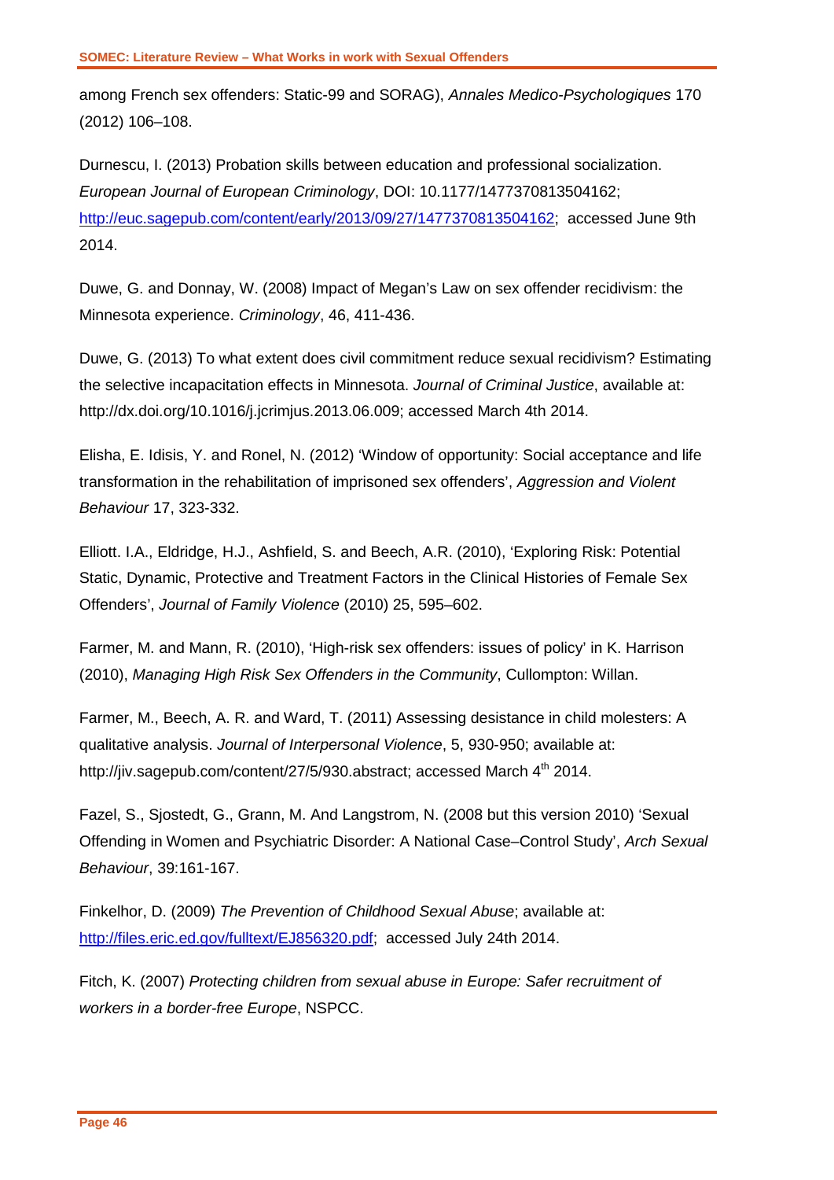among French sex offenders: Static-99 and SORAG), *Annales Medico-Psychologiques* 170 (2012) 106–108.

Durnescu, I. (2013) Probation skills between education and professional socialization. *European Journal of European Criminology*, DOI: 10.1177/1477370813504162; http://euc.sagepub.com/content/early/2013/09/27/1477370813504162; accessed June 9th 2014.

Duwe, G. and Donnay, W. (2008) Impact of Megan's Law on sex offender recidivism: the Minnesota experience. *Criminology*, 46, 411-436.

Duwe, G. (2013) To what extent does civil commitment reduce sexual recidivism? Estimating the selective incapacitation effects in Minnesota. *Journal of Criminal Justice*, available at: http://dx.doi.org/10.1016/j.jcrimjus.2013.06.009; accessed March 4th 2014.

Elisha, E. Idisis, Y. and Ronel, N. (2012) 'Window of opportunity: Social acceptance and life transformation in the rehabilitation of imprisoned sex offenders', *Aggression and Violent Behaviour* 17, 323-332.

Elliott. I.A., Eldridge, H.J., Ashfield, S. and Beech, A.R. (2010), 'Exploring Risk: Potential Static, Dynamic, Protective and Treatment Factors in the Clinical Histories of Female Sex Offenders', *Journal of Family Violence* (2010) 25, 595–602.

Farmer, M. and Mann, R. (2010), 'High-risk sex offenders: issues of policy' in K. Harrison (2010), *Managing High Risk Sex Offenders in the Community*, Cullompton: Willan.

Farmer, M., Beech, A. R. and Ward, T. (2011) Assessing desistance in child molesters: A qualitative analysis. *Journal of Interpersonal Violence*, 5, 930-950; available at: http://jiv.sagepub.com/content/27/5/930.abstract; accessed March 4th 2014.

Fazel, S., Sjostedt, G., Grann, M. And Langstrom, N. (2008 but this version 2010) 'Sexual Offending in Women and Psychiatric Disorder: A National Case–Control Study', *Arch Sexual Behaviour*, 39:161-167.

Finkelhor, D. (2009) *The Prevention of Childhood Sexual Abuse*; available at: http://files.eric.ed.gov/fulltext/EJ856320.pdf; accessed July 24th 2014.

Fitch, K. (2007) *Protecting children from sexual abuse in Europe: Safer recruitment of workers in a border-free Europe*, NSPCC.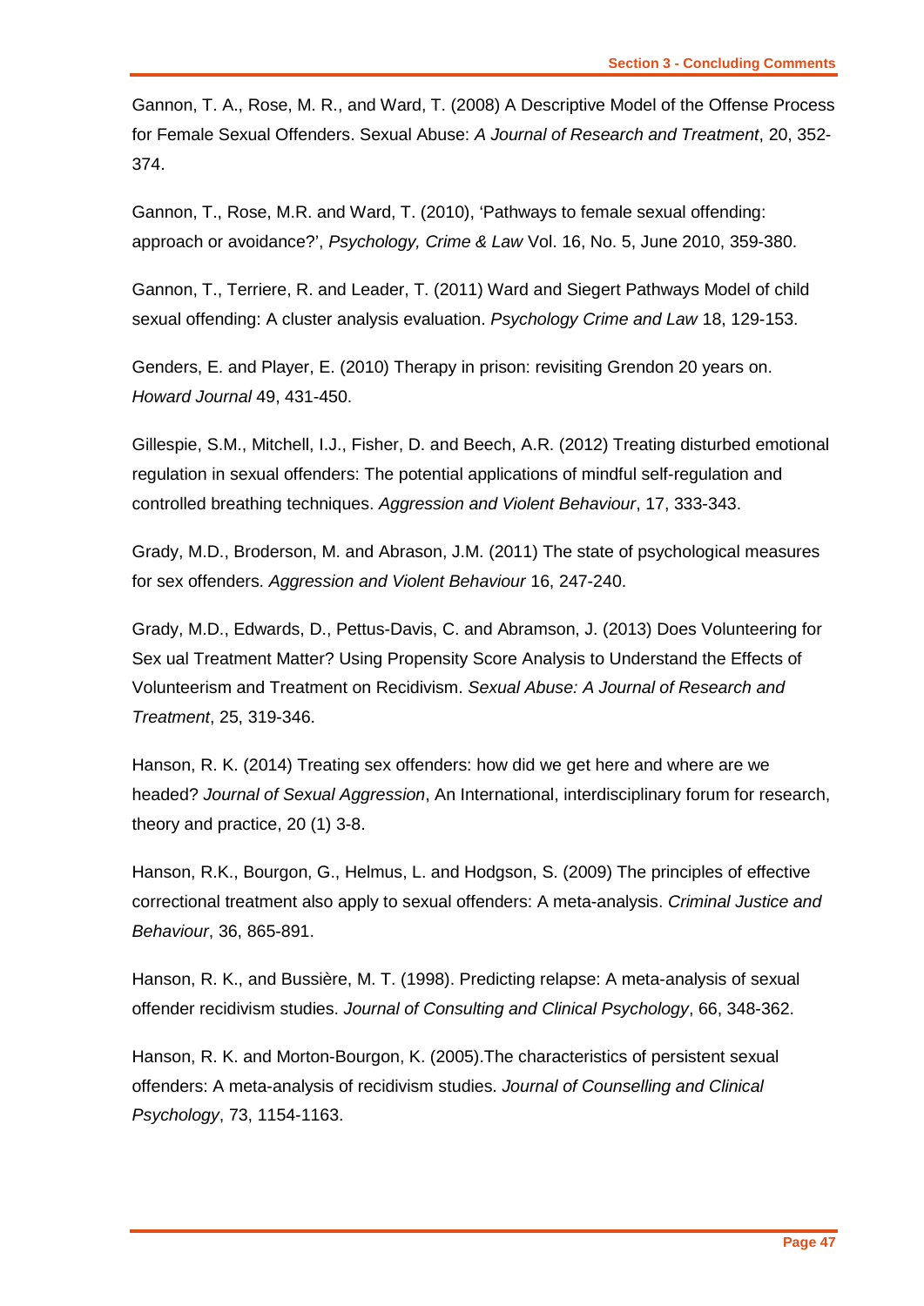Gannon, T. A., Rose, M. R., and Ward, T. (2008) A Descriptive Model of the Offense Process for Female Sexual Offenders. Sexual Abuse: *A Journal of Research and Treatment*, 20, 352-374.

Gannon, T., Rose, M.R. and Ward, T. (2010), 'Pathways to female sexual offending: approach or avoidance?', *Psychology, Crime & Law* Vol. 16, No. 5, June 2010, 359-380.

Gannon, T., Terriere, R. and Leader, T. (2011) Ward and Siegert Pathways Model of child sexual offending: A cluster analysis evaluation. *Psychology Crime and Law* 18, 129-153.

Genders, E. and Player, E. (2010) Therapy in prison: revisiting Grendon 20 years on. *Howard Journal* 49, 431-450.

Gillespie, S.M., Mitchell, I.J., Fisher, D. and Beech, A.R. (2012) Treating disturbed emotional regulation in sexual offenders: The potential applications of mindful self-regulation and controlled breathing techniques. *Aggression and Violent Behaviour*, 17, 333-343.

Grady, M.D., Broderson, M. and Abrason, J.M. (2011) The state of psychological measures for sex offenders. *Aggression and Violent Behaviour* 16, 247-240.

Grady, M.D., Edwards, D., Pettus-Davis, C. and Abramson, J. (2013) Does Volunteering for Sex ual Treatment Matter? Using Propensity Score Analysis to Understand the Effects of Volunteerism and Treatment on Recidivism. *Sexual Abuse: A Journal of Research and Treatment*, 25, 319-346.

Hanson, R. K. (2014) Treating sex offenders: how did we get here and where are we headed? *Journal of Sexual Aggression*, An International, interdisciplinary forum for research, theory and practice, 20 (1) 3-8.

Hanson, R.K., Bourgon, G., Helmus, L. and Hodgson, S. (2009) The principles of effective correctional treatment also apply to sexual offenders: A meta-analysis. *Criminal Justice and Behaviour*, 36, 865-891.

Hanson, R. K., and Bussière, M. T. (1998). Predicting relapse: A meta-analysis of sexual offender recidivism studies. *Journal of Consulting and Clinical Psychology*, 66, 348-362.

Hanson, R. K. and Morton-Bourgon, K. (2005).The characteristics of persistent sexual offenders: A meta-analysis of recidivism studies. *Journal of Counselling and Clinical Psychology*, 73, 1154-1163.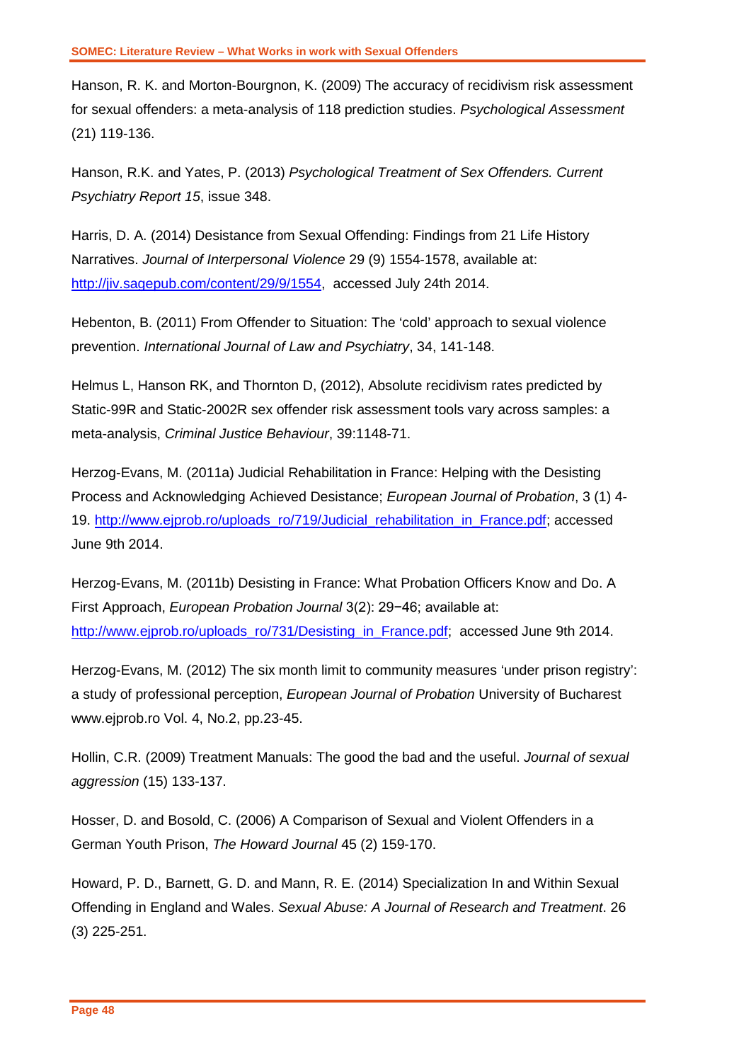Hanson, R. K. and Morton-Bourgnon, K. (2009) The accuracy of recidivism risk assessment for sexual offenders: a meta-analysis of 118 prediction studies. *Psychological Assessment* (21) 119-136.

Hanson, R.K. and Yates, P. (2013) *Psychological Treatment of Sex Offenders. Current Psychiatry Report 15*, issue 348.

Harris, D. A. (2014) Desistance from Sexual Offending: Findings from 21 Life History Narratives. *Journal of Interpersonal Violence* 29 (9) 1554-1578, available at: http://jiv.sagepub.com/content/29/9/1554, accessed July 24th 2014.

Hebenton, B. (2011) From Offender to Situation: The 'cold' approach to sexual violence prevention. *International Journal of Law and Psychiatry*, 34, 141-148.

Helmus L, Hanson RK, and Thornton D, (2012), Absolute recidivism rates predicted by Static-99R and Static-2002R sex offender risk assessment tools vary across samples: a meta-analysis, *Criminal Justice Behaviour*, 39:1148-71.

Herzog-Evans, M. (2011a) Judicial Rehabilitation in France: Helping with the Desisting Process and Acknowledging Achieved Desistance; *European Journal of Probation*, 3 (1) 4-19. http://www.ejprob.ro/uploads_ro/719/Judicial_rehabilitation_in_France.pdf; accessed June 9th 2014.

Herzog-Evans, M. (2011b) Desisting in France: What Probation Officers Know and Do. A First Approach, *European Probation Journal* 3(2): 29−46; available at: http://www.ejprob.ro/uploads_ro/731/Desisting_in_France.pdf; accessed June 9th 2014.

Herzog-Evans, M. (2012) The six month limit to community measures 'under prison registry': a study of professional perception, *European Journal of Probation* University of Bucharest www.ejprob.ro Vol. 4, No.2, pp.23-45.

Hollin, C.R. (2009) Treatment Manuals: The good the bad and the useful. *Journal of sexual aggression* (15) 133-137.

Hosser, D. and Bosold, C. (2006) A Comparison of Sexual and Violent Offenders in a German Youth Prison, *The Howard Journal* 45 (2) 159-170.

Howard, P. D., Barnett, G. D. and Mann, R. E. (2014) Specialization In and Within Sexual Offending in England and Wales. *Sexual Abuse: A Journal of Research and Treatment*. 26 (3) 225-251.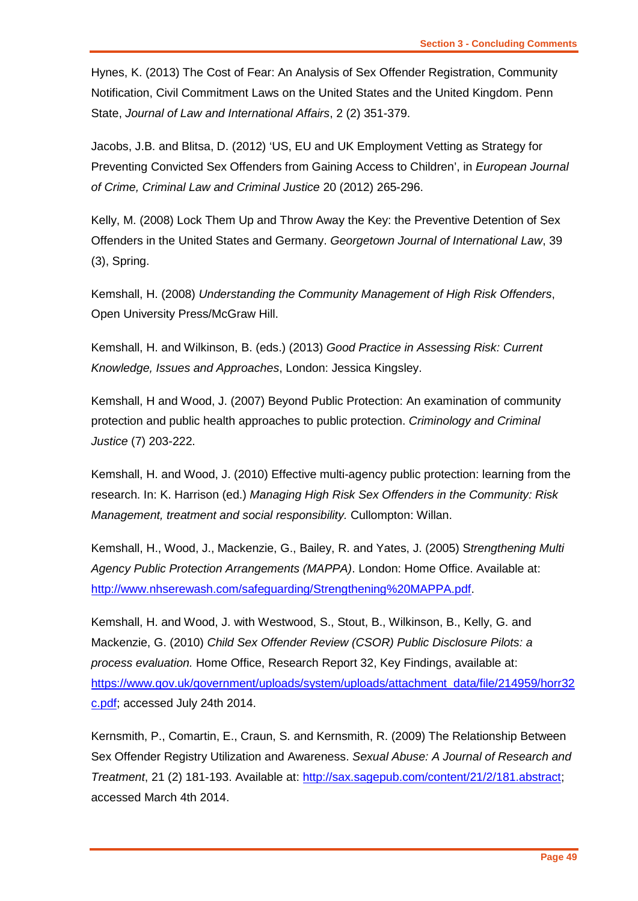Hynes, K. (2013) The Cost of Fear: An Analysis of Sex Offender Registration, Community Notification, Civil Commitment Laws on the United States and the United Kingdom. Penn State, *Journal of Law and International Affairs*, 2 (2) 351-379.

Jacobs, J.B. and Blitsa, D. (2012) 'US, EU and UK Employment Vetting as Strategy for Preventing Convicted Sex Offenders from Gaining Access to Children', in *European Journal of Crime, Criminal Law and Criminal Justice* 20 (2012) 265-296.

Kelly, M. (2008) Lock Them Up and Throw Away the Key: the Preventive Detention of Sex Offenders in the United States and Germany. *Georgetown Journal of International Law*, 39 (3), Spring.

Kemshall, H. (2008) *Understanding the Community Management of High Risk Offenders*, Open University Press/McGraw Hill.

Kemshall, H. and Wilkinson, B. (eds.) (2013) *Good Practice in Assessing Risk: Current Knowledge, Issues and Approaches*, London: Jessica Kingsley.

Kemshall, H and Wood, J. (2007) Beyond Public Protection: An examination of community protection and public health approaches to public protection. *Criminology and Criminal Justice* (7) 203-222.

Kemshall, H. and Wood, J. (2010) Effective multi-agency public protection: learning from the research. In: K. Harrison (ed.) *Managing High Risk Sex Offenders in the Community: Risk Management, treatment and social responsibility.* Cullompton: Willan.

Kemshall, H., Wood, J., Mackenzie, G., Bailey, R. and Yates, J. (2005) *Strengthening Multi Agency Public Protection Arrangements (MAPPA)*. London: Home Office. Available at: http://www.nhserewash.com/safeguarding/Strengthening%20MAPPA.pdf.

Kemshall, H. and Wood, J. with Westwood, S., Stout, B., Wilkinson, B., Kelly, G. and Mackenzie, G. (2010) *Child Sex Offender Review (CSOR) Public Disclosure Pilots: a process evaluation.* Home Office, Research Report 32, Key Findings, available at: https://www.gov.uk/government/uploads/system/uploads/attachment_data/file/214959/horr32c.pdf; accessed July 24th 2014.

Kernsmith, P., Comartin, E., Craun, S. and Kernsmith, R. (2009) The Relationship Between Sex Offender Registry Utilization and Awareness. *Sexual Abuse: A Journal of Research and Treatment*, 21 (2) 181-193. Available at: http://sax.sagepub.com/content/21/2/181.abstract; accessed March 4th 2014.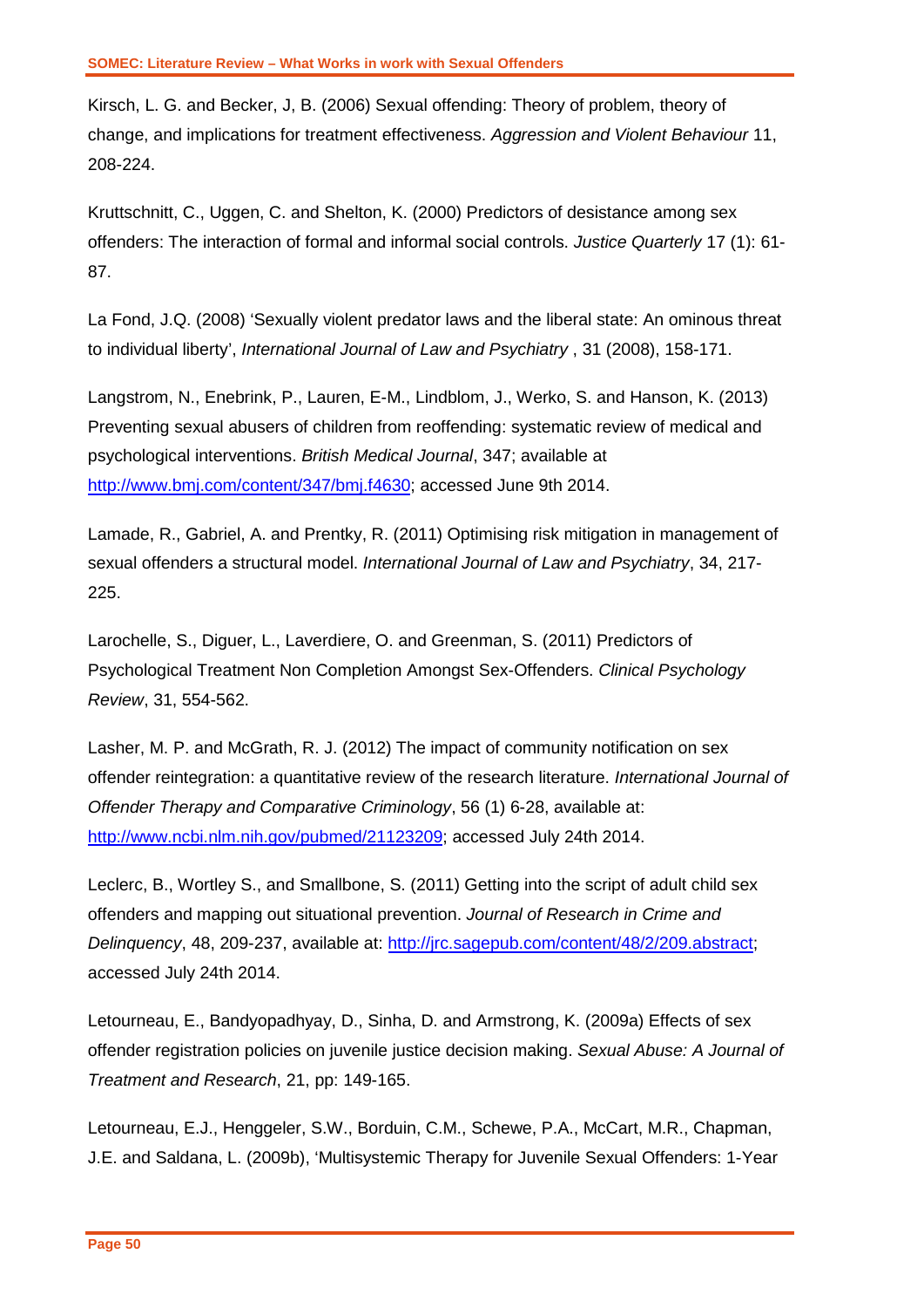Kirsch, L. G. and Becker, J, B. (2006) Sexual offending: Theory of problem, theory of change, and implications for treatment effectiveness. *Aggression and Violent Behaviour* 11, 208-224.

Kruttschnitt, C., Uggen, C. and Shelton, K. (2000) Predictors of desistance among sex offenders: The interaction of formal and informal social controls. *Justice Quarterly* 17 (1): 61-87.

La Fond, J.Q. (2008) 'Sexually violent predator laws and the liberal state: An ominous threat to individual liberty', *International Journal of Law and Psychiatry* , 31 (2008), 158-171.

Langstrom, N., Enebrink, P., Lauren, E-M., Lindblom, J., Werko, S. and Hanson, K. (2013) Preventing sexual abusers of children from reoffending: systematic review of medical and psychological interventions. *British Medical Journal*, 347; available at http://www.bmj.com/content/347/bmj.f4630; accessed June 9th 2014.

Lamade, R., Gabriel, A. and Prentky, R. (2011) Optimising risk mitigation in management of sexual offenders a structural model. *International Journal of Law and Psychiatry*, 34, 217-225.

Larochelle, S., Diguer, L., Laverdiere, O. and Greenman, S. (2011) Predictors of Psychological Treatment Non Completion Amongst Sex-Offenders. *Clinical Psychology Review*, 31, 554-562.

Lasher, M. P. and McGrath, R. J. (2012) The impact of community notification on sex offender reintegration: a quantitative review of the research literature. *International Journal of Offender Therapy and Comparative Criminology*, 56 (1) 6-28, available at: http://www.ncbi.nlm.nih.gov/pubmed/21123209; accessed July 24th 2014.

Leclerc, B., Wortley S., and Smallbone, S. (2011) Getting into the script of adult child sex offenders and mapping out situational prevention. *Journal of Research in Crime and Delinquency*, 48, 209-237, available at: http://jrc.sagepub.com/content/48/2/209.abstract; accessed July 24th 2014.

Letourneau, E., Bandyopadhyay, D., Sinha, D. and Armstrong, K. (2009a) Effects of sex offender registration policies on juvenile justice decision making. *Sexual Abuse: A Journal of Treatment and Research*, 21, pp: 149-165.

Letourneau, E.J., Henggeler, S.W., Borduin, C.M., Schewe, P.A., McCart, M.R., Chapman, J.E. and Saldana, L. (2009b), 'Multisystemic Therapy for Juvenile Sexual Offenders: 1-Year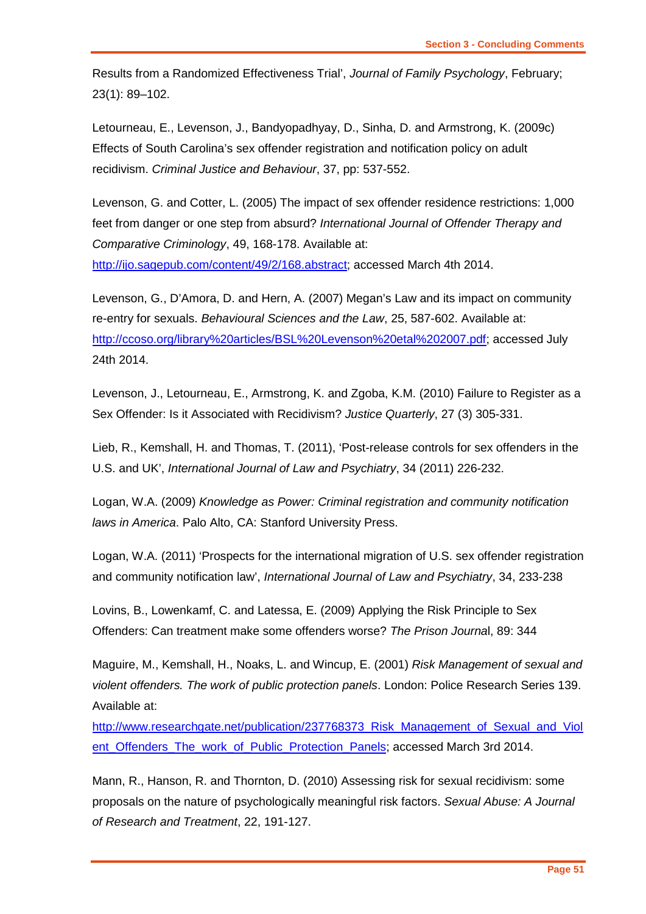Results from a Randomized Effectiveness Trial', *Journal of Family Psychology*, February; 23(1): 89–102.

Letourneau, E., Levenson, J., Bandyopadhyay, D., Sinha, D. and Armstrong, K. (2009c) Effects of South Carolina's sex offender registration and notification policy on adult recidivism. *Criminal Justice and Behaviour*, 37, pp: 537-552.

Levenson, G. and Cotter, L. (2005) The impact of sex offender residence restrictions: 1,000 feet from danger or one step from absurd? *International Journal of Offender Therapy and Comparative Criminology*, 49, 168-178. Available at: http://ijo.sagepub.com/content/49/2/168.abstract; accessed March 4th 2014.

Levenson, G., D'Amora, D. and Hern, A. (2007) Megan's Law and its impact on community re-entry for sexuals. *Behavioural Sciences and the Law*, 25, 587-602. Available at: http://ccoso.org/library%20articles/BSL%20Levenson%20etal%202007.pdf; accessed July 24th 2014.

Levenson, J., Letourneau, E., Armstrong, K. and Zgoba, K.M. (2010) Failure to Register as a Sex Offender: Is it Associated with Recidivism? *Justice Quarterly*, 27 (3) 305-331.

Lieb, R., Kemshall, H. and Thomas, T. (2011), 'Post-release controls for sex offenders in the U.S. and UK', *International Journal of Law and Psychiatry*, 34 (2011) 226-232.

Logan, W.A. (2009) *Knowledge as Power: Criminal registration and community notification laws in America*. Palo Alto, CA: Stanford University Press.

Logan, W.A. (2011) 'Prospects for the international migration of U.S. sex offender registration and community notification law', *International Journal of Law and Psychiatry*, 34, 233-238

Lovins, B., Lowenkamf, C. and Latessa, E. (2009) Applying the Risk Principle to Sex Offenders: Can treatment make some offenders worse? *The Prison Journa*l, 89: 344

Maguire, M., Kemshall, H., Noaks, L. and Wincup, E. (2001) *Risk Management of sexual and violent offenders. The work of public protection panels*. London: Police Research Series 139. Available at: http://www.researchgate.net/publication/237768373_Risk_Management_of_Sexual_and_Violent_Offenders_The_work_of_Public_Protection_Panels; accessed March 3rd 2014.

Mann, R., Hanson, R. and Thornton, D. (2010) Assessing risk for sexual recidivism: some proposals on the nature of psychologically meaningful risk factors. *Sexual Abuse: A Journal of Research and Treatment*, 22, 191-127.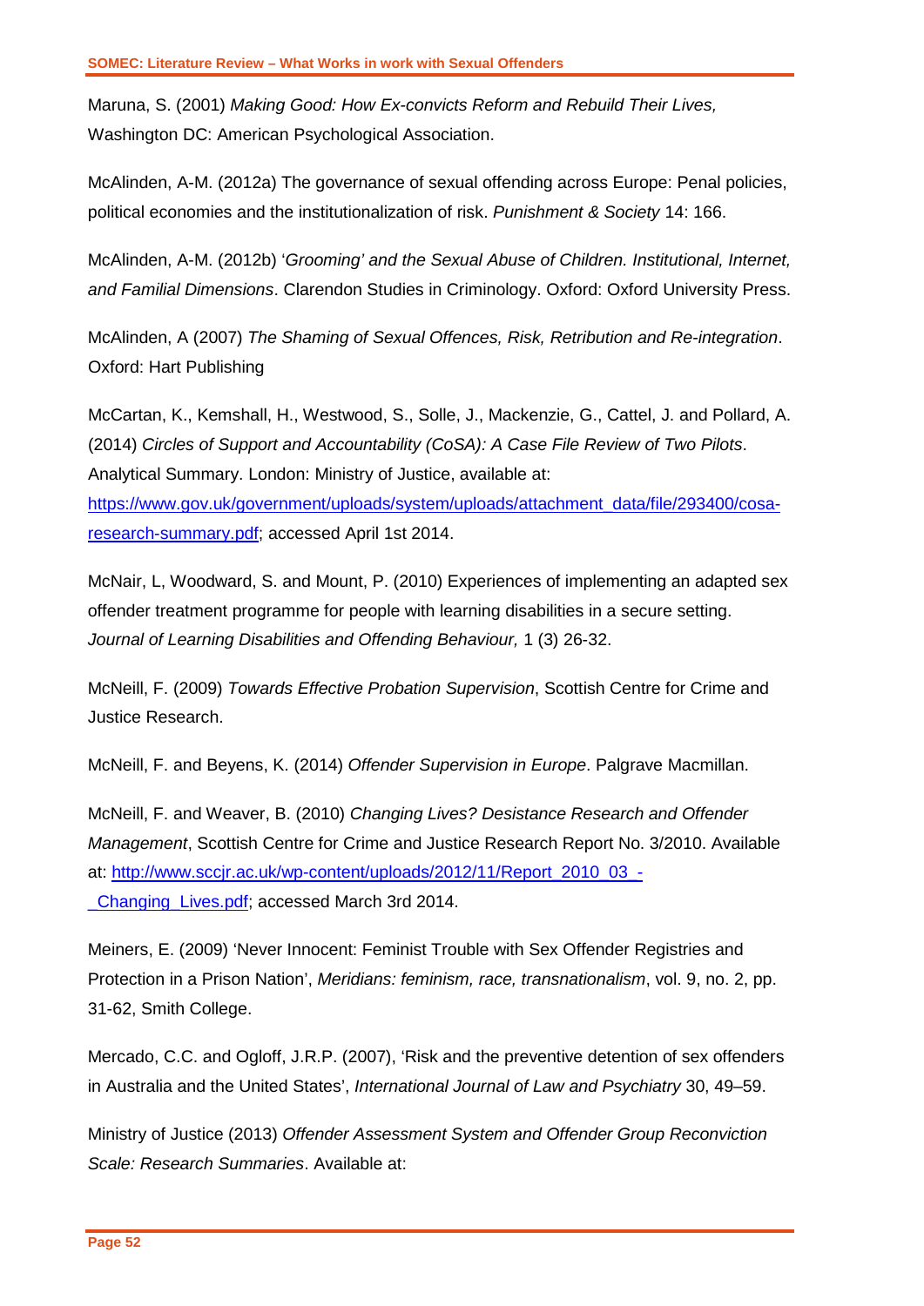Maruna, S. (2001) *Making Good: How Ex-convicts Reform and Rebuild Their Lives,* Washington DC: American Psychological Association.

McAlinden, A-M. (2012a) The governance of sexual offending across Europe: Penal policies, political economies and the institutionalization of risk. *Punishment & Society* 14: 166.

McAlinden, A-M. (2012b) '*Grooming' and the Sexual Abuse of Children. Institutional, Internet, and Familial Dimensions*. Clarendon Studies in Criminology. Oxford: Oxford University Press.

McAlinden, A (2007) *The Shaming of Sexual Offences, Risk, Retribution and Re-integration*. Oxford: Hart Publishing

McCartan, K., Kemshall, H., Westwood, S., Solle, J., Mackenzie, G., Cattel, J. and Pollard, A. (2014) *Circles of Support and Accountability (CoSA): A Case File Review of Two Pilots*. Analytical Summary. London: Ministry of Justice, available at: https://www.gov.uk/government/uploads/system/uploads/attachment_data/file/293400/cosa-research-summary.pdf; accessed April 1st 2014.

McNair, L, Woodward, S. and Mount, P. (2010) Experiences of implementing an adapted sex offender treatment programme for people with learning disabilities in a secure setting. *Journal of Learning Disabilities and Offending Behaviour,* 1 (3) 26-32.

McNeill, F. (2009) *Towards Effective Probation Supervision*, Scottish Centre for Crime and Justice Research.

McNeill, F. and Beyens, K. (2014) *Offender Supervision in Europe*. Palgrave Macmillan.

McNeill, F. and Weaver, B. (2010) *Changing Lives? Desistance Research and Offender Management*, Scottish Centre for Crime and Justice Research Report No. 3/2010. Available at: http://www.sccjr.ac.uk/wp-content/uploads/2012/11/Report_2010_03_-_Changing_Lives.pdf; accessed March 3rd 2014.

Meiners, E. (2009) 'Never Innocent: Feminist Trouble with Sex Offender Registries and Protection in a Prison Nation', *Meridians: feminism, race, transnationalism*, vol. 9, no. 2, pp. 31-62, Smith College.

Mercado, C.C. and Ogloff, J.R.P. (2007), 'Risk and the preventive detention of sex offenders in Australia and the United States', *International Journal of Law and Psychiatry* 30, 49–59.

Ministry of Justice (2013) *Offender Assessment System and Offender Group Reconviction Scale: Research Summaries*. Available at: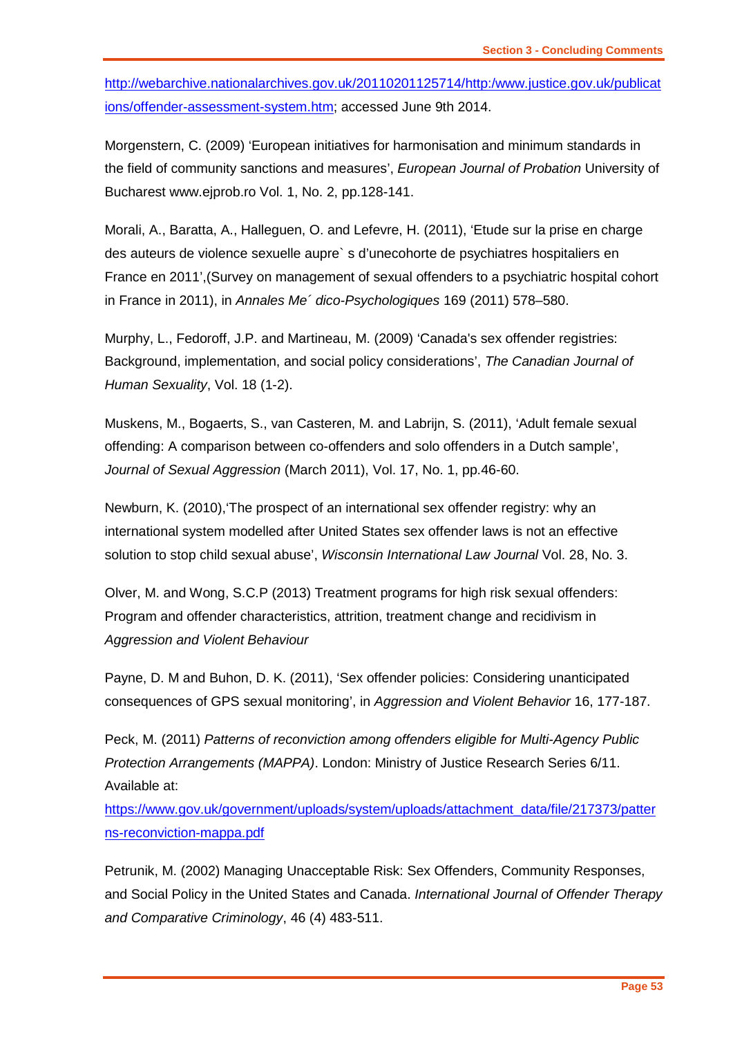http://webarchive.nationalarchives.gov.uk/20110201125714/http:/www.justice.gov.uk/publications/offender-assessment-system.htm; accessed June 9th 2014.

Morgenstern, C. (2009) 'European initiatives for harmonisation and minimum standards in the field of community sanctions and measures', *European Journal of Probation* University of Bucharest www.ejprob.ro Vol. 1, No. 2, pp.128-141.

Morali, A., Baratta, A., Halleguen, O. and Lefevre, H. (2011), 'Etude sur la prise en charge des auteurs de violence sexuelle aupre` s d'unecohorte de psychiatres hospitaliers en France en 2011',(Survey on management of sexual offenders to a psychiatric hospital cohort in France in 2011), in *Annales Me´ dico-Psychologiques* 169 (2011) 578–580.

Murphy, L., Fedoroff, J.P. and Martineau, M. (2009) 'Canada's sex offender registries: Background, implementation, and social policy considerations', *The Canadian Journal of Human Sexuality*, Vol. 18 (1-2).

Muskens, M., Bogaerts, S., van Casteren, M. and Labrijn, S. (2011), 'Adult female sexual offending: A comparison between co-offenders and solo offenders in a Dutch sample', *Journal of Sexual Aggression* (March 2011), Vol. 17, No. 1, pp.46-60.

Newburn, K. (2010),'The prospect of an international sex offender registry: why an international system modelled after United States sex offender laws is not an effective solution to stop child sexual abuse', *Wisconsin International Law Journal* Vol. 28, No. 3.

Olver, M. and Wong, S.C.P (2013) Treatment programs for high risk sexual offenders: Program and offender characteristics, attrition, treatment change and recidivism in *Aggression and Violent Behaviour*

Payne, D. M and Buhon, D. K. (2011), 'Sex offender policies: Considering unanticipated consequences of GPS sexual monitoring', in *Aggression and Violent Behavior* 16, 177-187.

Peck, M. (2011) *Patterns of reconviction among offenders eligible for Multi-Agency Public Protection Arrangements (MAPPA)*. London: Ministry of Justice Research Series 6/11. Available at:
https://www.gov.uk/government/uploads/system/uploads/attachment_data/file/217373/patterns-reconviction-mappa.pdf

Petrunik, M. (2002) Managing Unacceptable Risk: Sex Offenders, Community Responses, and Social Policy in the United States and Canada. *International Journal of Offender Therapy and Comparative Criminology*, 46 (4) 483-511.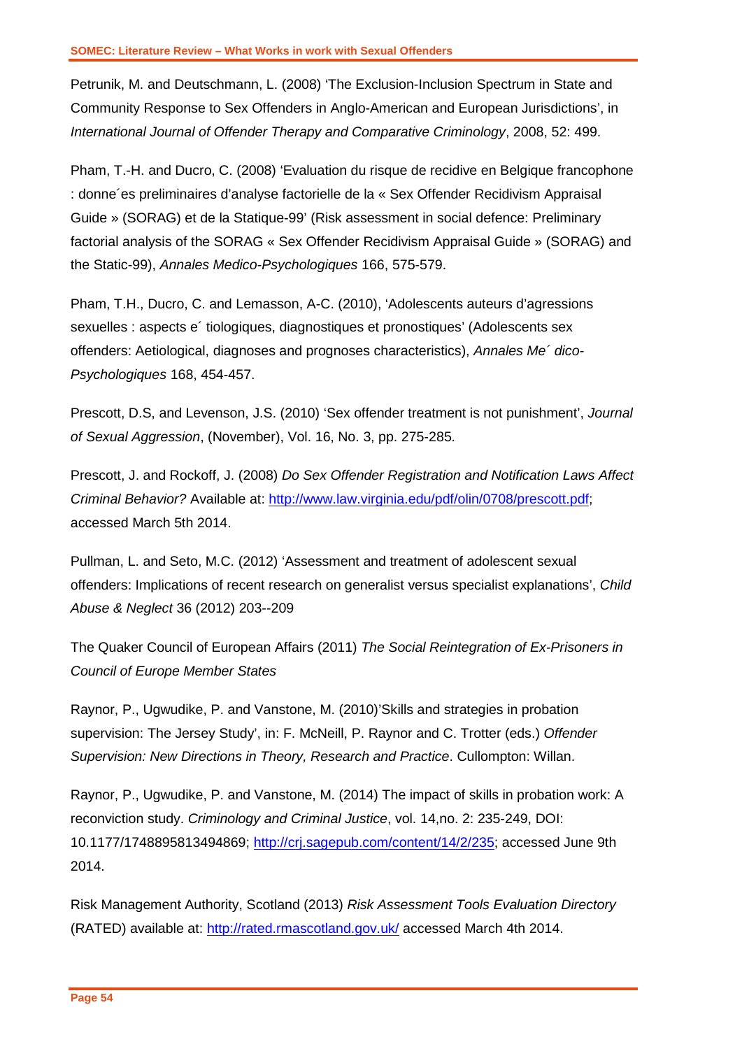Petrunik, M. and Deutschmann, L. (2008) 'The Exclusion-Inclusion Spectrum in State and Community Response to Sex Offenders in Anglo-American and European Jurisdictions', in *International Journal of Offender Therapy and Comparative Criminology*, 2008, 52: 499.

Pham, T.-H. and Ducro, C. (2008) 'Evaluation du risque de recidive en Belgique francophone : donne´es preliminaires d'analyse factorielle de la « Sex Offender Recidivism Appraisal Guide » (SORAG) et de la Statique-99' (Risk assessment in social defence: Preliminary factorial analysis of the SORAG « Sex Offender Recidivism Appraisal Guide » (SORAG) and the Static-99), *Annales Medico-Psychologiques* 166, 575-579.

Pham, T.H., Ducro, C. and Lemasson, A-C. (2010), 'Adolescents auteurs d'agressions sexuelles : aspects e´ tiologiques, diagnostiques et pronostiques' (Adolescents sex offenders: Aetiological, diagnoses and prognoses characteristics), *Annales Me´ dico-Psychologiques* 168, 454-457.

Prescott, D.S, and Levenson, J.S. (2010) 'Sex offender treatment is not punishment', *Journal of Sexual Aggression*, (November), Vol. 16, No. 3, pp. 275-285.

Prescott, J. and Rockoff, J. (2008) *Do Sex Offender Registration and Notification Laws Affect Criminal Behavior?* Available at: http://www.law.virginia.edu/pdf/olin/0708/prescott.pdf; accessed March 5th 2014.

Pullman, L. and Seto, M.C. (2012) 'Assessment and treatment of adolescent sexual offenders: Implications of recent research on generalist versus specialist explanations', *Child Abuse & Neglect* 36 (2012) 203--209

The Quaker Council of European Affairs (2011) *The Social Reintegration of Ex-Prisoners in Council of Europe Member States*

Raynor, P., Ugwudike, P. and Vanstone, M. (2010)'Skills and strategies in probation supervision: The Jersey Study', in: F. McNeill, P. Raynor and C. Trotter (eds.) *Offender Supervision: New Directions in Theory, Research and Practice*. Cullompton: Willan.

Raynor, P., Ugwudike, P. and Vanstone, M. (2014) The impact of skills in probation work: A reconviction study. *Criminology and Criminal Justice*, vol. 14,no. 2: 235-249, DOI: 10.1177/1748895813494869; http://crj.sagepub.com/content/14/2/235; accessed June 9th 2014.

Risk Management Authority, Scotland (2013) *Risk Assessment Tools Evaluation Directory* (RATED) available at: http://rated.rmascotland.gov.uk/ accessed March 4th 2014.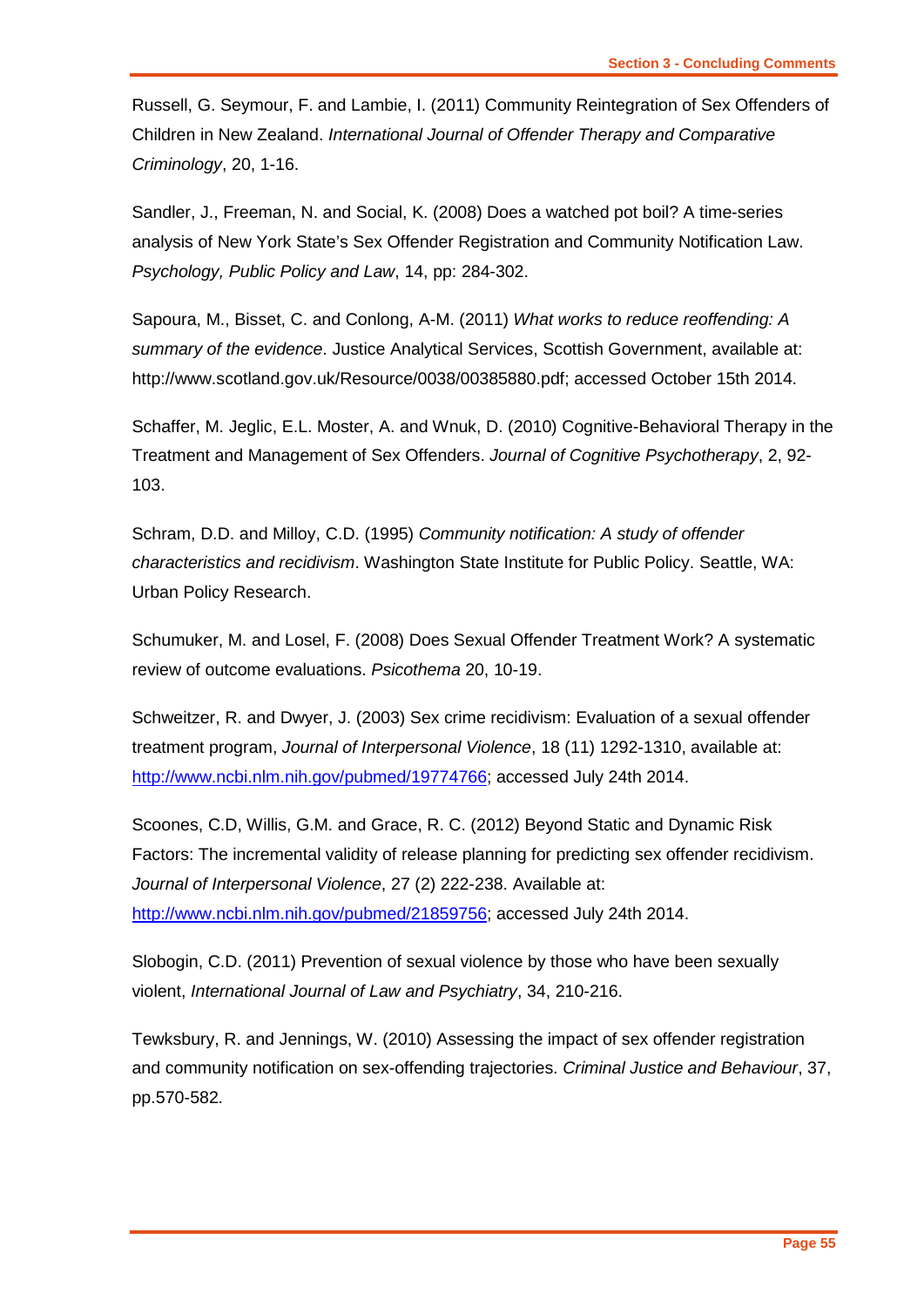Russell, G. Seymour, F. and Lambie, I. (2011) Community Reintegration of Sex Offenders of Children in New Zealand. *International Journal of Offender Therapy and Comparative Criminology*, 20, 1-16.

Sandler, J., Freeman, N. and Social, K. (2008) Does a watched pot boil? A time-series analysis of New York State's Sex Offender Registration and Community Notification Law. *Psychology, Public Policy and Law*, 14, pp: 284-302.

Sapoura, M., Bisset, C. and Conlong, A-M. (2011) *What works to reduce reoffending: A summary of the evidence*. Justice Analytical Services, Scottish Government, available at: http://www.scotland.gov.uk/Resource/0038/00385880.pdf; accessed October 15th 2014.

Schaffer, M. Jeglic, E.L. Moster, A. and Wnuk, D. (2010) Cognitive-Behavioral Therapy in the Treatment and Management of Sex Offenders. *Journal of Cognitive Psychotherapy*, 2, 92-103.

Schram, D.D. and Milloy, C.D. (1995) *Community notification: A study of offender characteristics and recidivism*. Washington State Institute for Public Policy. Seattle, WA: Urban Policy Research.

Schumuker, M. and Losel, F. (2008) Does Sexual Offender Treatment Work? A systematic review of outcome evaluations. *Psicothema* 20, 10-19.

Schweitzer, R. and Dwyer, J. (2003) Sex crime recidivism: Evaluation of a sexual offender treatment program, *Journal of Interpersonal Violence*, 18 (11) 1292-1310, available at: http://www.ncbi.nlm.nih.gov/pubmed/19774766; accessed July 24th 2014.

Scoones, C.D, Willis, G.M. and Grace, R. C. (2012) Beyond Static and Dynamic Risk Factors: The incremental validity of release planning for predicting sex offender recidivism. *Journal of Interpersonal Violence*, 27 (2) 222-238. Available at: http://www.ncbi.nlm.nih.gov/pubmed/21859756; accessed July 24th 2014.

Slobogin, C.D. (2011) Prevention of sexual violence by those who have been sexually violent, *International Journal of Law and Psychiatry*, 34, 210-216.

Tewksbury, R. and Jennings, W. (2010) Assessing the impact of sex offender registration and community notification on sex-offending trajectories. *Criminal Justice and Behaviour*, 37, pp.570-582.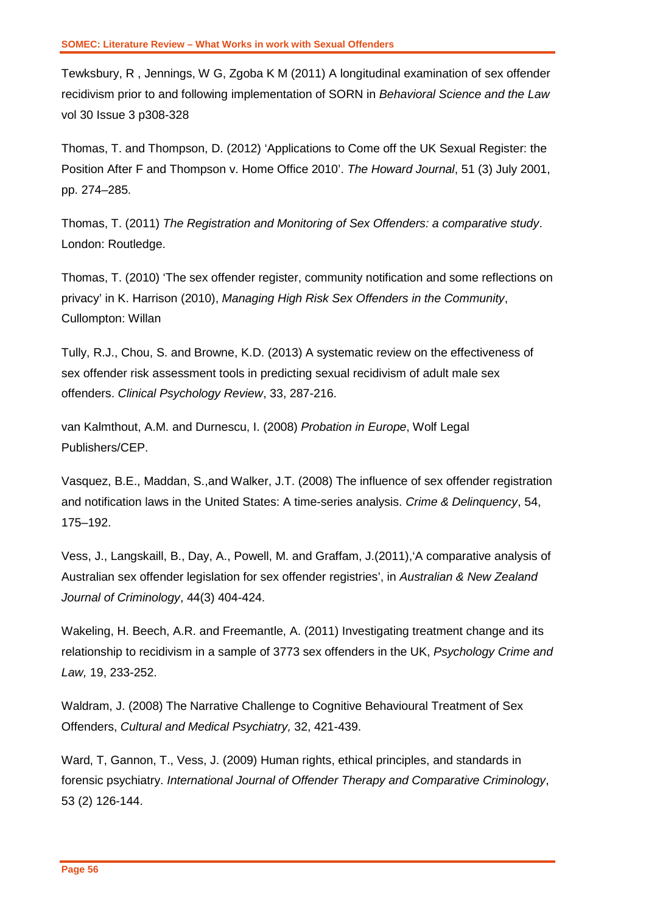Tewksbury, R , Jennings, W G, Zgoba K M (2011) A longitudinal examination of sex offender recidivism prior to and following implementation of SORN in *Behavioral Science and the Law* vol 30 Issue 3 p308-328

Thomas, T. and Thompson, D. (2012) 'Applications to Come off the UK Sexual Register: the Position After F and Thompson v. Home Office 2010'. *The Howard Journal*, 51 (3) July 2001, pp. 274–285.

Thomas, T. (2011) *The Registration and Monitoring of Sex Offenders: a comparative study*. London: Routledge.

Thomas, T. (2010) 'The sex offender register, community notification and some reflections on privacy' in K. Harrison (2010), *Managing High Risk Sex Offenders in the Community*, Cullompton: Willan

Tully, R.J., Chou, S. and Browne, K.D. (2013) A systematic review on the effectiveness of sex offender risk assessment tools in predicting sexual recidivism of adult male sex offenders. *Clinical Psychology Review*, 33, 287-216.

van Kalmthout, A.M. and Durnescu, I. (2008) *Probation in Europe*, Wolf Legal Publishers/CEP.

Vasquez, B.E., Maddan, S.,and Walker, J.T. (2008) The influence of sex offender registration and notification laws in the United States: A time-series analysis. *Crime & Delinquency*, 54, 175–192.

Vess, J., Langskaill, B., Day, A., Powell, M. and Graffam, J.(2011),'A comparative analysis of Australian sex offender legislation for sex offender registries', in *Australian & New Zealand Journal of Criminology*, 44(3) 404-424.

Wakeling, H. Beech, A.R. and Freemantle, A. (2011) Investigating treatment change and its relationship to recidivism in a sample of 3773 sex offenders in the UK, *Psychology Crime and Law,* 19, 233-252.

Waldram, J. (2008) The Narrative Challenge to Cognitive Behavioural Treatment of Sex Offenders, *Cultural and Medical Psychiatry,* 32, 421-439.

Ward, T, Gannon, T., Vess, J. (2009) Human rights, ethical principles, and standards in forensic psychiatry. *International Journal of Offender Therapy and Comparative Criminology*, 53 (2) 126-144.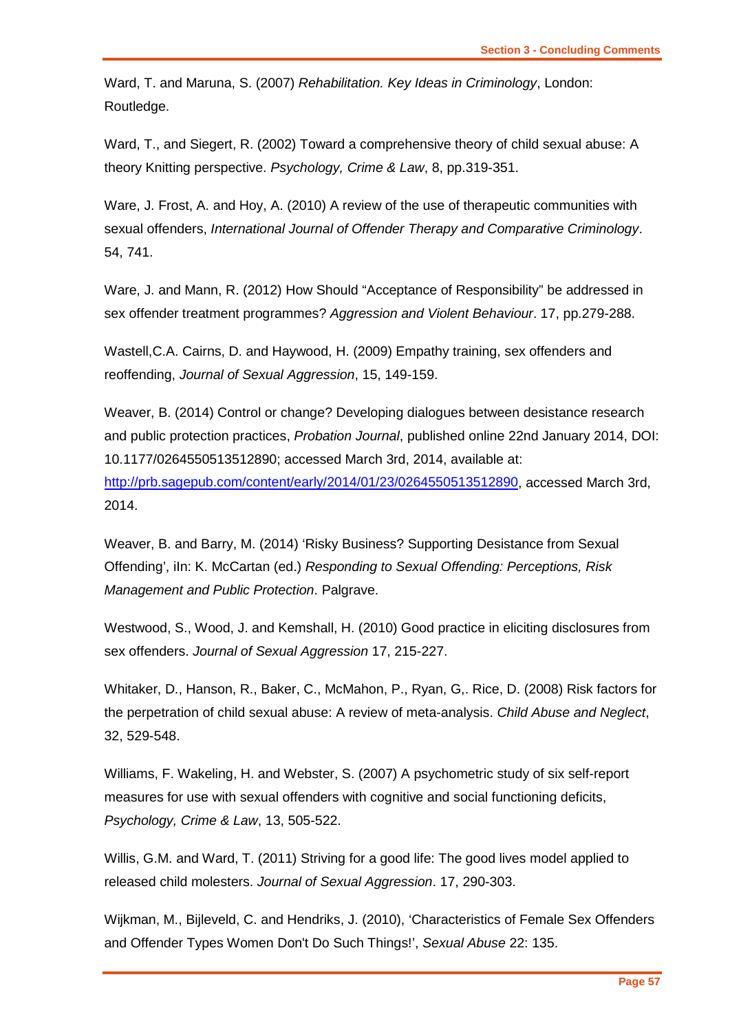Ward, T. and Maruna, S. (2007) *Rehabilitation. Key Ideas in Criminology*, London: Routledge.

Ward, T., and Siegert, R. (2002) Toward a comprehensive theory of child sexual abuse: A theory Knitting perspective. *Psychology, Crime & Law*, 8, pp.319-351.

Ware, J. Frost, A. and Hoy, A. (2010) A review of the use of therapeutic communities with sexual offenders, *International Journal of Offender Therapy and Comparative Criminology*. 54, 741.

Ware, J. and Mann, R. (2012) How Should "Acceptance of Responsibility" be addressed in sex offender treatment programmes? *Aggression and Violent Behaviour*. 17, pp.279-288.

Wastell,C.A. Cairns, D. and Haywood, H. (2009) Empathy training, sex offenders and reoffending, *Journal of Sexual Aggression*, 15, 149-159.

Weaver, B. (2014) Control or change? Developing dialogues between desistance research and public protection practices, *Probation Journal*, published online 22nd January 2014, DOI: 10.1177/0264550513512890; accessed March 3rd, 2014, available at: http://prb.sagepub.com/content/early/2014/01/23/0264550513512890, accessed March 3rd, 2014.

Weaver, B. and Barry, M. (2014) 'Risky Business? Supporting Desistance from Sexual Offending', iIn: K. McCartan (ed.) *Responding to Sexual Offending: Perceptions, Risk Management and Public Protection*. Palgrave.

Westwood, S., Wood, J. and Kemshall, H. (2010) Good practice in eliciting disclosures from sex offenders. *Journal of Sexual Aggression* 17, 215-227.

Whitaker, D., Hanson, R., Baker, C., McMahon, P., Ryan, G,. Rice, D. (2008) Risk factors for the perpetration of child sexual abuse: A review of meta-analysis. *Child Abuse and Neglect*, 32, 529-548.

Williams, F. Wakeling, H. and Webster, S. (2007) A psychometric study of six self-report measures for use with sexual offenders with cognitive and social functioning deficits, *Psychology, Crime & Law*, 13, 505-522.

Willis, G.M. and Ward, T. (2011) Striving for a good life: The good lives model applied to released child molesters. *Journal of Sexual Aggression*. 17, 290-303.

Wijkman, M., Bijleveld, C. and Hendriks, J. (2010), 'Characteristics of Female Sex Offenders and Offender Types Women Don't Do Such Things!', *Sexual Abuse* 22: 135.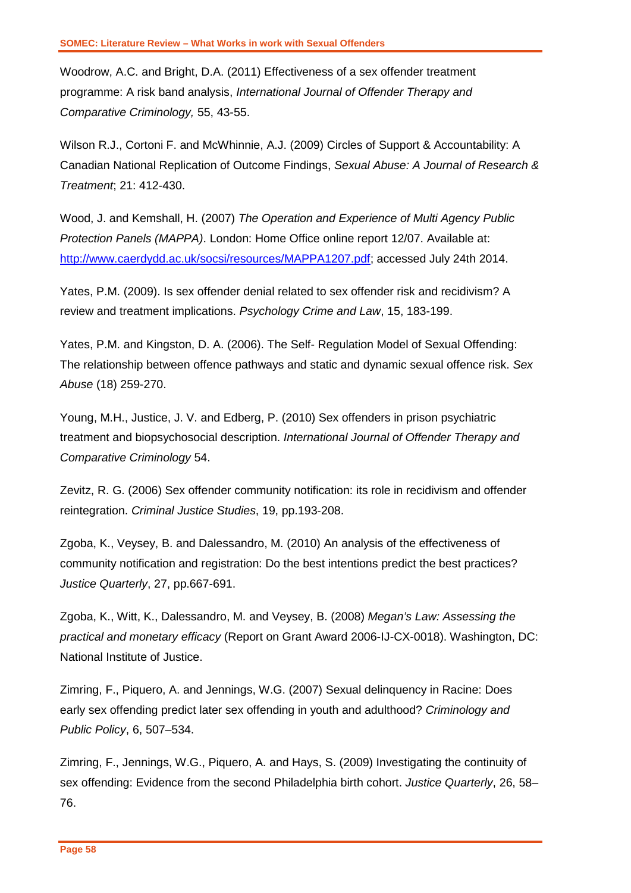Woodrow, A.C. and Bright, D.A. (2011) Effectiveness of a sex offender treatment programme: A risk band analysis, *International Journal of Offender Therapy and Comparative Criminology,* 55, 43-55.

Wilson R.J., Cortoni F. and McWhinnie, A.J. (2009) Circles of Support & Accountability: A Canadian National Replication of Outcome Findings, *Sexual Abuse: A Journal of Research & Treatment*; 21: 412-430.

Wood, J. and Kemshall, H. (2007) *The Operation and Experience of Multi Agency Public Protection Panels (MAPPA)*. London: Home Office online report 12/07. Available at: [http://www.caerdydd.ac.uk/socsi/resources/MAPPA1207.pdf](http://www.caerdydd.ac.uk/socsi/resources/MAPPA1207.pdf); accessed July 24th 2014.

Yates, P.M. (2009). Is sex offender denial related to sex offender risk and recidivism? A review and treatment implications. *Psychology Crime and Law*, 15, 183-199.

Yates, P.M. and Kingston, D. A. (2006). The Self- Regulation Model of Sexual Offending: The relationship between offence pathways and static and dynamic sexual offence risk. *Sex Abuse* (18) 259-270.

Young, M.H., Justice, J. V. and Edberg, P. (2010) Sex offenders in prison psychiatric treatment and biopsychosocial description. *International Journal of Offender Therapy and Comparative Criminology* 54.

Zevitz, R. G. (2006) Sex offender community notification: its role in recidivism and offender reintegration. *Criminal Justice Studies*, 19, pp.193-208.

Zgoba, K., Veysey, B. and Dalessandro, M. (2010) An analysis of the effectiveness of community notification and registration: Do the best intentions predict the best practices? *Justice Quarterly*, 27, pp.667-691.

Zgoba, K., Witt, K., Dalessandro, M. and Veysey, B. (2008) *Megan's Law: Assessing the practical and monetary efficacy* (Report on Grant Award 2006-IJ-CX-0018). Washington, DC: National Institute of Justice.

Zimring, F., Piquero, A. and Jennings, W.G. (2007) Sexual delinquency in Racine: Does early sex offending predict later sex offending in youth and adulthood? *Criminology and Public Policy*, 6, 507–534.

Zimring, F., Jennings, W.G., Piquero, A. and Hays, S. (2009) Investigating the continuity of sex offending: Evidence from the second Philadelphia birth cohort. *Justice Quarterly*, 26, 58–76.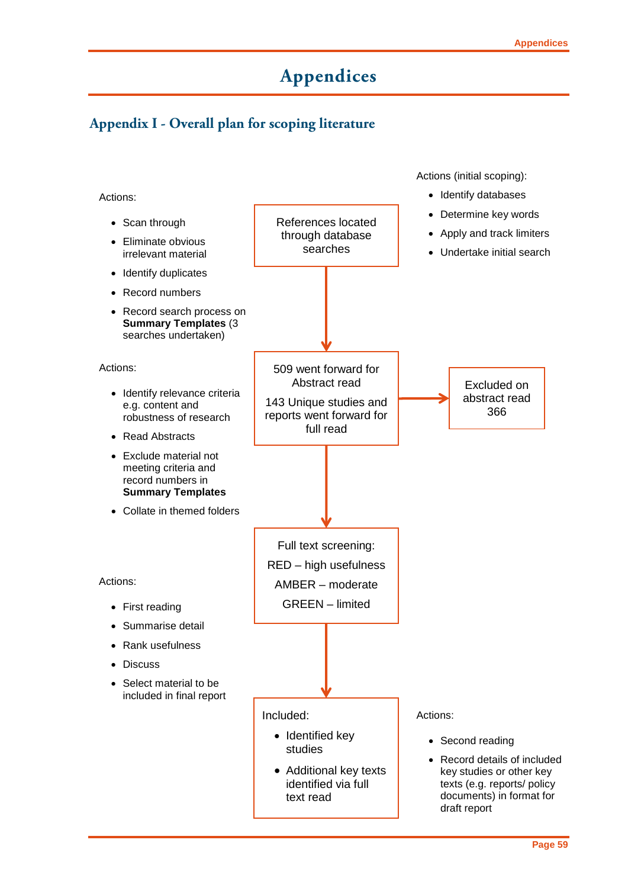# Appendices

## Appendix I - Overall plan for scoping literature

Actions (initial scoping):

- Identify databases
- Determine key words
- Apply and track limiters
- Undertake initial search

**References located through database searches**

Actions:

- Scan through
- Eliminate obvious irrelevant material
- Identify duplicates
- Record numbers
- Record search process on **Summary Templates** (3 searches undertaken)

↓

**509 went forward for Abstract read**

**143 Unique studies and reports went forward for full read**

→ **Excluded on abstract read 366**

Actions:

- Identify relevance criteria e.g. content and robustness of research
- Read Abstracts
- Exclude material not meeting criteria and record numbers in **Summary Templates**
- Collate in themed folders

↓

**Full text screening:**

RED – high usefulness

AMBER – moderate

GREEN – limited

Actions:

- First reading
- Summarise detail
- Rank usefulness
- Discuss
- Select material to be included in final report

↓

**Included:**

- Identified key studies
- Additional key texts identified via full text read

Actions:

- Second reading
- Record details of included key studies or other key texts (e.g. reports/ policy documents) in format for draft report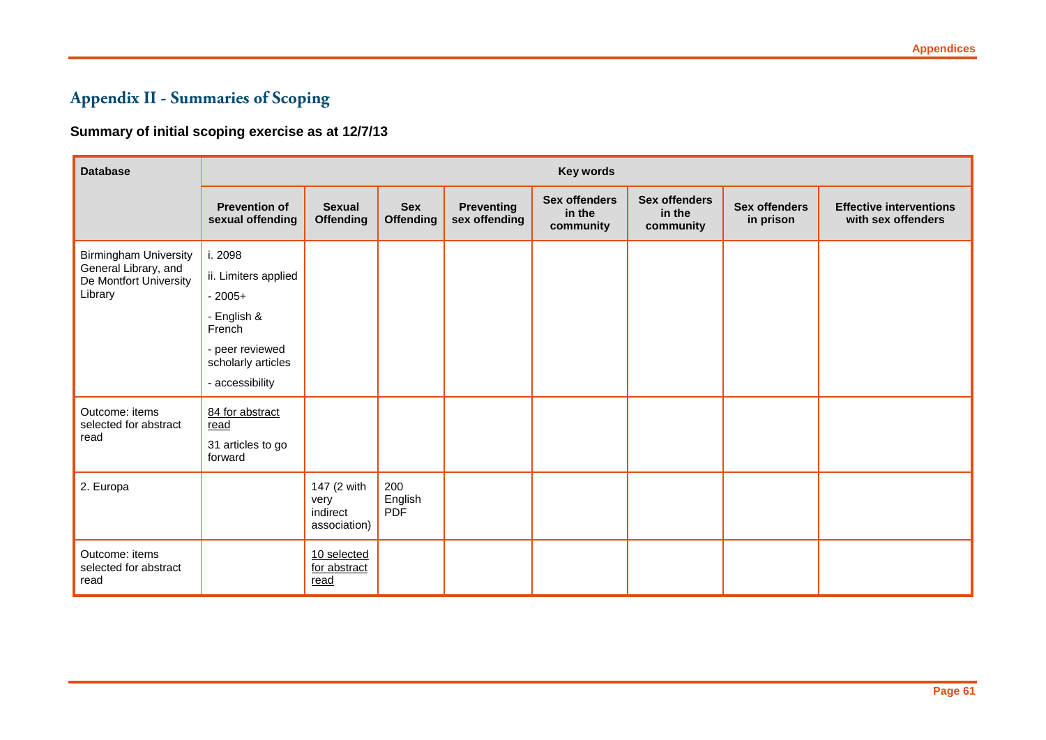# Appendix II - Summaries of Scoping

**Summary of initial scoping exercise as at 12/7/13**

| Database | Key words | | | | | | | |
|---|---|---|---|---|---|---|---|---|
| | **Prevention of sexual offending** | **Sexual Offending** | **Sex Offending** | **Preventing sex offending** | **Sex offenders in the community** | **Sex offenders in the community** | **Sex offenders in prison** | **Effective interventions with sex offenders** |
| Birmingham University General Library, and De Montfort University Library | i. 2098<br>ii. Limiters applied<br>- 2005+<br>- English & French<br>- peer reviewed scholarly articles<br>- accessibility | | | | | | | |
| Outcome: items selected for abstract read | 84 for abstract read<br>31 articles to go forward | | | | | | | |
| 2. Europa | | 147 (2 with very indirect association) | 200 English PDF | | | | | |
| Outcome: items selected for abstract read | | 10 selected for abstract read | | | | | | |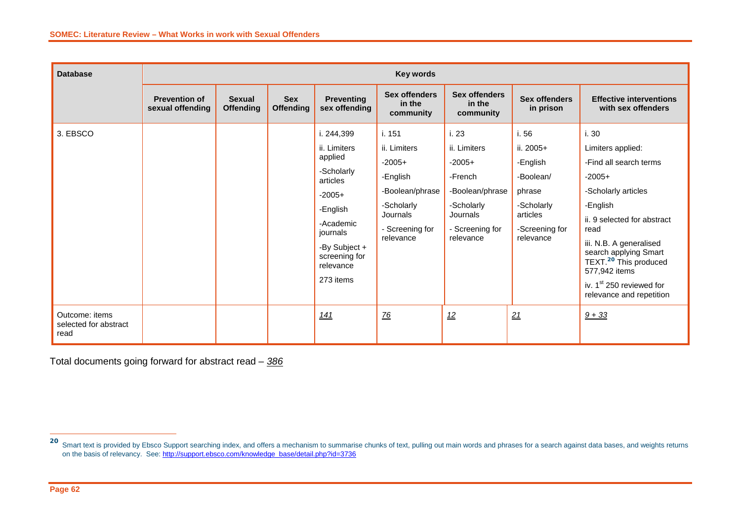| Database | Key words | | | | | | | |
|---|---|---|---|---|---|---|---|---|
| | **Prevention of sexual offending** | **Sexual Offending** | **Sex Offending** | **Preventing sex offending** | **Sex offenders in the community** | **Sex offenders in the community** | **Sex offenders in prison** | **Effective interventions with sex offenders** |
| 3. EBSCO | | | | i. 244,399<br>ii. Limiters applied<br>-Scholarly articles<br>-2005+<br>-English<br>-Academic journals<br>-By Subject + screening for relevance<br>273 items | i. 151<br>ii. Limiters<br>-2005+<br>-English<br>-Boolean/phrase<br>-Scholarly Journals<br>- Screening for relevance | i. 23<br>ii. Limiters<br>-2005+<br>-French<br>-Boolean/phrase<br>-Scholarly Journals<br>- Screening for relevance | i. 56<br>ii. 2005+<br>-English<br>-Boolean/ phrase<br>-Scholarly articles<br>-Screening for relevance | i. 30<br>Limiters applied:<br>-Find all search terms<br>-2005+<br>-Scholarly articles<br>-English<br>ii. 9 selected for abstract read<br>iii. N.B. A generalised search applying Smart TEXT.[20] This produced 577,942 items<br>iv. 1st 250 reviewed for relevance and repetition |
| Outcome: items selected for abstract read | | | | _141_ | _76_ | _12_ | _21_ | _9 + 33_ |

Total documents going forward for abstract read – _386_

---

[20] Smart text is provided by Ebsco Support searching index, and offers a mechanism to summarise chunks of text, pulling out main words and phrases for a search against data bases, and weights returns on the basis of relevancy. See: http://support.ebsco.com/knowledge_base/detail.php?id=3736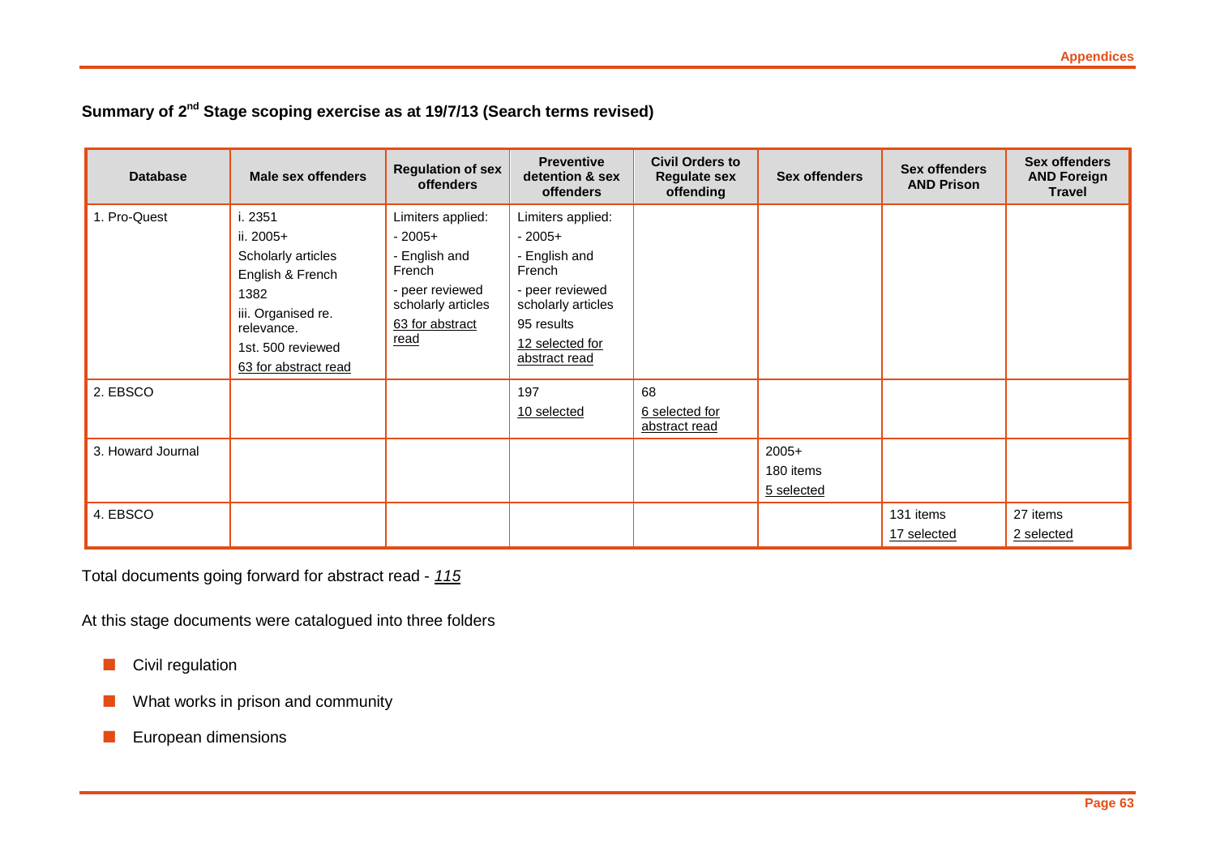## Summary of 2[nd] Stage scoping exercise as at 19/7/13 (Search terms revised)

| Database | Male sex offenders | Regulation of sex offenders | Preventive detention & sex offenders | Civil Orders to Regulate sex offending | Sex offenders | Sex offenders AND Prison | Sex offenders AND Foreign Travel |
|---|---|---|---|---|---|---|---|
| 1. Pro-Quest | i. 2351<br>ii. 2005+<br>Scholarly articles<br>English & French<br>1382<br>iii. Organised re. relevance.<br>1st. 500 reviewed<br>63 for abstract read | Limiters applied:<br>- 2005+<br>- English and French<br>- peer reviewed scholarly articles<br>63 for abstract read | Limiters applied:<br>- 2005+<br>- English and French<br>- peer reviewed scholarly articles<br>95 results<br>12 selected for abstract read | | | | |
| 2. EBSCO | | | 197<br>10 selected | 68<br>6 selected for abstract read | | | |
| 3. Howard Journal | | | | | 2005+<br>180 items<br>5 selected | | |
| 4. EBSCO | | | | | | 131 items<br>17 selected | 27 items<br>2 selected |

Total documents going forward for abstract read - *115*

At this stage documents were catalogued into three folders

- Civil regulation
- What works in prison and community
- European dimensions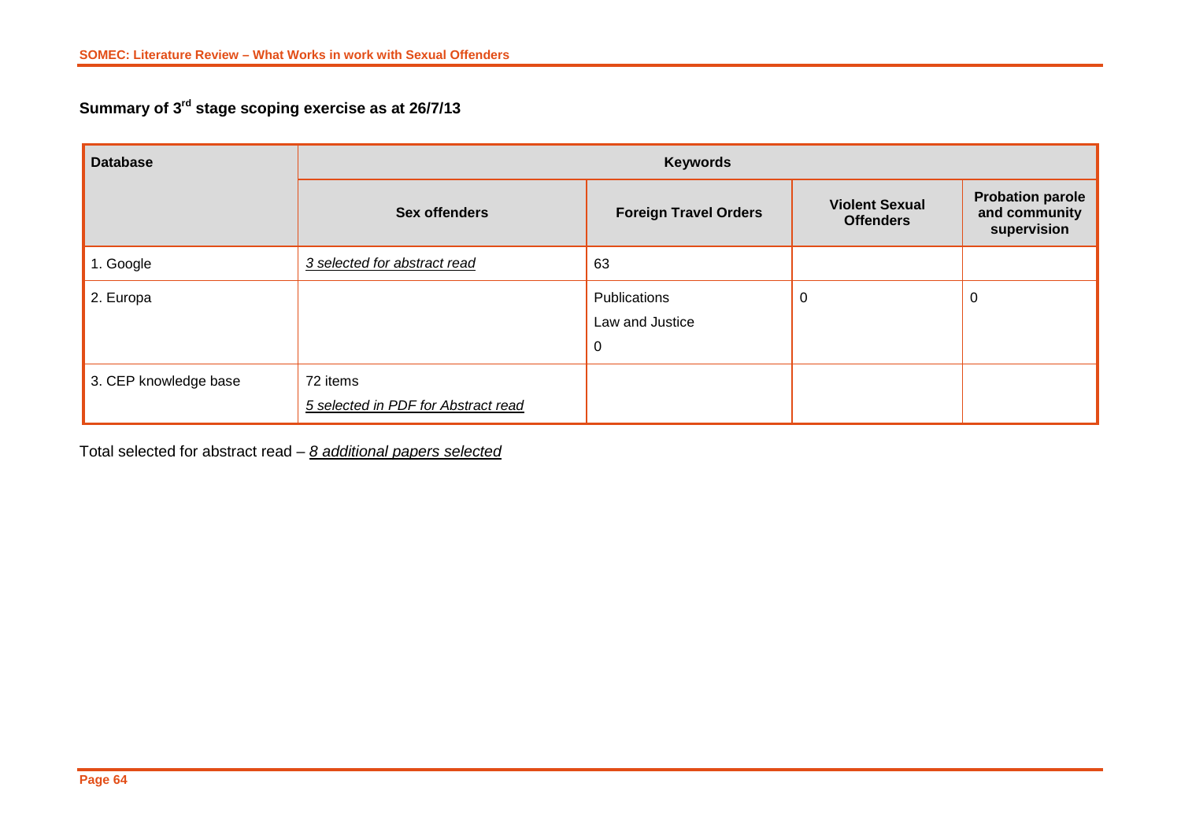**Summary of 3[rd] stage scoping exercise as at 26/7/13**

| Database | Keywords | | | |
|---|---|---|---|---|
| | **Sex offenders** | **Foreign Travel Orders** | **Violent Sexual Offenders** | **Probation parole and community supervision** |
| 1. Google | *3 selected for abstract read* | 63 | | |
| 2. Europa | | Publications<br>Law and Justice<br>0 | 0 | 0 |
| 3. CEP knowledge base | 72 items<br>*5 selected in PDF for Abstract read* | | | |

Total selected for abstract read – *8 additional papers selected*